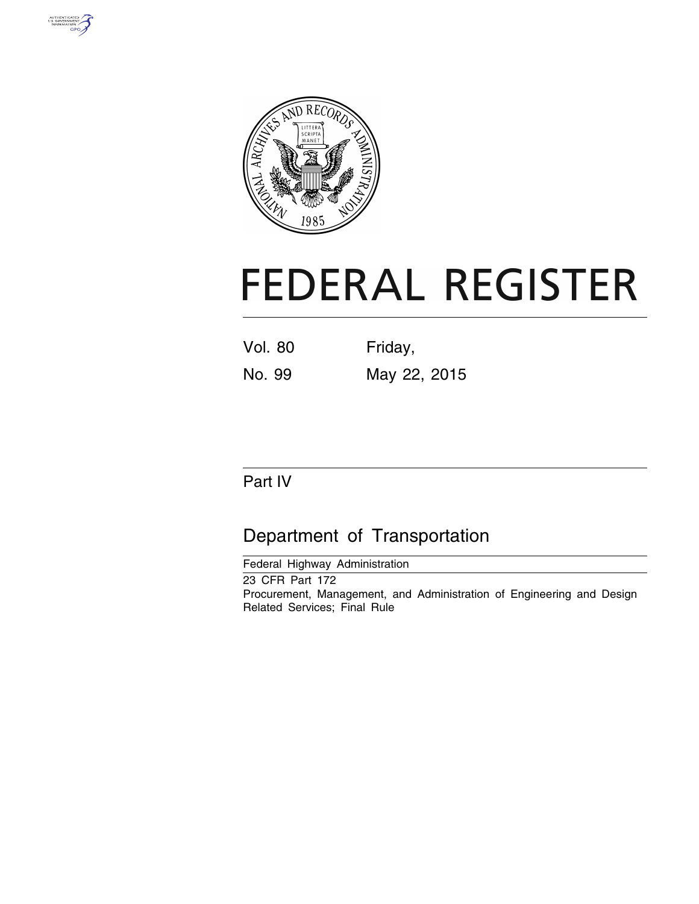# FEDERAL REGISTER

Vol. 80 Friday,

No. 99 May 22, 2015

## Part IV

## Department of Transportation

Federal Highway Administration

23 CFR Part 172

Procurement, Management, and Administration of Engineering and Design Related Services; Final Rule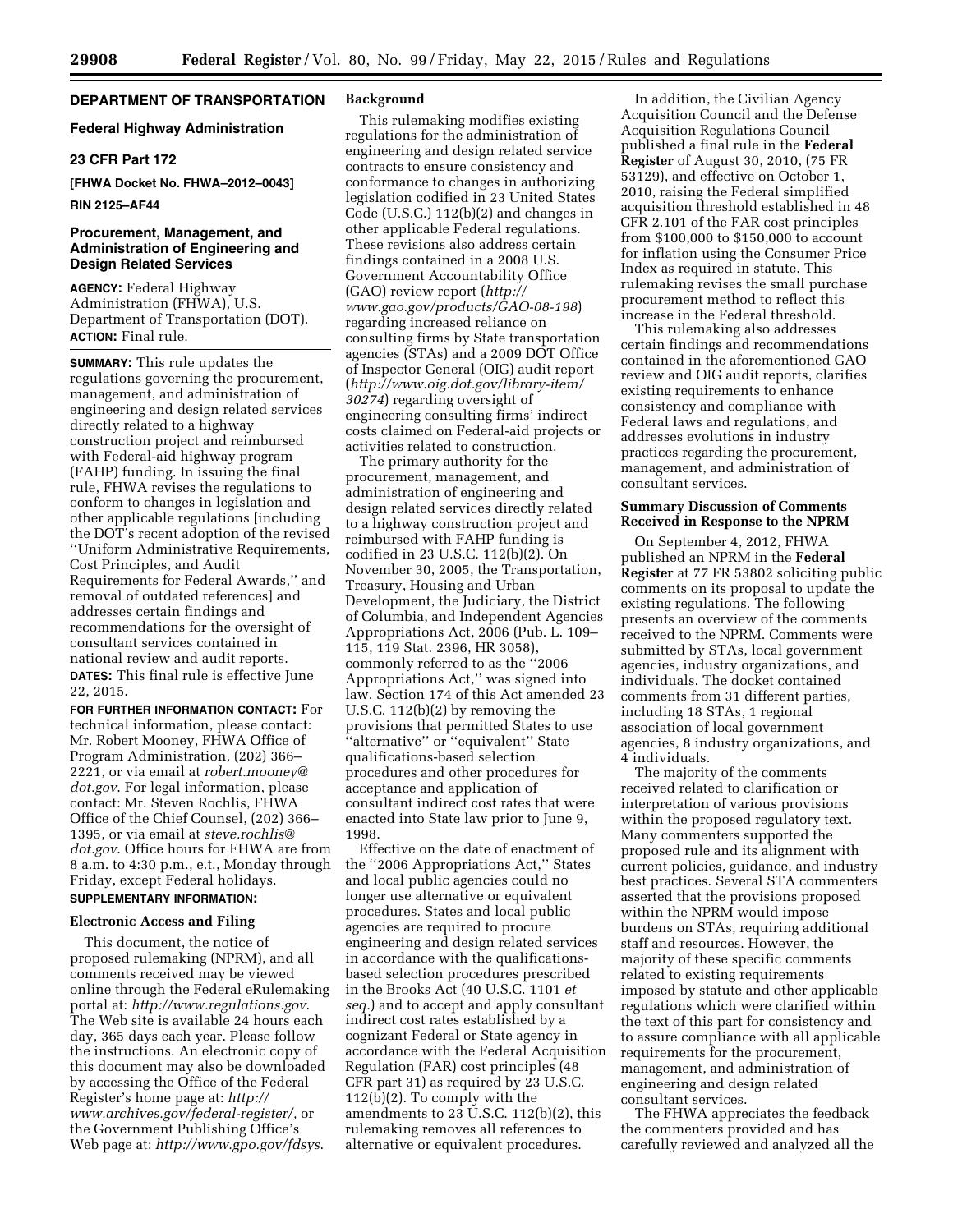## DEPARTMENT OF TRANSPORTATION

### Federal Highway Administration

### 23 CFR Part 172

**[FHWA Docket No. FHWA–2012–0043]**

**RIN 2125–AF44**

## Procurement, Management, and Administration of Engineering and Design Related Services

**AGENCY:** Federal Highway Administration (FHWA), U.S. Department of Transportation (DOT).

**ACTION:** Final rule.

**SUMMARY:** This rule updates the regulations governing the procurement, management, and administration of engineering and design related services directly related to a highway construction project and reimbursed with Federal-aid highway program (FAHP) funding. In issuing the final rule, FHWA revises the regulations to conform to changes in legislation and other applicable regulations [including the DOT's recent adoption of the revised "Uniform Administrative Requirements, Cost Principles, and Audit Requirements for Federal Awards," and removal of outdated references] and addresses certain findings and recommendations for the oversight of consultant services contained in national review and audit reports.

**DATES:** This final rule is effective June 22, 2015.

**FOR FURTHER INFORMATION CONTACT:** For technical information, please contact: Mr. Robert Mooney, FHWA Office of Program Administration, (202) 366–2221, or via email at *robert.mooney@dot.gov*. For legal information, please contact: Mr. Steven Rochlis, FHWA Office of the Chief Counsel, (202) 366–1395, or via email at *steve.rochlis@dot.gov*. Office hours for FHWA are from 8 a.m. to 4:30 p.m., e.t., Monday through Friday, except Federal holidays.

**SUPPLEMENTARY INFORMATION:**

### Electronic Access and Filing

This document, the notice of proposed rulemaking (NPRM), and all comments received may be viewed online through the Federal eRulemaking portal at: *http://www.regulations.gov*. The Web site is available 24 hours each day, 365 days each year. Please follow the instructions. An electronic copy of this document may also be downloaded by accessing the Office of the Federal Register's home page at: *http://www.archives.gov/federal-register/*, or the Government Publishing Office's Web page at: *http://www.gpo.gov/fdsys*.

### Background

This rulemaking modifies existing regulations for the administration of engineering and design related service contracts to ensure consistency and conformance to changes in authorizing legislation codified in 23 United States Code (U.S.C.) 112(b)(2) and changes in other applicable Federal regulations. These revisions also address certain findings contained in a 2008 U.S. Government Accountability Office (GAO) review report (*http://www.gao.gov/products/GAO-08-198*) regarding increased reliance on consulting firms by State transportation agencies (STAs) and a 2009 DOT Office of Inspector General (OIG) audit report (*http://www.oig.dot.gov/library-item/30274*) regarding oversight of engineering consulting firms' indirect costs claimed on Federal-aid projects or activities related to construction.

The primary authority for the procurement, management, and administration of engineering and design related services directly related to a highway construction project and reimbursed with FAHP funding is codified in 23 U.S.C. 112(b)(2). On November 30, 2005, the Transportation, Treasury, Housing and Urban Development, the Judiciary, the District of Columbia, and Independent Agencies Appropriations Act, 2006 (Pub. L. 109–115, 119 Stat. 2396, HR 3058), commonly referred to as the "2006 Appropriations Act," was signed into law. Section 174 of this Act amended 23 U.S.C. 112(b)(2) by removing the provisions that permitted States to use "alternative" or "equivalent" State qualifications-based selection procedures and other procedures for acceptance and application of consultant indirect cost rates that were enacted into State law prior to June 9, 1998.

Effective on the date of enactment of the "2006 Appropriations Act," States and local public agencies could no longer use alternative or equivalent procedures. States and local public agencies are required to procure engineering and design related services in accordance with the qualifications-based selection procedures prescribed in the Brooks Act (40 U.S.C. 1101 *et seq.*) and to accept and apply consultant indirect cost rates established by a cognizant Federal or State agency in accordance with the Federal Acquisition Regulation (FAR) cost principles (48 CFR part 31) as required by 23 U.S.C. 112(b)(2). To comply with the amendments to 23 U.S.C. 112(b)(2), this rulemaking removes all references to alternative or equivalent procedures.

In addition, the Civilian Agency Acquisition Council and the Defense Acquisition Regulations Council published a final rule in the **Federal Register** of August 30, 2010, (75 FR 53129), and effective on October 1, 2010, raising the Federal simplified acquisition threshold established in 48 CFR 2.101 of the FAR cost principles from $100,000 to $150,000 to account for inflation using the Consumer Price Index as required in statute. This rulemaking revises the small purchase procurement method to reflect this increase in the Federal threshold.

This rulemaking also addresses certain findings and recommendations contained in the aforementioned GAO review and OIG audit reports, clarifies existing requirements to enhance consistency and compliance with Federal laws and regulations, and addresses evolutions in industry practices regarding the procurement, management, and administration of consultant services.

### Summary Discussion of Comments Received in Response to the NPRM

On September 4, 2012, FHWA published an NPRM in the **Federal Register** at 77 FR 53802 soliciting public comments on its proposal to update the existing regulations. The following presents an overview of the comments received to the NPRM. Comments were submitted by STAs, local government agencies, industry organizations, and individuals. The docket contained comments from 31 different parties, including 18 STAs, 1 regional association of local government agencies, 8 industry organizations, and 4 individuals.

The majority of the comments received related to clarification or interpretation of various provisions within the proposed regulatory text. Many commenters supported the proposed rule and its alignment with current policies, guidance, and industry best practices. Several STA commenters asserted that the provisions proposed within the NPRM would impose burdens on STAs, requiring additional staff and resources. However, the majority of these specific comments related to existing requirements imposed by statute and other applicable regulations which were clarified within the text of this part for consistency and to assure compliance with all applicable requirements for the procurement, management, and administration of engineering and design related consultant services.

The FHWA appreciates the feedback the commenters provided and has carefully reviewed and analyzed all the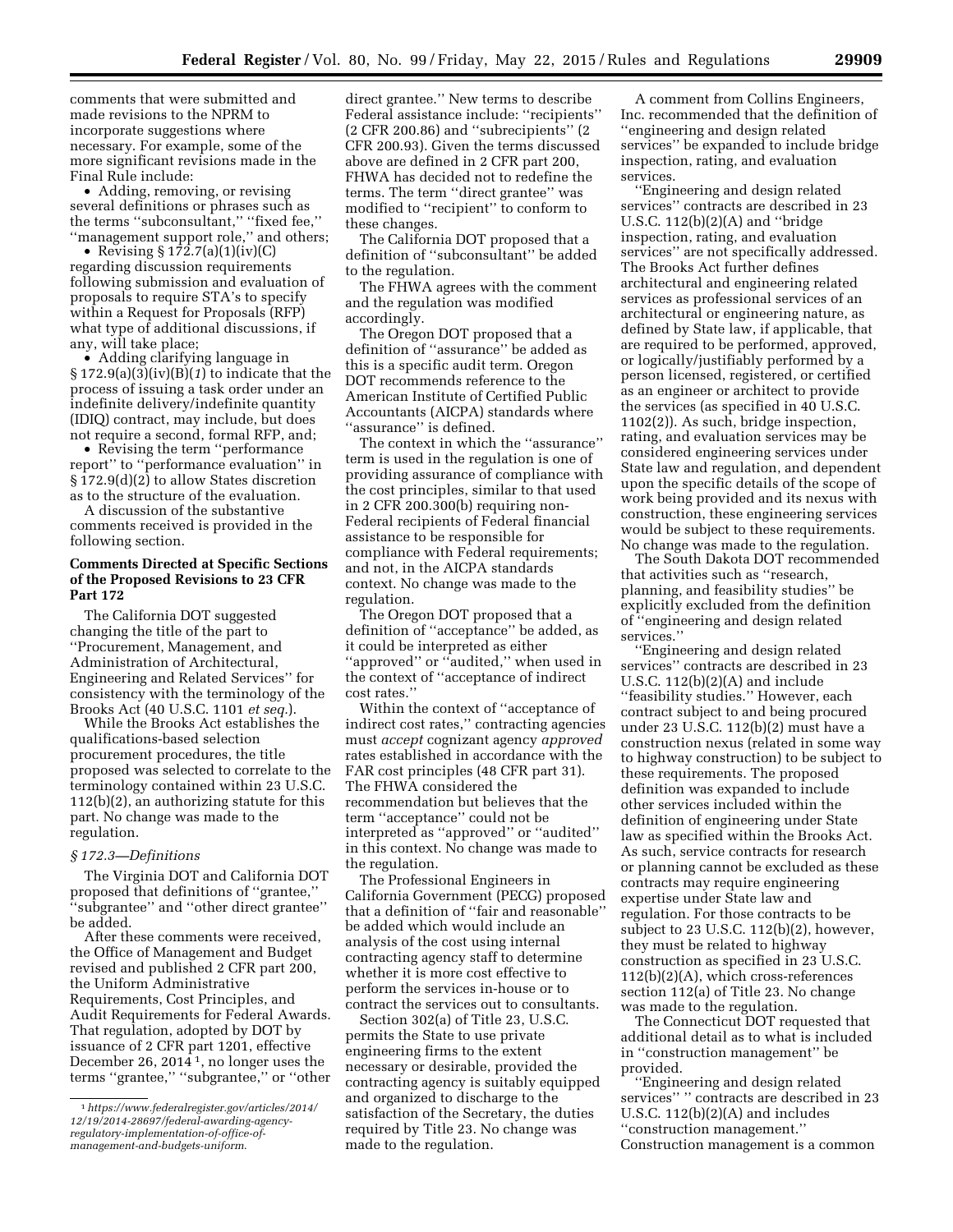comments that were submitted and made revisions to the NPRM to incorporate suggestions where necessary. For example, some of the more significant revisions made in the Final Rule include:

- Adding, removing, or revising several definitions or phrases such as the terms ''subconsultant,'' ''fixed fee,'' ''management support role,'' and others;
- Revising § 172.7(a)(1)(iv)(C) regarding discussion requirements following submission and evaluation of proposals to require STA's to specify within a Request for Proposals (RFP) what type of additional discussions, if any, will take place;
- Adding clarifying language in § 172.9(a)(3)(iv)(B)(*1*) to indicate that the process of issuing a task order under an indefinite delivery/indefinite quantity (IDIQ) contract, may include, but does not require a second, formal RFP, and;
- Revising the term ''performance report'' to ''performance evaluation'' in § 172.9(d)(2) to allow States discretion as to the structure of the evaluation.

A discussion of the substantive comments received is provided in the following section.

## Comments Directed at Specific Sections of the Proposed Revisions to 23 CFR Part 172

The California DOT suggested changing the title of the part to ''Procurement, Management, and Administration of Architectural, Engineering and Related Services'' for consistency with the terminology of the Brooks Act (40 U.S.C. 1101 *et seq.*).

While the Brooks Act establishes the qualifications-based selection procurement procedures, the title proposed was selected to correlate to the terminology contained within 23 U.S.C. 112(b)(2), an authorizing statute for this part. No change was made to the regulation.

### *§ 172.3—Definitions*

The Virginia DOT and California DOT proposed that definitions of ''grantee,'' ''subgrantee'' and ''other direct grantee'' be added.

After these comments were received, the Office of Management and Budget revised and published 2 CFR part 200, the Uniform Administrative Requirements, Cost Principles, and Audit Requirements for Federal Awards. That regulation, adopted by DOT by issuance of 2 CFR part 1201, effective December 26, 2014 [1], no longer uses the terms ''grantee,'' ''subgrantee,'' or ''other direct grantee.'' New terms to describe Federal assistance include: ''recipients'' (2 CFR 200.86) and ''subrecipients'' (2 CFR 200.93). Given the terms discussed above are defined in 2 CFR part 200, FHWA has decided not to redefine the terms. The term ''direct grantee'' was modified to ''recipient'' to conform to these changes.

The California DOT proposed that a definition of ''subconsultant'' be added to the regulation.

The FHWA agrees with the comment and the regulation was modified accordingly.

The Oregon DOT proposed that a definition of ''assurance'' be added as this is a specific audit term. Oregon DOT recommends reference to the American Institute of Certified Public Accountants (AICPA) standards where ''assurance'' is defined.

The context in which the ''assurance'' term is used in the regulation is one of providing assurance of compliance with the cost principles, similar to that used in 2 CFR 200.300(b) requiring non-Federal recipients of Federal financial assistance to be responsible for compliance with Federal requirements; and not, in the AICPA standards context. No change was made to the regulation.

The Oregon DOT proposed that a definition of ''acceptance'' be added, as it could be interpreted as either ''approved'' or ''audited,'' when used in the context of ''acceptance of indirect cost rates.''

Within the context of ''acceptance of indirect cost rates,'' contracting agencies must *accept* cognizant agency *approved* rates established in accordance with the FAR cost principles (48 CFR part 31). The FHWA considered the recommendation but believes that the term ''acceptance'' could not be interpreted as ''approved'' or ''audited'' in this context. No change was made to the regulation.

The Professional Engineers in California Government (PECG) proposed that a definition of ''fair and reasonable'' be added which would include an analysis of the cost using internal contracting agency staff to determine whether it is more cost effective to perform the services in-house or to contract the services out to consultants.

Section 302(a) of Title 23, U.S.C. permits the State to use private engineering firms to the extent necessary or desirable, provided the contracting agency is suitably equipped and organized to discharge to the satisfaction of the Secretary, the duties required by Title 23. No change was made to the regulation.

A comment from Collins Engineers, Inc. recommended that the definition of ''engineering and design related services'' be expanded to include bridge inspection, rating, and evaluation services.

''Engineering and design related services'' contracts are described in 23 U.S.C. 112(b)(2)(A) and ''bridge inspection, rating, and evaluation services'' are not specifically addressed. The Brooks Act further defines architectural and engineering related services as professional services of an architectural or engineering nature, as defined by State law, if applicable, that are required to be performed, approved, or logically/justifiably performed by a person licensed, registered, or certified as an engineer or architect to provide the services (as specified in 40 U.S.C. 1102(2)). As such, bridge inspection, rating, and evaluation services may be considered engineering services under State law and regulation, and dependent upon the specific details of the scope of work being provided and its nexus with construction, these engineering services would be subject to these requirements. No change was made to the regulation.

The South Dakota DOT recommended that activities such as ''research, planning, and feasibility studies'' be explicitly excluded from the definition of ''engineering and design related services.''

''Engineering and design related services'' contracts are described in 23 U.S.C. 112(b)(2)(A) and include ''feasibility studies.'' However, each contract subject to and being procured under 23 U.S.C. 112(b)(2) must have a construction nexus (related in some way to highway construction) to be subject to these requirements. The proposed definition was expanded to include other services included within the definition of engineering under State law as specified within the Brooks Act. As such, service contracts for research or planning cannot be excluded as these contracts may require engineering expertise under State law and regulation. For those contracts to be subject to 23 U.S.C. 112(b)(2), however, they must be related to highway construction as specified in 23 U.S.C. 112(b)(2)(A), which cross-references section 112(a) of Title 23. No change was made to the regulation.

The Connecticut DOT requested that additional detail as to what is included in ''construction management'' be provided.

''Engineering and design related services'' '' contracts are described in 23 U.S.C. 112(b)(2)(A) and includes ''construction management.'' Construction management is a common

[1] *https://www.federalregister.gov/articles/2014/12/19/2014-28697/federal-awarding-agency-regulatory-implementation-of-office-of-management-and-budgets-uniform.*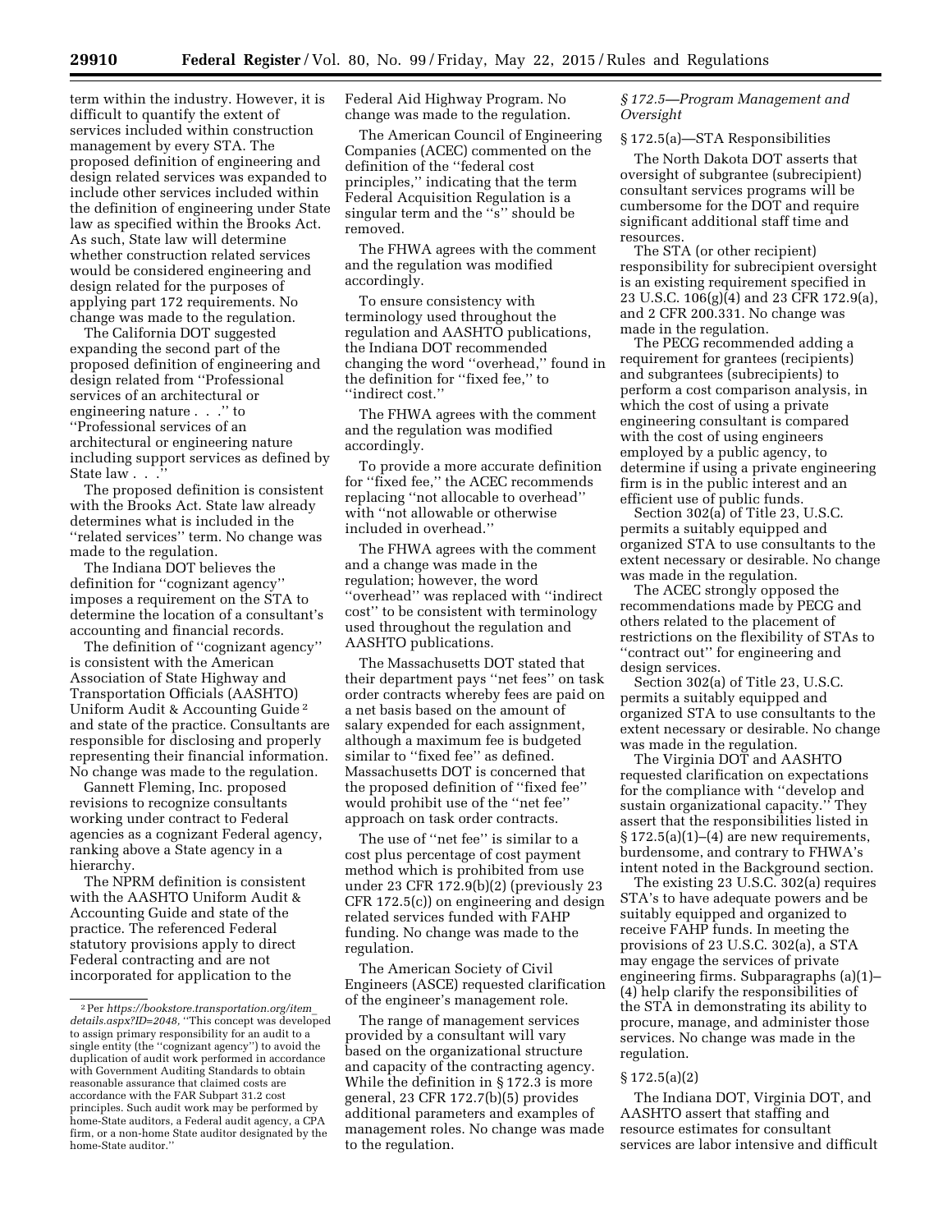term within the industry. However, it is difficult to quantify the extent of services included within construction management by every STA. The proposed definition of engineering and design related services was expanded to include other services included within the definition of engineering under State law as specified within the Brooks Act. As such, State law will determine whether construction related services would be considered engineering and design related for the purposes of applying part 172 requirements. No change was made to the regulation.

The California DOT suggested expanding the second part of the proposed definition of engineering and design related from ''Professional services of an architectural or engineering nature . . .'' to ''Professional services of an architectural or engineering nature including support services as defined by State law . . .''

The proposed definition is consistent with the Brooks Act. State law already determines what is included in the ''related services'' term. No change was made to the regulation.

The Indiana DOT believes the definition for ''cognizant agency'' imposes a requirement on the STA to determine the location of a consultant's accounting and financial records.

The definition of ''cognizant agency'' is consistent with the American Association of State Highway and Transportation Officials (AASHTO) Uniform Audit & Accounting Guide [2] and state of the practice. Consultants are responsible for disclosing and properly representing their financial information. No change was made to the regulation.

Gannett Fleming, Inc. proposed revisions to recognize consultants working under contract to Federal agencies as a cognizant Federal agency, ranking above a State agency in a hierarchy.

The NPRM definition is consistent with the AASHTO Uniform Audit & Accounting Guide and state of the practice. The referenced Federal statutory provisions apply to direct Federal contracting and are not incorporated for application to the Federal Aid Highway Program. No change was made to the regulation.

The American Council of Engineering Companies (ACEC) commented on the definition of the ''federal cost principles,'' indicating that the term Federal Acquisition Regulation is a singular term and the ''s'' should be removed.

The FHWA agrees with the comment and the regulation was modified accordingly.

To ensure consistency with terminology used throughout the regulation and AASHTO publications, the Indiana DOT recommended changing the word ''overhead,'' found in the definition for ''fixed fee,'' to ''indirect cost.''

The FHWA agrees with the comment and the regulation was modified accordingly.

To provide a more accurate definition for ''fixed fee,'' the ACEC recommends replacing ''not allocable to overhead'' with ''not allowable or otherwise included in overhead.''

The FHWA agrees with the comment and a change was made in the regulation; however, the word ''overhead'' was replaced with ''indirect cost'' to be consistent with terminology used throughout the regulation and AASHTO publications.

The Massachusetts DOT stated that their department pays ''net fees'' on task order contracts whereby fees are paid on a net basis based on the amount of salary expended for each assignment, although a maximum fee is budgeted similar to ''fixed fee'' as defined. Massachusetts DOT is concerned that the proposed definition of ''fixed fee'' would prohibit use of the ''net fee'' approach on task order contracts.

The use of ''net fee'' is similar to a cost plus percentage of cost payment method which is prohibited from use under 23 CFR 172.9(b)(2) (previously 23 CFR 172.5(c)) on engineering and design related services funded with FAHP funding. No change was made to the regulation.

The American Society of Civil Engineers (ASCE) requested clarification of the engineer's management role.

The range of management services provided by a consultant will vary based on the organizational structure and capacity of the contracting agency. While the definition in § 172.3 is more general, 23 CFR 172.7(b)(5) provides additional parameters and examples of management roles. No change was made to the regulation.

### *§ 172.5—Program Management and Oversight*

#### § 172.5(a)—STA Responsibilities

The North Dakota DOT asserts that oversight of subgrantee (subrecipient) consultant services programs will be cumbersome for the DOT and require significant additional staff time and resources.

The STA (or other recipient) responsibility for subrecipient oversight is an existing requirement specified in 23 U.S.C. 106(g)(4) and 23 CFR 172.9(a), and 2 CFR 200.331. No change was made in the regulation.

The PECG recommended adding a requirement for grantees (recipients) and subgrantees (subrecipients) to perform a cost comparison analysis, in which the cost of using a private engineering consultant is compared with the cost of using engineers employed by a public agency, to determine if using a private engineering firm is in the public interest and an efficient use of public funds.

Section 302(a) of Title 23, U.S.C. permits a suitably equipped and organized STA to use consultants to the extent necessary or desirable. No change was made in the regulation.

The ACEC strongly opposed the recommendations made by PECG and others related to the placement of restrictions on the flexibility of STAs to ''contract out'' for engineering and design services.

Section 302(a) of Title 23, U.S.C. permits a suitably equipped and organized STA to use consultants to the extent necessary or desirable. No change was made in the regulation.

The Virginia DOT and AASHTO requested clarification on expectations for the compliance with ''develop and sustain organizational capacity.'' They assert that the responsibilities listed in § 172.5(a)(1)–(4) are new requirements, burdensome, and contrary to FHWA's intent noted in the Background section.

The existing 23 U.S.C. 302(a) requires STA's to have adequate powers and be suitably equipped and organized to receive FAHP funds. In meeting the provisions of 23 U.S.C. 302(a), a STA may engage the services of private engineering firms. Subparagraphs (a)(1)–(4) help clarify the responsibilities of the STA in demonstrating its ability to procure, manage, and administer those services. No change was made in the regulation.

#### § 172.5(a)(2)

The Indiana DOT, Virginia DOT, and AASHTO assert that staffing and resource estimates for consultant services are labor intensive and difficult

---

[2] Per *https://bookstore.transportation.org/item_details.aspx?ID=2048,* ''This concept was developed to assign primary responsibility for an audit to a single entity (the ''cognizant agency'') to avoid the duplication of audit work performed in accordance with Government Auditing Standards to obtain reasonable assurance that claimed costs are accordance with the FAR Subpart 31.2 cost principles. Such audit work may be performed by home-State auditors, a Federal audit agency, a CPA firm, or a non-home State auditor designated by the home-State auditor.''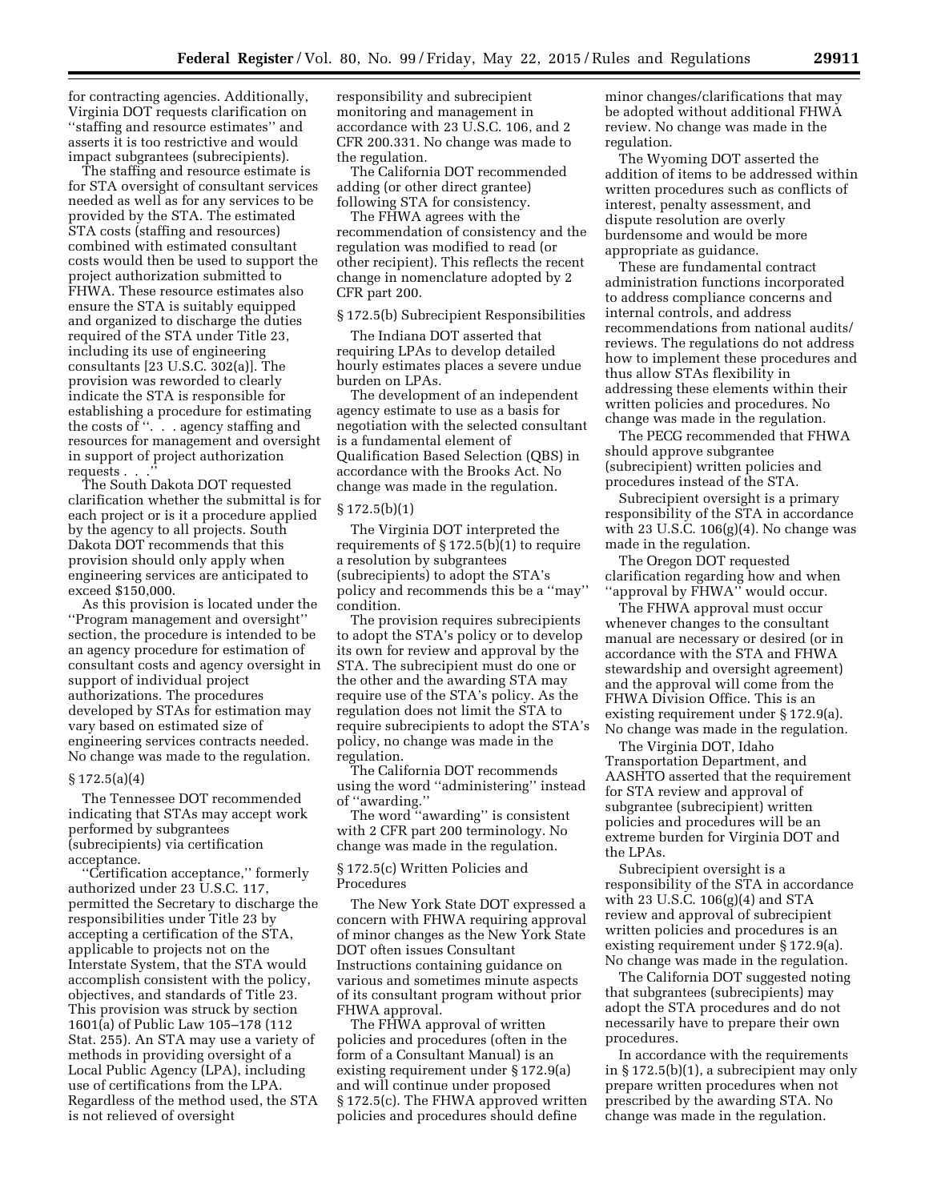for contracting agencies. Additionally, Virginia DOT requests clarification on ''staffing and resource estimates'' and asserts it is too restrictive and would impact subgrantees (subrecipients).

The staffing and resource estimate is for STA oversight of consultant services needed as well as for any services to be provided by the STA. The estimated STA costs (staffing and resources) combined with estimated consultant costs would then be used to support the project authorization submitted to FHWA. These resource estimates also ensure the STA is suitably equipped and organized to discharge the duties required of the STA under Title 23, including its use of engineering consultants [23 U.S.C. 302(a)]. The provision was reworded to clearly indicate the STA is responsible for establishing a procedure for estimating the costs of ''. . . agency staffing and resources for management and oversight in support of project authorization requests . . .''

The South Dakota DOT requested clarification whether the submittal is for each project or is it a procedure applied by the agency to all projects. South Dakota DOT recommends that this provision should only apply when engineering services are anticipated to exceed $150,000.

As this provision is located under the ''Program management and oversight'' section, the procedure is intended to be an agency procedure for estimation of consultant costs and agency oversight in support of individual project authorizations. The procedures developed by STAs for estimation may vary based on estimated size of engineering services contracts needed. No change was made to the regulation.

§ 172.5(a)(4)

The Tennessee DOT recommended indicating that STAs may accept work performed by subgrantees (subrecipients) via certification acceptance.

''Certification acceptance,'' formerly authorized under 23 U.S.C. 117, permitted the Secretary to discharge the responsibilities under Title 23 by accepting a certification of the STA, applicable to projects not on the Interstate System, that the STA would accomplish consistent with the policy, objectives, and standards of Title 23. This provision was struck by section 1601(a) of Public Law 105–178 (112 Stat. 255). An STA may use a variety of methods in providing oversight of a Local Public Agency (LPA), including use of certifications from the LPA. Regardless of the method used, the STA is not relieved of oversight responsibility and subrecipient monitoring and management in accordance with 23 U.S.C. 106, and 2 CFR 200.331. No change was made to the regulation.

The California DOT recommended adding (or other direct grantee) following STA for consistency.

The FHWA agrees with the recommendation of consistency and the regulation was modified to read (or other recipient). This reflects the recent change in nomenclature adopted by 2 CFR part 200.

§ 172.5(b) Subrecipient Responsibilities

The Indiana DOT asserted that requiring LPAs to develop detailed hourly estimates places a severe undue burden on LPAs.

The development of an independent agency estimate to use as a basis for negotiation with the selected consultant is a fundamental element of Qualification Based Selection (QBS) in accordance with the Brooks Act. No change was made in the regulation.

§ 172.5(b)(1)

The Virginia DOT interpreted the requirements of § 172.5(b)(1) to require a resolution by subgrantees (subrecipients) to adopt the STA's policy and recommends this be a ''may'' condition.

The provision requires subrecipients to adopt the STA's policy or to develop its own for review and approval by the STA. The subrecipient must do one or the other and the awarding STA may require use of the STA's policy. As the regulation does not limit the STA to require subrecipients to adopt the STA's policy, no change was made in the regulation.

The California DOT recommends using the word ''administering'' instead of ''awarding.''

The word ''awarding'' is consistent with 2 CFR part 200 terminology. No change was made in the regulation.

§ 172.5(c) Written Policies and Procedures

The New York State DOT expressed a concern with FHWA requiring approval of minor changes as the New York State DOT often issues Consultant Instructions containing guidance on various and sometimes minute aspects of its consultant program without prior FHWA approval.

The FHWA approval of written policies and procedures (often in the form of a Consultant Manual) is an existing requirement under § 172.9(a) and will continue under proposed § 172.5(c). The FHWA approved written policies and procedures should define minor changes/clarifications that may be adopted without additional FHWA review. No change was made in the regulation.

The Wyoming DOT asserted the addition of items to be addressed within written procedures such as conflicts of interest, penalty assessment, and dispute resolution are overly burdensome and would be more appropriate as guidance.

These are fundamental contract administration functions incorporated to address compliance concerns and internal controls, and address recommendations from national audits/reviews. The regulations do not address how to implement these procedures and thus allow STAs flexibility in addressing these elements within their written policies and procedures. No change was made in the regulation.

The PECG recommended that FHWA should approve subgrantee (subrecipient) written policies and procedures instead of the STA.

Subrecipient oversight is a primary responsibility of the STA in accordance with 23 U.S.C. 106(g)(4). No change was made in the regulation.

The Oregon DOT requested clarification regarding how and when ''approval by FHWA'' would occur.

The FHWA approval must occur whenever changes to the consultant manual are necessary or desired (or in accordance with the STA and FHWA stewardship and oversight agreement) and the approval will come from the FHWA Division Office. This is an existing requirement under § 172.9(a). No change was made in the regulation.

The Virginia DOT, Idaho Transportation Department, and AASHTO asserted that the requirement for STA review and approval of subgrantee (subrecipient) written policies and procedures will be an extreme burden for Virginia DOT and the LPAs.

Subrecipient oversight is a responsibility of the STA in accordance with 23 U.S.C. 106(g)(4) and STA review and approval of subrecipient written policies and procedures is an existing requirement under § 172.9(a). No change was made in the regulation.

The California DOT suggested noting that subgrantees (subrecipients) may adopt the STA procedures and do not necessarily have to prepare their own procedures.

In accordance with the requirements in § 172.5(b)(1), a subrecipient may only prepare written procedures when not prescribed by the awarding STA. No change was made in the regulation.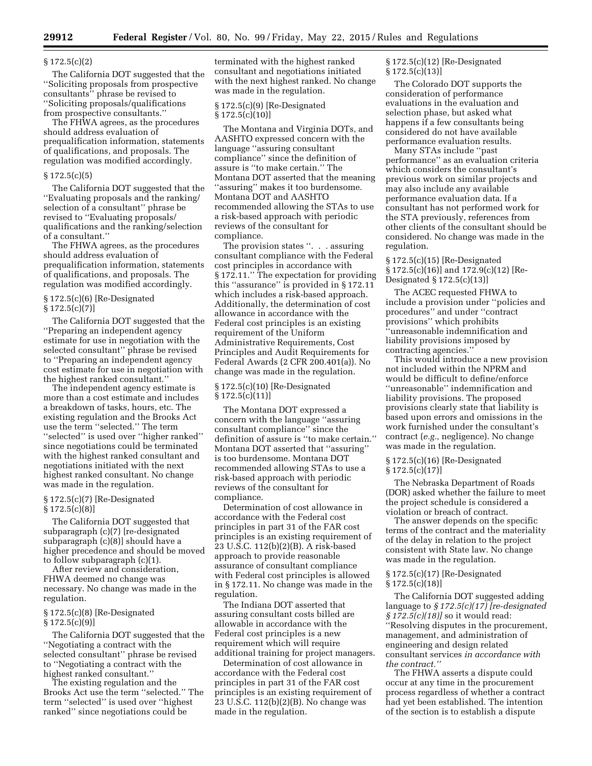§ 172.5(c)(2)

The California DOT suggested that the ''Soliciting proposals from prospective consultants'' phrase be revised to ''Soliciting proposals/qualifications from prospective consultants.''

The FHWA agrees, as the procedures should address evaluation of prequalification information, statements of qualifications, and proposals. The regulation was modified accordingly.

§ 172.5(c)(5)

The California DOT suggested that the ''Evaluating proposals and the ranking/selection of a consultant'' phrase be revised to ''Evaluating proposals/qualifications and the ranking/selection of a consultant.''

The FHWA agrees, as the procedures should address evaluation of prequalification information, statements of qualifications, and proposals. The regulation was modified accordingly.

§ 172.5(c)(6) [Re-Designated § 172.5(c)(7)]

The California DOT suggested that the ''Preparing an independent agency estimate for use in negotiation with the selected consultant'' phrase be revised to ''Preparing an independent agency cost estimate for use in negotiation with the highest ranked consultant.''

The independent agency estimate is more than a cost estimate and includes a breakdown of tasks, hours, etc. The existing regulation and the Brooks Act use the term ''selected.'' The term ''selected'' is used over ''higher ranked'' since negotiations could be terminated with the highest ranked consultant and negotiations initiated with the next highest ranked consultant. No change was made in the regulation.

§ 172.5(c)(7) [Re-Designated § 172.5(c)(8)]

The California DOT suggested that subparagraph (c)(7) [re-designated subparagraph (c)(8)] should have a higher precedence and should be moved to follow subparagraph (c)(1).

After review and consideration, FHWA deemed no change was necessary. No change was made in the regulation.

§ 172.5(c)(8) [Re-Designated § 172.5(c)(9)]

The California DOT suggested that the ''Negotiating a contract with the selected consultant'' phrase be revised to ''Negotiating a contract with the highest ranked consultant.''

The existing regulation and the Brooks Act use the term ''selected.'' The term ''selected'' is used over ''highest ranked'' since negotiations could be terminated with the highest ranked consultant and negotiations initiated with the next highest ranked. No change was made in the regulation.

§ 172.5(c)(9) [Re-Designated § 172.5(c)(10)]

The Montana and Virginia DOTs, and AASHTO expressed concern with the language ''assuring consultant compliance'' since the definition of assure is ''to make certain.'' The Montana DOT asserted that the meaning ''assuring'' makes it too burdensome. Montana DOT and AASHTO recommended allowing the STAs to use a risk-based approach with periodic reviews of the consultant for compliance.

The provision states ''. . . assuring consultant compliance with the Federal cost principles in accordance with § 172.11.'' The expectation for providing this ''assurance'' is provided in § 172.11 which includes a risk-based approach. Additionally, the determination of cost allowance in accordance with the Federal cost principles is an existing requirement of the Uniform Administrative Requirements, Cost Principles and Audit Requirements for Federal Awards (2 CFR 200.401(a)). No change was made in the regulation.

§ 172.5(c)(10) [Re-Designated § 172.5(c)(11)]

The Montana DOT expressed a concern with the language ''assuring consultant compliance'' since the definition of assure is ''to make certain.'' Montana DOT asserted that ''assuring'' is too burdensome. Montana DOT recommended allowing STAs to use a risk-based approach with periodic reviews of the consultant for compliance.

Determination of cost allowance in accordance with the Federal cost principles in part 31 of the FAR cost principles is an existing requirement of 23 U.S.C. 112(b)(2)(B). A risk-based approach to provide reasonable assurance of consultant compliance with Federal cost principles is allowed in § 172.11. No change was made in the regulation.

The Indiana DOT asserted that assuring consultant costs billed are allowable in accordance with the Federal cost principles is a new requirement which will require additional training for project managers.

Determination of cost allowance in accordance with the Federal cost principles in part 31 of the FAR cost principles is an existing requirement of 23 U.S.C. 112(b)(2)(B). No change was made in the regulation.

§ 172.5(c)(12) [Re-Designated § 172.5(c)(13)]

The Colorado DOT supports the consideration of performance evaluations in the evaluation and selection phase, but asked what happens if a few consultants being considered do not have available performance evaluation results.

Many STAs include ''past performance'' as an evaluation criteria which considers the consultant's previous work on similar projects and may also include any available performance evaluation data. If a consultant has not performed work for the STA previously, references from other clients of the consultant should be considered. No change was made in the regulation.

§ 172.5(c)(15) [Re-Designated § 172.5(c)(16)] and 172.9(c)(12) [Re-Designated § 172.5(c)(13)]

The ACEC requested FHWA to include a provision under ''policies and procedures'' and under ''contract provisions'' which prohibits ''unreasonable indemnification and liability provisions imposed by contracting agencies.''

This would introduce a new provision not included within the NPRM and would be difficult to define/enforce ''unreasonable'' indemnification and liability provisions. The proposed provisions clearly state that liability is based upon errors and omissions in the work furnished under the consultant's contract (*e.g.,* negligence). No change was made in the regulation.

§ 172.5(c)(16) [Re-Designated § 172.5(c)(17)]

The Nebraska Department of Roads (DOR) asked whether the failure to meet the project schedule is considered a violation or breach of contract.

The answer depends on the specific terms of the contract and the materiality of the delay in relation to the project consistent with State law. No change was made in the regulation.

§ 172.5(c)(17) [Re-Designated § 172.5(c)(18)]

The California DOT suggested adding language to *§ 172.5(c)(17) [re-designated § 172.5(c)(18)]* so it would read: ''Resolving disputes in the procurement, management, and administration of engineering and design related consultant services *in accordance with the contract.''*

The FHWA asserts a dispute could occur at any time in the procurement process regardless of whether a contract had yet been established. The intention of the section is to establish a dispute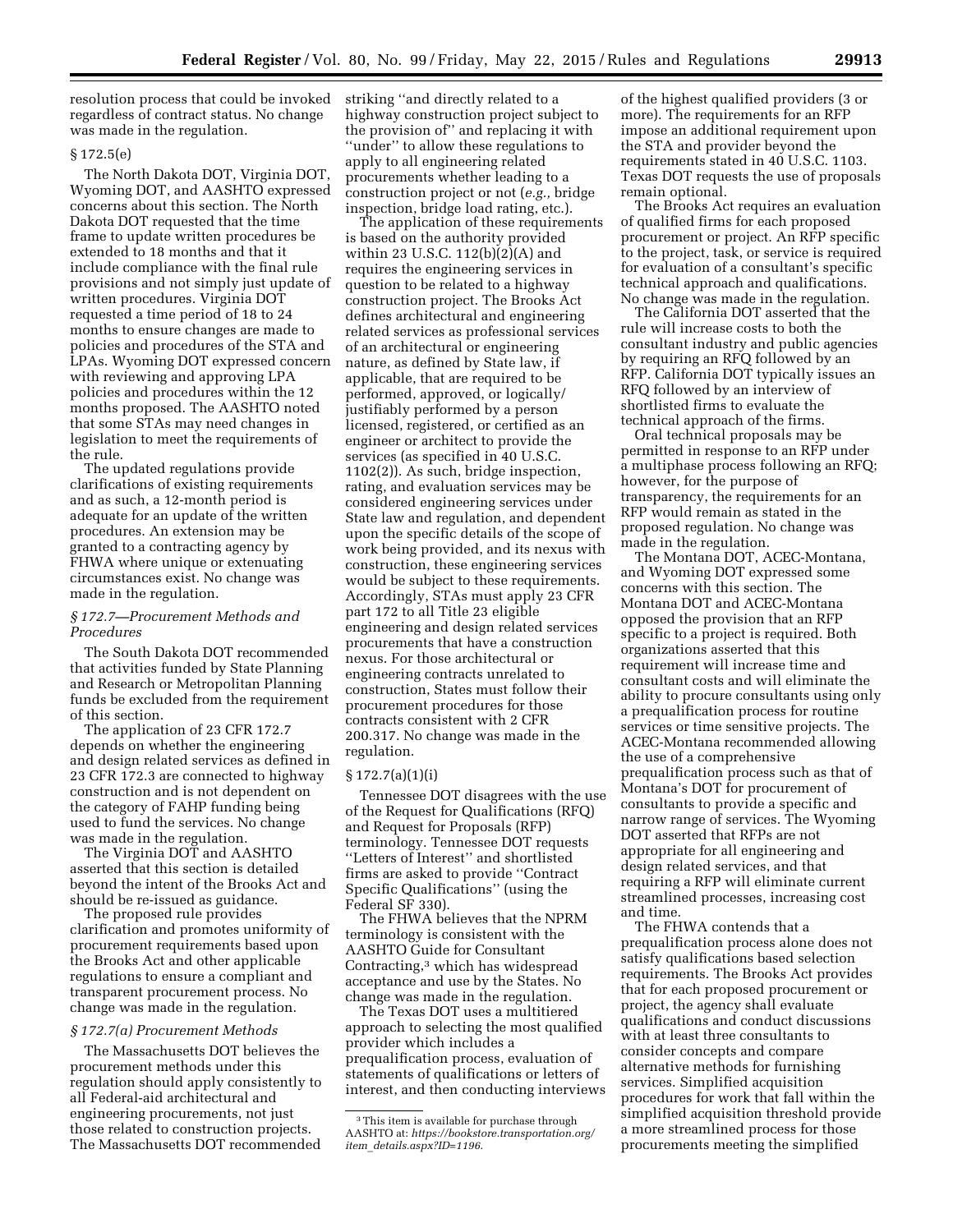resolution process that could be invoked regardless of contract status. No change was made in the regulation.

### § 172.5(e)

The North Dakota DOT, Virginia DOT, Wyoming DOT, and AASHTO expressed concerns about this section. The North Dakota DOT requested that the time frame to update written procedures be extended to 18 months and that it include compliance with the final rule provisions and not simply just update of written procedures. Virginia DOT requested a time period of 18 to 24 months to ensure changes are made to policies and procedures of the STA and LPAs. Wyoming DOT expressed concern with reviewing and approving LPA policies and procedures within the 12 months proposed. The AASHTO noted that some STAs may need changes in legislation to meet the requirements of the rule.

The updated regulations provide clarifications of existing requirements and as such, a 12-month period is adequate for an update of the written procedures. An extension may be granted to a contracting agency by FHWA where unique or extenuating circumstances exist. No change was made in the regulation.

### *§ 172.7—Procurement Methods and Procedures*

The South Dakota DOT recommended that activities funded by State Planning and Research or Metropolitan Planning funds be excluded from the requirement of this section.

The application of 23 CFR 172.7 depends on whether the engineering and design related services as defined in 23 CFR 172.3 are connected to highway construction and is not dependent on the category of FAHP funding being used to fund the services. No change was made in the regulation.

The Virginia DOT and AASHTO asserted that this section is detailed beyond the intent of the Brooks Act and should be re-issued as guidance.

The proposed rule provides clarification and promotes uniformity of procurement requirements based upon the Brooks Act and other applicable regulations to ensure a compliant and transparent procurement process. No change was made in the regulation.

### *§ 172.7(a) Procurement Methods*

The Massachusetts DOT believes the procurement methods under this regulation should apply consistently to all Federal-aid architectural and engineering procurements, not just those related to construction projects. The Massachusetts DOT recommended striking ''and directly related to a highway construction project subject to the provision of'' and replacing it with ''under'' to allow these regulations to apply to all engineering related procurements whether leading to a construction project or not (*e.g.,* bridge inspection, bridge load rating, etc.).

The application of these requirements is based on the authority provided within 23 U.S.C. 112(b)(2)(A) and requires the engineering services in question to be related to a highway construction project. The Brooks Act defines architectural and engineering related services as professional services of an architectural or engineering nature, as defined by State law, if applicable, that are required to be performed, approved, or logically/justifiably performed by a person licensed, registered, or certified as an engineer or architect to provide the services (as specified in 40 U.S.C. 1102(2)). As such, bridge inspection, rating, and evaluation services may be considered engineering services under State law and regulation, and dependent upon the specific details of the scope of work being provided, and its nexus with construction, these engineering services would be subject to these requirements. Accordingly, STAs must apply 23 CFR part 172 to all Title 23 eligible engineering and design related services procurements that have a construction nexus. For those architectural or engineering contracts unrelated to construction, States must follow their procurement procedures for those contracts consistent with 2 CFR 200.317. No change was made in the regulation.

### § 172.7(a)(1)(i)

Tennessee DOT disagrees with the use of the Request for Qualifications (RFQ) and Request for Proposals (RFP) terminology. Tennessee DOT requests ''Letters of Interest'' and shortlisted firms are asked to provide ''Contract Specific Qualifications'' (using the Federal SF 330).

The FHWA believes that the NPRM terminology is consistent with the AASHTO Guide for Consultant Contracting,[3] which has widespread acceptance and use by the States. No change was made in the regulation.

The Texas DOT uses a multitiered approach to selecting the most qualified provider which includes a prequalification process, evaluation of statements of qualifications or letters of interest, and then conducting interviews of the highest qualified providers (3 or more). The requirements for an RFP impose an additional requirement upon the STA and provider beyond the requirements stated in 40 U.S.C. 1103. Texas DOT requests the use of proposals remain optional.

The Brooks Act requires an evaluation of qualified firms for each proposed procurement or project. An RFP specific to the project, task, or service is required for evaluation of a consultant's specific technical approach and qualifications. No change was made in the regulation.

The California DOT asserted that the rule will increase costs to both the consultant industry and public agencies by requiring an RFQ followed by an RFP. California DOT typically issues an RFQ followed by an interview of shortlisted firms to evaluate the technical approach of the firms.

Oral technical proposals may be permitted in response to an RFP under a multiphase process following an RFQ; however, for the purpose of transparency, the requirements for an RFP would remain as stated in the proposed regulation. No change was made in the regulation.

The Montana DOT, ACEC-Montana, and Wyoming DOT expressed some concerns with this section. The Montana DOT and ACEC-Montana opposed the provision that an RFP specific to a project is required. Both organizations asserted that this requirement will increase time and consultant costs and will eliminate the ability to procure consultants using only a prequalification process for routine services or time sensitive projects. The ACEC-Montana recommended allowing the use of a comprehensive prequalification process such as that of Montana's DOT for procurement of consultants to provide a specific and narrow range of services. The Wyoming DOT asserted that RFPs are not appropriate for all engineering and design related services, and that requiring a RFP will eliminate current streamlined processes, increasing cost and time.

The FHWA contends that a prequalification process alone does not satisfy qualifications based selection requirements. The Brooks Act provides that for each proposed procurement or project, the agency shall evaluate qualifications and conduct discussions with at least three consultants to consider concepts and compare alternative methods for furnishing services. Simplified acquisition procedures for work that fall within the simplified acquisition threshold provide a more streamlined process for those procurements meeting the simplified

---

[3] This item is available for purchase through AASHTO at: *https://bookstore.transportation.org/item_details.aspx?ID=1196.*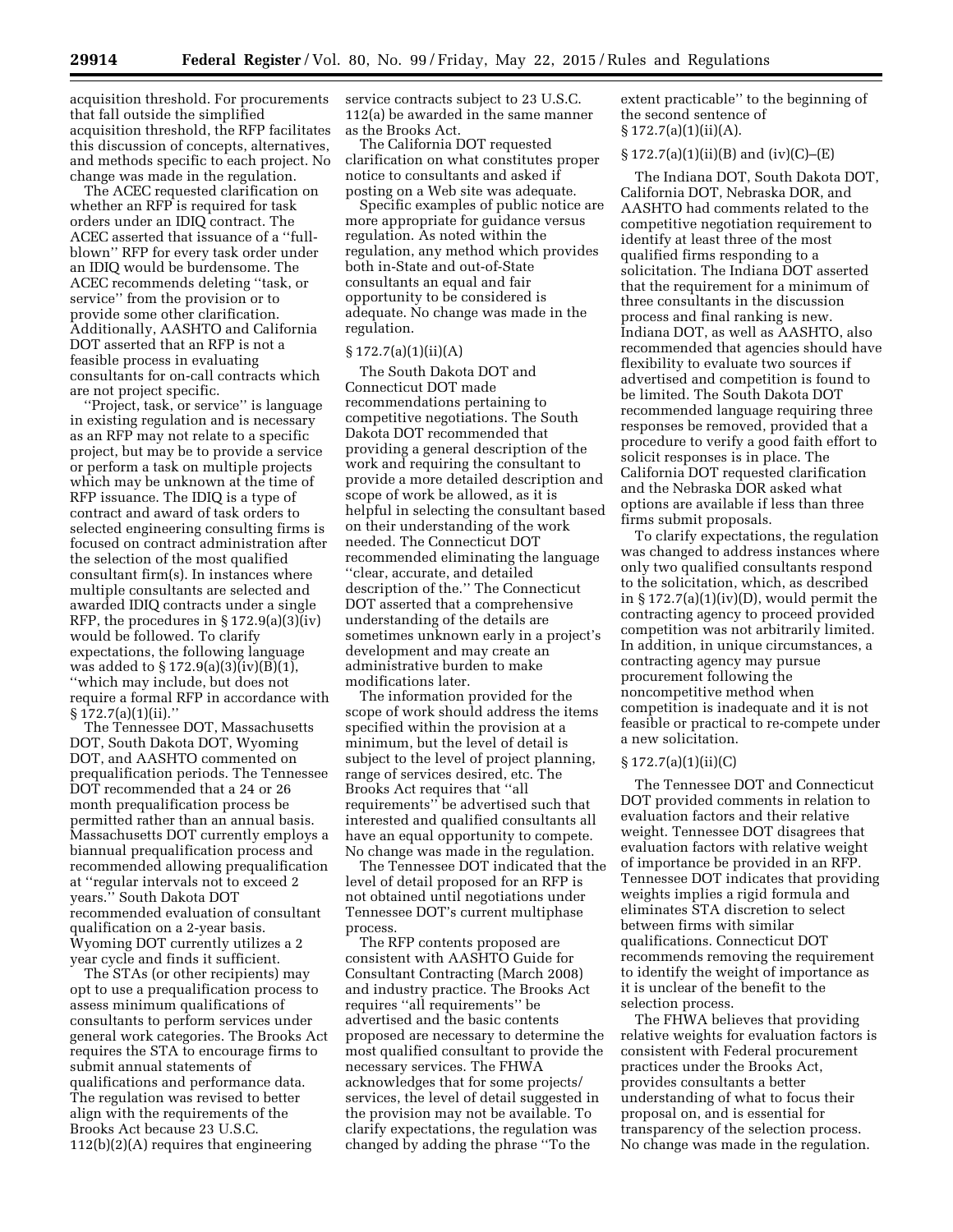acquisition threshold. For procurements that fall outside the simplified acquisition threshold, the RFP facilitates this discussion of concepts, alternatives, and methods specific to each project. No change was made in the regulation.

The ACEC requested clarification on whether an RFP is required for task orders under an IDIQ contract. The ACEC asserted that issuance of a ''full-blown'' RFP for every task order under an IDIQ would be burdensome. The ACEC recommends deleting ''task, or service'' from the provision or to provide some other clarification. Additionally, AASHTO and California DOT asserted that an RFP is not a feasible process in evaluating consultants for on-call contracts which are not project specific.

''Project, task, or service'' is language in existing regulation and is necessary as an RFP may not relate to a specific project, but may be to provide a service or perform a task on multiple projects which may be unknown at the time of RFP issuance. The IDIQ is a type of contract and award of task orders to selected engineering consulting firms is focused on contract administration after the selection of the most qualified consultant firm(s). In instances where multiple consultants are selected and awarded IDIQ contracts under a single RFP, the procedures in § 172.9(a)(3)(iv) would be followed. To clarify expectations, the following language was added to § 172.9(a)(3)(iv)(B)(*1*), ''which may include, but does not require a formal RFP in accordance with § 172.7(a)(1)(ii).''

The Tennessee DOT, Massachusetts DOT, South Dakota DOT, Wyoming DOT, and AASHTO commented on prequalification periods. The Tennessee DOT recommended that a 24 or 26 month prequalification process be permitted rather than an annual basis. Massachusetts DOT currently employs a biannual prequalification process and recommended allowing prequalification at ''regular intervals not to exceed 2 years.'' South Dakota DOT recommended evaluation of consultant qualification on a 2-year basis. Wyoming DOT currently utilizes a 2 year cycle and finds it sufficient.

The STAs (or other recipients) may opt to use a prequalification process to assess minimum qualifications of consultants to perform services under general work categories. The Brooks Act requires the STA to encourage firms to submit annual statements of qualifications and performance data. The regulation was revised to better align with the requirements of the Brooks Act because 23 U.S.C. 112(b)(2)(A) requires that engineering service contracts subject to 23 U.S.C. 112(a) be awarded in the same manner as the Brooks Act.

The California DOT requested clarification on what constitutes proper notice to consultants and asked if posting on a Web site was adequate.

Specific examples of public notice are more appropriate for guidance versus regulation. As noted within the regulation, any method which provides both in-State and out-of-State consultants an equal and fair opportunity to be considered is adequate. No change was made in the regulation.

### § 172.7(a)(1)(ii)(A)

The South Dakota DOT and Connecticut DOT made recommendations pertaining to competitive negotiations. The South Dakota DOT recommended that providing a general description of the work and requiring the consultant to provide a more detailed description and scope of work be allowed, as it is helpful in selecting the consultant based on their understanding of the work needed. The Connecticut DOT recommended eliminating the language ''clear, accurate, and detailed description of the.'' The Connecticut DOT asserted that a comprehensive understanding of the details are sometimes unknown early in a project's development and may create an administrative burden to make modifications later.

The information provided for the scope of work should address the items specified within the provision at a minimum, but the level of detail is subject to the level of project planning, range of services desired, etc. The Brooks Act requires that ''all requirements'' be advertised such that interested and qualified consultants all have an equal opportunity to compete. No change was made in the regulation.

The Tennessee DOT indicated that the level of detail proposed for an RFP is not obtained until negotiations under Tennessee DOT's current multiphase process.

The RFP contents proposed are consistent with AASHTO Guide for Consultant Contracting (March 2008) and industry practice. The Brooks Act requires ''all requirements'' be advertised and the basic contents proposed are necessary to determine the most qualified consultant to provide the necessary services. The FHWA acknowledges that for some projects/services, the level of detail suggested in the provision may not be available. To clarify expectations, the regulation was changed by adding the phrase ''To the extent practicable'' to the beginning of the second sentence of § 172.7(a)(1)(ii)(A).

### § 172.7(a)(1)(ii)(B) and (iv)(C)–(E)

The Indiana DOT, South Dakota DOT, California DOT, Nebraska DOR, and AASHTO had comments related to the competitive negotiation requirement to identify at least three of the most qualified firms responding to a solicitation. The Indiana DOT asserted that the requirement for a minimum of three consultants in the discussion process and final ranking is new. Indiana DOT, as well as AASHTO, also recommended that agencies should have flexibility to evaluate two sources if advertised and competition is found to be limited. The South Dakota DOT recommended language requiring three responses be removed, provided that a procedure to verify a good faith effort to solicit responses is in place. The California DOT requested clarification and the Nebraska DOR asked what options are available if less than three firms submit proposals.

To clarify expectations, the regulation was changed to address instances where only two qualified consultants respond to the solicitation, which, as described in § 172.7(a)(1)(iv)(D), would permit the contracting agency to proceed provided competition was not arbitrarily limited. In addition, in unique circumstances, a contracting agency may pursue procurement following the noncompetitive method when competition is inadequate and it is not feasible or practical to re-compete under a new solicitation.

### § 172.7(a)(1)(ii)(C)

The Tennessee DOT and Connecticut DOT provided comments in relation to evaluation factors and their relative weight. Tennessee DOT disagrees that evaluation factors with relative weight of importance be provided in an RFP. Tennessee DOT indicates that providing weights implies a rigid formula and eliminates STA discretion to select between firms with similar qualifications. Connecticut DOT recommends removing the requirement to identify the weight of importance as it is unclear of the benefit to the selection process.

The FHWA believes that providing relative weights for evaluation factors is consistent with Federal procurement practices under the Brooks Act, provides consultants a better understanding of what to focus their proposal on, and is essential for transparency of the selection process. No change was made in the regulation.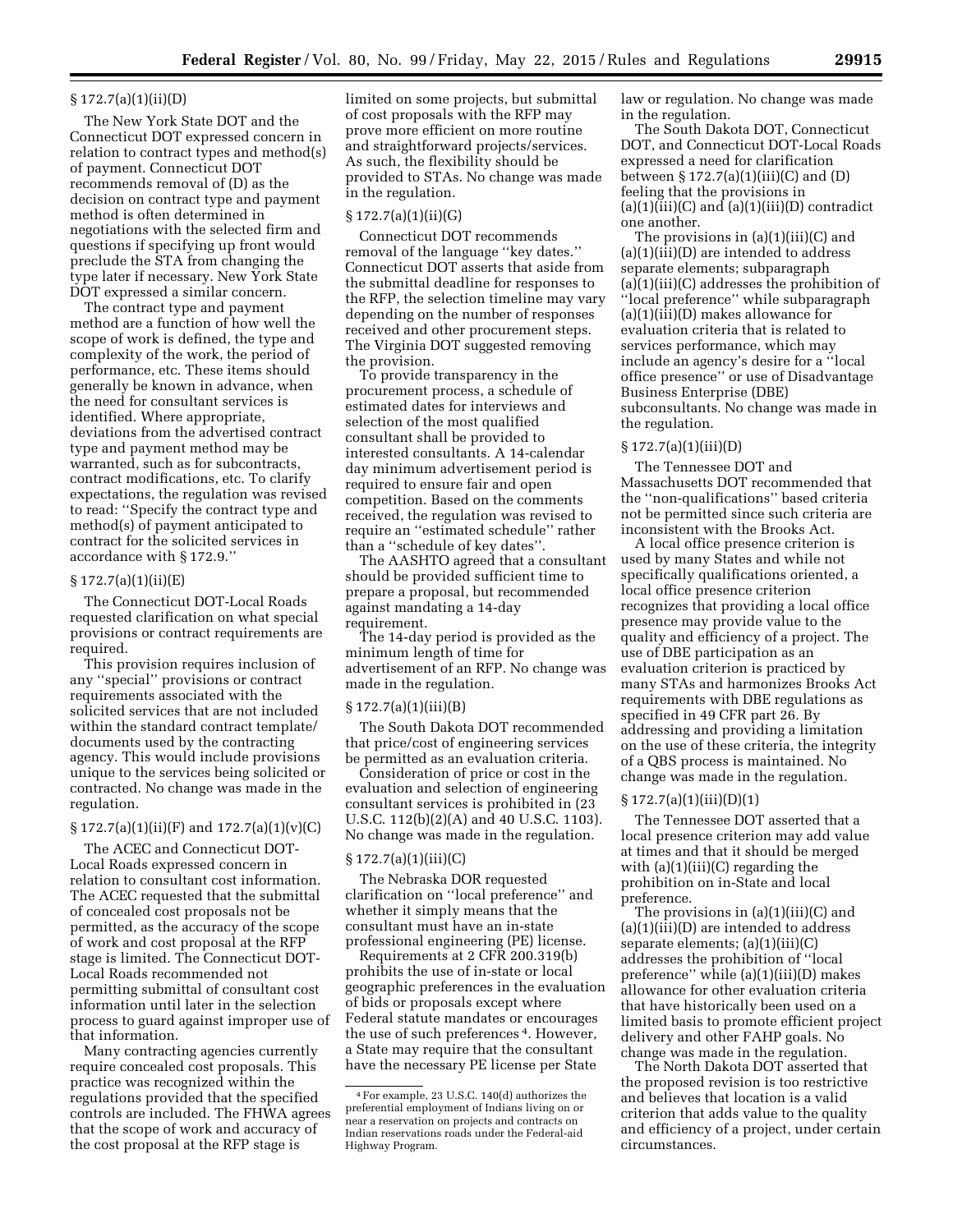### § 172.7(a)(1)(ii)(D)

The New York State DOT and the Connecticut DOT expressed concern in relation to contract types and method(s) of payment. Connecticut DOT recommends removal of (D) as the decision on contract type and payment method is often determined in negotiations with the selected firm and questions if specifying up front would preclude the STA from changing the type later if necessary. New York State DOT expressed a similar concern.

The contract type and payment method are a function of how well the scope of work is defined, the type and complexity of the work, the period of performance, etc. These items should generally be known in advance, when the need for consultant services is identified. Where appropriate, deviations from the advertised contract type and payment method may be warranted, such as for subcontracts, contract modifications, etc. To clarify expectations, the regulation was revised to read: ''Specify the contract type and method(s) of payment anticipated to contract for the solicited services in accordance with § 172.9.''

### § 172.7(a)(1)(ii)(E)

The Connecticut DOT-Local Roads requested clarification on what special provisions or contract requirements are required.

This provision requires inclusion of any ''special'' provisions or contract requirements associated with the solicited services that are not included within the standard contract template/documents used by the contracting agency. This would include provisions unique to the services being solicited or contracted. No change was made in the regulation.

### § 172.7(a)(1)(ii)(F) and 172.7(a)(1)(v)(C)

The ACEC and Connecticut DOT-Local Roads expressed concern in relation to consultant cost information. The ACEC requested that the submittal of concealed cost proposals not be permitted, as the accuracy of the scope of work and cost proposal at the RFP stage is limited. The Connecticut DOT-Local Roads recommended not permitting submittal of consultant cost information until later in the selection process to guard against improper use of that information.

Many contracting agencies currently require concealed cost proposals. This practice was recognized within the regulations provided that the specified controls are included. The FHWA agrees that the scope of work and accuracy of the cost proposal at the RFP stage is limited on some projects, but submittal of cost proposals with the RFP may prove more efficient on more routine and straightforward projects/services. As such, the flexibility should be provided to STAs. No change was made in the regulation.

### § 172.7(a)(1)(ii)(G)

Connecticut DOT recommends removal of the language ''key dates.'' Connecticut DOT asserts that aside from the submittal deadline for responses to the RFP, the selection timeline may vary depending on the number of responses received and other procurement steps. The Virginia DOT suggested removing the provision.

To provide transparency in the procurement process, a schedule of estimated dates for interviews and selection of the most qualified consultant shall be provided to interested consultants. A 14-calendar day minimum advertisement period is required to ensure fair and open competition. Based on the comments received, the regulation was revised to require an ''estimated schedule'' rather than a ''schedule of key dates''.

The AASHTO agreed that a consultant should be provided sufficient time to prepare a proposal, but recommended against mandating a 14-day requirement.

The 14-day period is provided as the minimum length of time for advertisement of an RFP. No change was made in the regulation.

### § 172.7(a)(1)(iii)(B)

The South Dakota DOT recommended that price/cost of engineering services be permitted as an evaluation criteria.

Consideration of price or cost in the evaluation and selection of engineering consultant services is prohibited in (23 U.S.C. 112(b)(2)(A) and 40 U.S.C. 1103). No change was made in the regulation.

### § 172.7(a)(1)(iii)(C)

The Nebraska DOR requested clarification on ''local preference'' and whether it simply means that the consultant must have an in-state professional engineering (PE) license.

Requirements at 2 CFR 200.319(b) prohibits the use of in-state or local geographic preferences in the evaluation of bids or proposals except where Federal statute mandates or encourages the use of such preferences [4]. However, a State may require that the consultant have the necessary PE license per State law or regulation. No change was made in the regulation.

The South Dakota DOT, Connecticut DOT, and Connecticut DOT-Local Roads expressed a need for clarification between § 172.7(a)(1)(iii)(C) and (D) feeling that the provisions in (a)(1)(iii)(C) and (a)(1)(iii)(D) contradict one another.

The provisions in (a)(1)(iii)(C) and (a)(1)(iii)(D) are intended to address separate elements; subparagraph (a)(1)(iii)(C) addresses the prohibition of ''local preference'' while subparagraph (a)(1)(iii)(D) makes allowance for evaluation criteria that is related to services performance, which may include an agency's desire for a ''local office presence'' or use of Disadvantage Business Enterprise (DBE) subconsultants. No change was made in the regulation.

### § 172.7(a)(1)(iii)(D)

The Tennessee DOT and Massachusetts DOT recommended that the ''non-qualifications'' based criteria not be permitted since such criteria are inconsistent with the Brooks Act.

A local office presence criterion is used by many States and while not specifically qualifications oriented, a local office presence criterion recognizes that providing a local office presence may provide value to the quality and efficiency of a project. The use of DBE participation as an evaluation criterion is practiced by many STAs and harmonizes Brooks Act requirements with DBE regulations as specified in 49 CFR part 26. By addressing and providing a limitation on the use of these criteria, the integrity of a QBS process is maintained. No change was made in the regulation.

### § 172.7(a)(1)(iii)(D)(1)

The Tennessee DOT asserted that a local presence criterion may add value at times and that it should be merged with (a)(1)(iii)(C) regarding the prohibition on in-State and local preference.

The provisions in (a)(1)(iii)(C) and (a)(1)(iii)(D) are intended to address separate elements; (a)(1)(iii)(C) addresses the prohibition of ''local preference'' while (a)(1)(iii)(D) makes allowance for other evaluation criteria that have historically been used on a limited basis to promote efficient project delivery and other FAHP goals. No change was made in the regulation.

The North Dakota DOT asserted that the proposed revision is too restrictive and believes that location is a valid criterion that adds value to the quality and efficiency of a project, under certain circumstances.

---

[4] For example, 23 U.S.C. 140(d) authorizes the preferential employment of Indians living on or near a reservation on projects and contracts on Indian reservations roads under the Federal-aid Highway Program.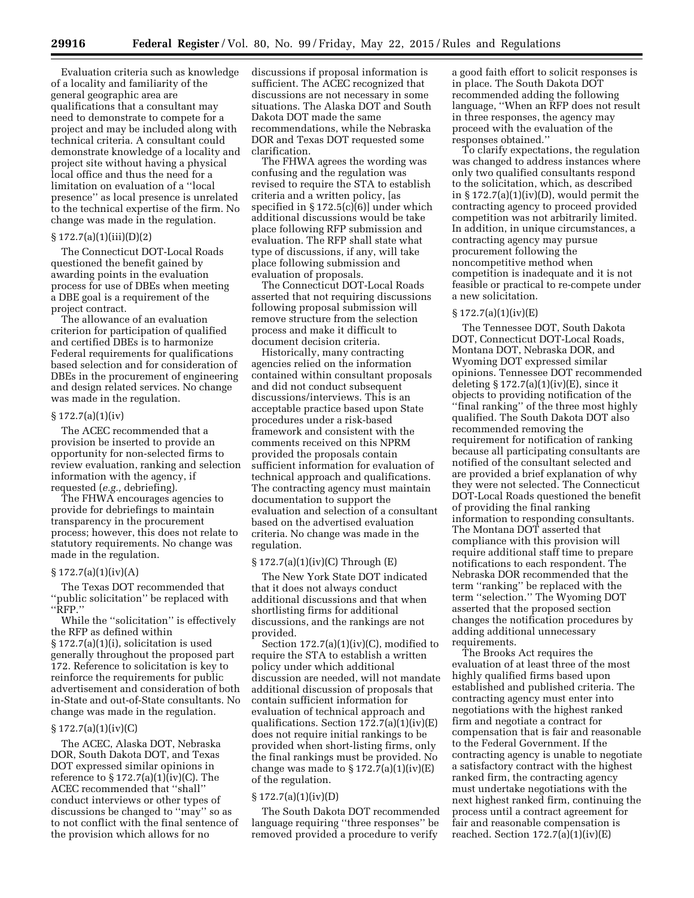Evaluation criteria such as knowledge of a locality and familiarity of the general geographic area are qualifications that a consultant may need to demonstrate to compete for a project and may be included along with technical criteria. A consultant could demonstrate knowledge of a locality and project site without having a physical local office and thus the need for a limitation on evaluation of a ''local presence'' as local presence is unrelated to the technical expertise of the firm. No change was made in the regulation.

### § 172.7(a)(1)(iii)(D)(2)

The Connecticut DOT-Local Roads questioned the benefit gained by awarding points in the evaluation process for use of DBEs when meeting a DBE goal is a requirement of the project contract.

The allowance of an evaluation criterion for participation of qualified and certified DBEs is to harmonize Federal requirements for qualifications based selection and for consideration of DBEs in the procurement of engineering and design related services. No change was made in the regulation.

### § 172.7(a)(1)(iv)

The ACEC recommended that a provision be inserted to provide an opportunity for non-selected firms to review evaluation, ranking and selection information with the agency, if requested (*e.g.,* debriefing).

The FHWA encourages agencies to provide for debriefings to maintain transparency in the procurement process; however, this does not relate to statutory requirements. No change was made in the regulation.

### § 172.7(a)(1)(iv)(A)

The Texas DOT recommended that ''public solicitation'' be replaced with ''RFP.''

While the ''solicitation'' is effectively the RFP as defined within § 172.7(a)(1)(i), solicitation is used generally throughout the proposed part 172. Reference to solicitation is key to reinforce the requirements for public advertisement and consideration of both in-State and out-of-State consultants. No change was made in the regulation.

### § 172.7(a)(1)(iv)(C)

The ACEC, Alaska DOT, Nebraska DOR, South Dakota DOT, and Texas DOT expressed similar opinions in reference to § 172.7(a)(1)(iv)(C). The ACEC recommended that ''shall'' conduct interviews or other types of discussions be changed to ''may'' so as to not conflict with the final sentence of the provision which allows for no discussions if proposal information is sufficient. The ACEC recognized that discussions are not necessary in some situations. The Alaska DOT and South Dakota DOT made the same recommendations, while the Nebraska DOR and Texas DOT requested some clarification.

The FHWA agrees the wording was confusing and the regulation was revised to require the STA to establish criteria and a written policy, [as specified in § 172.5(c)(6)] under which additional discussions would be take place following RFP submission and evaluation. The RFP shall state what type of discussions, if any, will take place following submission and evaluation of proposals.

The Connecticut DOT-Local Roads asserted that not requiring discussions following proposal submission will remove structure from the selection process and make it difficult to document decision criteria.

Historically, many contracting agencies relied on the information contained within consultant proposals and did not conduct subsequent discussions/interviews. This is an acceptable practice based upon State procedures under a risk-based framework and consistent with the comments received on this NPRM provided the proposals contain sufficient information for evaluation of technical approach and qualifications. The contracting agency must maintain documentation to support the evaluation and selection of a consultant based on the advertised evaluation criteria. No change was made in the regulation.

### § 172.7(a)(1)(iv)(C) Through (E)

The New York State DOT indicated that it does not always conduct additional discussions and that when shortlisting firms for additional discussions, and the rankings are not provided.

Section 172.7(a)(1)(iv)(C), modified to require the STA to establish a written policy under which additional discussion are needed, will not mandate additional discussion of proposals that contain sufficient information for evaluation of technical approach and qualifications. Section 172.7(a)(1)(iv)(E) does not require initial rankings to be provided when short-listing firms, only the final rankings must be provided. No change was made to § 172.7(a)(1)(iv)(E) of the regulation.

### § 172.7(a)(1)(iv)(D)

The South Dakota DOT recommended language requiring ''three responses'' be removed provided a procedure to verify a good faith effort to solicit responses is in place. The South Dakota DOT recommended adding the following language, ''When an RFP does not result in three responses, the agency may proceed with the evaluation of the responses obtained.''

To clarify expectations, the regulation was changed to address instances where only two qualified consultants respond to the solicitation, which, as described in § 172.7(a)(1)(iv)(D), would permit the contracting agency to proceed provided competition was not arbitrarily limited. In addition, in unique circumstances, a contracting agency may pursue procurement following the noncompetitive method when competition is inadequate and it is not feasible or practical to re-compete under a new solicitation.

### § 172.7(a)(1)(iv)(E)

The Tennessee DOT, South Dakota DOT, Connecticut DOT-Local Roads, Montana DOT, Nebraska DOR, and Wyoming DOT expressed similar opinions. Tennessee DOT recommended deleting § 172.7(a)(1)(iv)(E), since it objects to providing notification of the ''final ranking'' of the three most highly qualified. The South Dakota DOT also recommended removing the requirement for notification of ranking because all participating consultants are notified of the consultant selected and are provided a brief explanation of why they were not selected. The Connecticut DOT-Local Roads questioned the benefit of providing the final ranking information to responding consultants. The Montana DOT asserted that compliance with this provision will require additional staff time to prepare notifications to each respondent. The Nebraska DOR recommended that the term ''ranking'' be replaced with the term ''selection.'' The Wyoming DOT asserted that the proposed section changes the notification procedures by adding additional unnecessary requirements.

The Brooks Act requires the evaluation of at least three of the most highly qualified firms based upon established and published criteria. The contracting agency must enter into negotiations with the highest ranked firm and negotiate a contract for compensation that is fair and reasonable to the Federal Government. If the contracting agency is unable to negotiate a satisfactory contract with the highest ranked firm, the contracting agency must undertake negotiations with the next highest ranked firm, continuing the process until a contract agreement for fair and reasonable compensation is reached. Section 172.7(a)(1)(iv)(E)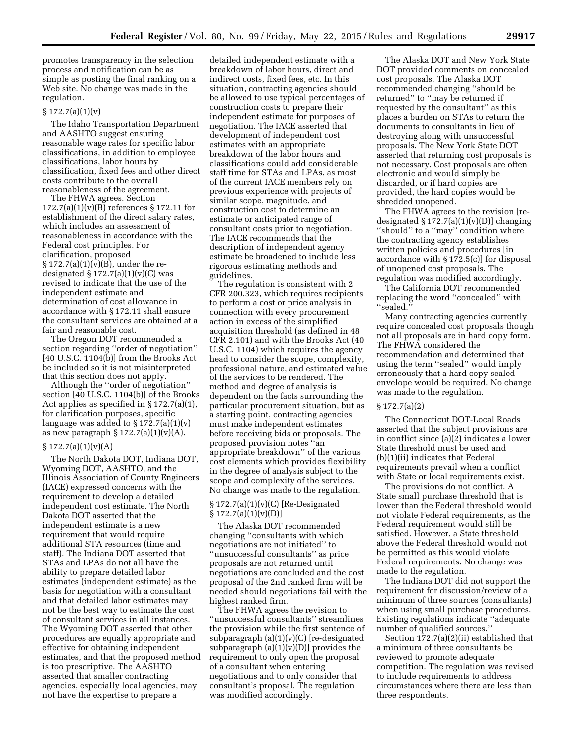promotes transparency in the selection process and notification can be as simple as posting the final ranking on a Web site. No change was made in the regulation.

§ 172.7(a)(1)(v)

The Idaho Transportation Department and AASHTO suggest ensuring reasonable wage rates for specific labor classifications, in addition to employee classifications, labor hours by classification, fixed fees and other direct costs contribute to the overall reasonableness of the agreement.

The FHWA agrees. Section 172.7(a)(1)(v)(B) references § 172.11 for establishment of the direct salary rates, which includes an assessment of reasonableness in accordance with the Federal cost principles. For clarification, proposed § 172.7(a)(1)(v)(B), under the re-designated § 172.7(a)(1)(v)(C) was revised to indicate that the use of the independent estimate and determination of cost allowance in accordance with § 172.11 shall ensure the consultant services are obtained at a fair and reasonable cost.

The Oregon DOT recommended a section regarding ''order of negotiation'' [40 U.S.C. 1104(b)] from the Brooks Act be included so it is not misinterpreted that this section does not apply.

Although the ''order of negotiation'' section [40 U.S.C. 1104(b)] of the Brooks Act applies as specified in § 172.7(a)(1), for clarification purposes, specific language was added to § 172.7(a)(1)(v) as new paragraph § 172.7(a)(1)(v)(A).

§ 172.7(a)(1)(v)(A)

The North Dakota DOT, Indiana DOT, Wyoming DOT, AASHTO, and the Illinois Association of County Engineers (IACE) expressed concerns with the requirement to develop a detailed independent cost estimate. The North Dakota DOT asserted that the independent estimate is a new requirement that would require additional STA resources (time and staff). The Indiana DOT asserted that STAs and LPAs do not all have the ability to prepare detailed labor estimates (independent estimate) as the basis for negotiation with a consultant and that detailed labor estimates may not be the best way to estimate the cost of consultant services in all instances. The Wyoming DOT asserted that other procedures are equally appropriate and effective for obtaining independent estimates, and that the proposed method is too prescriptive. The AASHTO asserted that smaller contracting agencies, especially local agencies, may not have the expertise to prepare a detailed independent estimate with a breakdown of labor hours, direct and indirect costs, fixed fees, etc. In this situation, contracting agencies should be allowed to use typical percentages of construction costs to prepare their independent estimate for purposes of negotiation. The IACE asserted that development of independent cost estimates with an appropriate breakdown of the labor hours and classifications could add considerable staff time for STAs and LPAs, as most of the current IACE members rely on previous experience with projects of similar scope, magnitude, and construction cost to determine an estimate or anticipated range of consultant costs prior to negotiation. The IACE recommends that the description of independent agency estimate be broadened to include less rigorous estimating methods and guidelines.

The regulation is consistent with 2 CFR 200.323, which requires recipients to perform a cost or price analysis in connection with every procurement action in excess of the simplified acquisition threshold (as defined in 48 CFR 2.101) and with the Brooks Act (40 U.S.C. 1104) which requires the agency head to consider the scope, complexity, professional nature, and estimated value of the services to be rendered. The method and degree of analysis is dependent on the facts surrounding the particular procurement situation, but as a starting point, contracting agencies must make independent estimates before receiving bids or proposals. The proposed provision notes ''an appropriate breakdown'' of the various cost elements which provides flexibility in the degree of analysis subject to the scope and complexity of the services. No change was made to the regulation.

§ 172.7(a)(1)(v)(C) [Re-Designated § 172.7(a)(1)(v)(D)]

The Alaska DOT recommended changing ''consultants with which negotiations are not initiated'' to ''unsuccessful consultants'' as price proposals are not returned until negotiations are concluded and the cost proposal of the 2nd ranked firm will be needed should negotiations fail with the highest ranked firm.

The FHWA agrees the revision to ''unsuccessful consultants'' streamlines the provision while the first sentence of subparagraph (a)(1)(v)(C) [re-designated subparagraph (a)(1)(v)(D)] provides the requirement to only open the proposal of a consultant when entering negotiations and to only consider that consultant's proposal. The regulation was modified accordingly.

The Alaska DOT and New York State DOT provided comments on concealed cost proposals. The Alaska DOT recommended changing ''should be returned'' to ''may be returned if requested by the consultant'' as this places a burden on STAs to return the documents to consultants in lieu of destroying along with unsuccessful proposals. The New York State DOT asserted that returning cost proposals is not necessary. Cost proposals are often electronic and would simply be discarded, or if hard copies are provided, the hard copies would be shredded unopened.

The FHWA agrees to the revision [re-designated § 172.7(a)(1)(v)(D)] changing ''should'' to a ''may'' condition where the contracting agency establishes written policies and procedures [in accordance with § 172.5(c)] for disposal of unopened cost proposals. The regulation was modified accordingly.

The California DOT recommended replacing the word ''concealed'' with ''sealed.''

Many contracting agencies currently require concealed cost proposals though not all proposals are in hard copy form. The FHWA considered the recommendation and determined that using the term ''sealed'' would imply erroneously that a hard copy sealed envelope would be required. No change was made to the regulation.

§ 172.7(a)(2)

The Connecticut DOT-Local Roads asserted that the subject provisions are in conflict since (a)(2) indicates a lower State threshold must be used and (b)(1)(ii) indicates that Federal requirements prevail when a conflict with State or local requirements exist.

The provisions do not conflict. A State small purchase threshold that is lower than the Federal threshold would not violate Federal requirements, as the Federal requirement would still be satisfied. However, a State threshold above the Federal threshold would not be permitted as this would violate Federal requirements. No change was made to the regulation.

The Indiana DOT did not support the requirement for discussion/review of a minimum of three sources (consultants) when using small purchase procedures. Existing regulations indicate ''adequate number of qualified sources.''

Section 172.7(a)(2)(ii) established that a minimum of three consultants be reviewed to promote adequate competition. The regulation was revised to include requirements to address circumstances where there are less than three respondents.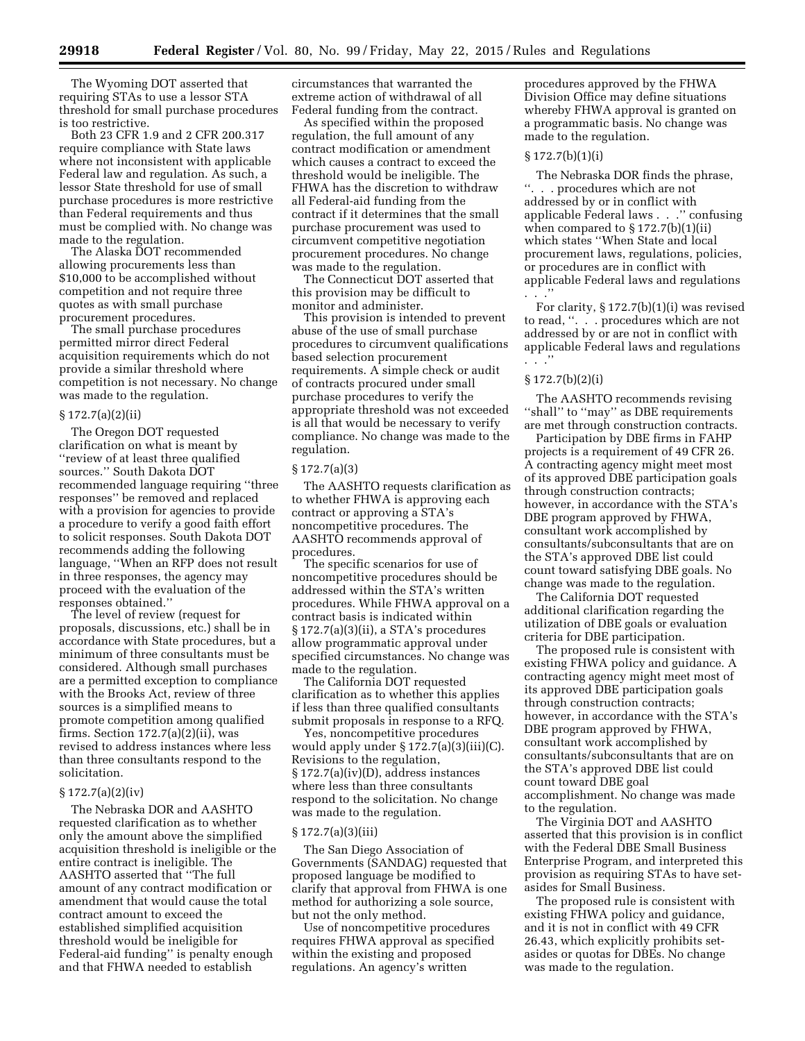The Wyoming DOT asserted that requiring STAs to use a lessor STA threshold for small purchase procedures is too restrictive.

Both 23 CFR 1.9 and 2 CFR 200.317 require compliance with State laws where not inconsistent with applicable Federal law and regulation. As such, a lessor State threshold for use of small purchase procedures is more restrictive than Federal requirements and thus must be complied with. No change was made to the regulation.

The Alaska DOT recommended allowing procurements less than $10,000 to be accomplished without competition and not require three quotes as with small purchase procurement procedures.

The small purchase procedures permitted mirror direct Federal acquisition requirements which do not provide a similar threshold where competition is not necessary. No change was made to the regulation.

### § 172.7(a)(2)(ii)

The Oregon DOT requested clarification on what is meant by ''review of at least three qualified sources.'' South Dakota DOT recommended language requiring ''three responses'' be removed and replaced with a provision for agencies to provide a procedure to verify a good faith effort to solicit responses. South Dakota DOT recommends adding the following language, ''When an RFP does not result in three responses, the agency may proceed with the evaluation of the responses obtained.''

The level of review (request for proposals, discussions, etc.) shall be in accordance with State procedures, but a minimum of three consultants must be considered. Although small purchases are a permitted exception to compliance with the Brooks Act, review of three sources is a simplified means to promote competition among qualified firms. Section 172.7(a)(2)(ii), was revised to address instances where less than three consultants respond to the solicitation.

### § 172.7(a)(2)(iv)

The Nebraska DOR and AASHTO requested clarification as to whether only the amount above the simplified acquisition threshold is ineligible or the entire contract is ineligible. The AASHTO asserted that ''The full amount of any contract modification or amendment that would cause the total contract amount to exceed the established simplified acquisition threshold would be ineligible for Federal-aid funding'' is penalty enough and that FHWA needed to establish circumstances that warranted the extreme action of withdrawal of all Federal funding from the contract.

As specified within the proposed regulation, the full amount of any contract modification or amendment which causes a contract to exceed the threshold would be ineligible. The FHWA has the discretion to withdraw all Federal-aid funding from the contract if it determines that the small purchase procurement was used to circumvent competitive negotiation procurement procedures. No change was made to the regulation.

The Connecticut DOT asserted that this provision may be difficult to monitor and administer.

This provision is intended to prevent abuse of the use of small purchase procedures to circumvent qualifications based selection procurement requirements. A simple check or audit of contracts procured under small purchase procedures to verify the appropriate threshold was not exceeded is all that would be necessary to verify compliance. No change was made to the regulation.

### § 172.7(a)(3)

The AASHTO requests clarification as to whether FHWA is approving each contract or approving a STA's noncompetitive procedures. The AASHTO recommends approval of procedures.

The specific scenarios for use of noncompetitive procedures should be addressed within the STA's written procedures. While FHWA approval on a contract basis is indicated within § 172.7(a)(3)(ii), a STA's procedures allow programmatic approval under specified circumstances. No change was made to the regulation.

The California DOT requested clarification as to whether this applies if less than three qualified consultants submit proposals in response to a RFQ.

Yes, noncompetitive procedures would apply under § 172.7(a)(3)(iii)(C). Revisions to the regulation, § 172.7(a)(iv)(D), address instances where less than three consultants respond to the solicitation. No change was made to the regulation.

### § 172.7(a)(3)(iii)

The San Diego Association of Governments (SANDAG) requested that proposed language be modified to clarify that approval from FHWA is one method for authorizing a sole source, but not the only method.

Use of noncompetitive procedures requires FHWA approval as specified within the existing and proposed regulations. An agency's written procedures approved by the FHWA Division Office may define situations whereby FHWA approval is granted on a programmatic basis. No change was made to the regulation.

### § 172.7(b)(1)(i)

The Nebraska DOR finds the phrase, ''. . . procedures which are not addressed by or in conflict with applicable Federal laws . . .'' confusing when compared to § 172.7(b)(1)(ii) which states ''When State and local procurement laws, regulations, policies, or procedures are in conflict with applicable Federal laws and regulations . . .''

For clarity, § 172.7(b)(1)(i) was revised to read, ''. . . procedures which are not addressed by or are not in conflict with applicable Federal laws and regulations . . .''

### § 172.7(b)(2)(i)

The AASHTO recommends revising ''shall'' to ''may'' as DBE requirements are met through construction contracts.

Participation by DBE firms in FAHP projects is a requirement of 49 CFR 26. A contracting agency might meet most of its approved DBE participation goals through construction contracts; however, in accordance with the STA's DBE program approved by FHWA, consultant work accomplished by consultants/subconsultants that are on the STA's approved DBE list could count toward satisfying DBE goals. No change was made to the regulation.

The California DOT requested additional clarification regarding the utilization of DBE goals or evaluation criteria for DBE participation.

The proposed rule is consistent with existing FHWA policy and guidance. A contracting agency might meet most of its approved DBE participation goals through construction contracts; however, in accordance with the STA's DBE program approved by FHWA, consultant work accomplished by consultants/subconsultants that are on the STA's approved DBE list could count toward DBE goal accomplishment. No change was made to the regulation.

The Virginia DOT and AASHTO asserted that this provision is in conflict with the Federal DBE Small Business Enterprise Program, and interpreted this provision as requiring STAs to have set-asides for Small Business.

The proposed rule is consistent with existing FHWA policy and guidance, and it is not in conflict with 49 CFR 26.43, which explicitly prohibits set-asides or quotas for DBEs. No change was made to the regulation.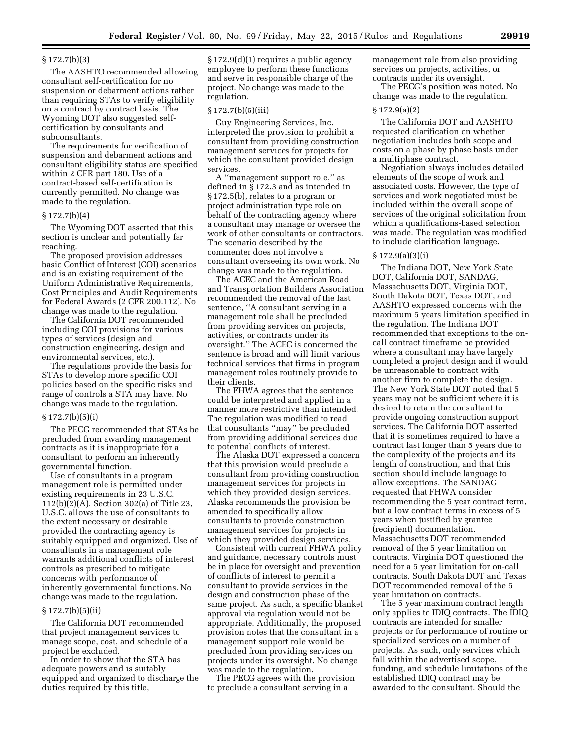### § 172.7(b)(3)

The AASHTO recommended allowing consultant self-certification for no suspension or debarment actions rather than requiring STAs to verify eligibility on a contract by contract basis. The Wyoming DOT also suggested self-certification by consultants and subconsultants.

The requirements for verification of suspension and debarment actions and consultant eligibility status are specified within 2 CFR part 180. Use of a contract-based self-certification is currently permitted. No change was made to the regulation.

### § 172.7(b)(4)

The Wyoming DOT asserted that this section is unclear and potentially far reaching.

The proposed provision addresses basic Conflict of Interest (COI) scenarios and is an existing requirement of the Uniform Administrative Requirements, Cost Principles and Audit Requirements for Federal Awards (2 CFR 200.112). No change was made to the regulation.

The California DOT recommended including COI provisions for various types of services (design and construction engineering, design and environmental services, etc.).

The regulations provide the basis for STAs to develop more specific COI policies based on the specific risks and range of controls a STA may have. No change was made to the regulation.

### § 172.7(b)(5)(i)

The PECG recommended that STAs be precluded from awarding management contracts as it is inappropriate for a consultant to perform an inherently governmental function.

Use of consultants in a program management role is permitted under existing requirements in 23 U.S.C. 112(b)(2)(A). Section 302(a) of Title 23, U.S.C. allows the use of consultants to the extent necessary or desirable provided the contracting agency is suitably equipped and organized. Use of consultants in a management role warrants additional conflicts of interest controls as prescribed to mitigate concerns with performance of inherently governmental functions. No change was made to the regulation.

### § 172.7(b)(5)(ii)

The California DOT recommended that project management services to manage scope, cost, and schedule of a project be excluded.

In order to show that the STA has adequate powers and is suitably equipped and organized to discharge the duties required by this title, § 172.9(d)(1) requires a public agency employee to perform these functions and serve in responsible charge of the project. No change was made to the regulation.

### § 172.7(b)(5)(iii)

Guy Engineering Services, Inc. interpreted the provision to prohibit a consultant from providing construction management services for projects for which the consultant provided design services.

A "management support role," as defined in § 172.3 and as intended in § 172.5(b), relates to a program or project administration type role on behalf of the contracting agency where a consultant may manage or oversee the work of other consultants or contractors. The scenario described by the commenter does not involve a consultant overseeing its own work. No change was made to the regulation.

The ACEC and the American Road and Transportation Builders Association recommended the removal of the last sentence, "A consultant serving in a management role shall be precluded from providing services on projects, activities, or contracts under its oversight." The ACEC is concerned the sentence is broad and will limit various technical services that firms in program management roles routinely provide to their clients.

The FHWA agrees that the sentence could be interpreted and applied in a manner more restrictive than intended. The regulation was modified to read that consultants "may" be precluded from providing additional services due to potential conflicts of interest.

The Alaska DOT expressed a concern that this provision would preclude a consultant from providing construction management services for projects in which they provided design services. Alaska recommends the provision be amended to specifically allow consultants to provide construction management services for projects in which they provided design services.

Consistent with current FHWA policy and guidance, necessary controls must be in place for oversight and prevention of conflicts of interest to permit a consultant to provide services in the design and construction phase of the same project. As such, a specific blanket approval via regulation would not be appropriate. Additionally, the proposed provision notes that the consultant in a management support role would be precluded from providing services on projects under its oversight. No change was made to the regulation.

The PECG agrees with the provision to preclude a consultant serving in a management role from also providing services on projects, activities, or contracts under its oversight.

The PECG's position was noted. No change was made to the regulation.

### § 172.9(a)(2)

The California DOT and AASHTO requested clarification on whether negotiation includes both scope and costs on a phase by phase basis under a multiphase contract.

Negotiation always includes detailed elements of the scope of work and associated costs. However, the type of services and work negotiated must be included within the overall scope of services of the original solicitation from which a qualifications-based selection was made. The regulation was modified to include clarification language.

### § 172.9(a)(3)(i)

The Indiana DOT, New York State DOT, California DOT, SANDAG, Massachusetts DOT, Virginia DOT, South Dakota DOT, Texas DOT, and AASHTO expressed concerns with the maximum 5 years limitation specified in the regulation. The Indiana DOT recommended that exceptions to the on-call contract timeframe be provided where a consultant may have largely completed a project design and it would be unreasonable to contract with another firm to complete the design. The New York State DOT noted that 5 years may not be sufficient where it is desired to retain the consultant to provide ongoing construction support services. The California DOT asserted that it is sometimes required to have a contract last longer than 5 years due to the complexity of the projects and its length of construction, and that this section should include language to allow exceptions. The SANDAG requested that FHWA consider recommending the 5 year contract term, but allow contract terms in excess of 5 years when justified by grantee (recipient) documentation. Massachusetts DOT recommended removal of the 5 year limitation on contracts. Virginia DOT questioned the need for a 5 year limitation for on-call contracts. South Dakota DOT and Texas DOT recommended removal of the 5 year limitation on contracts.

The 5 year maximum contract length only applies to IDIQ contracts. The IDIQ contracts are intended for smaller projects or for performance of routine or specialized services on a number of projects. As such, only services which fall within the advertised scope, funding, and schedule limitations of the established IDIQ contract may be awarded to the consultant. Should the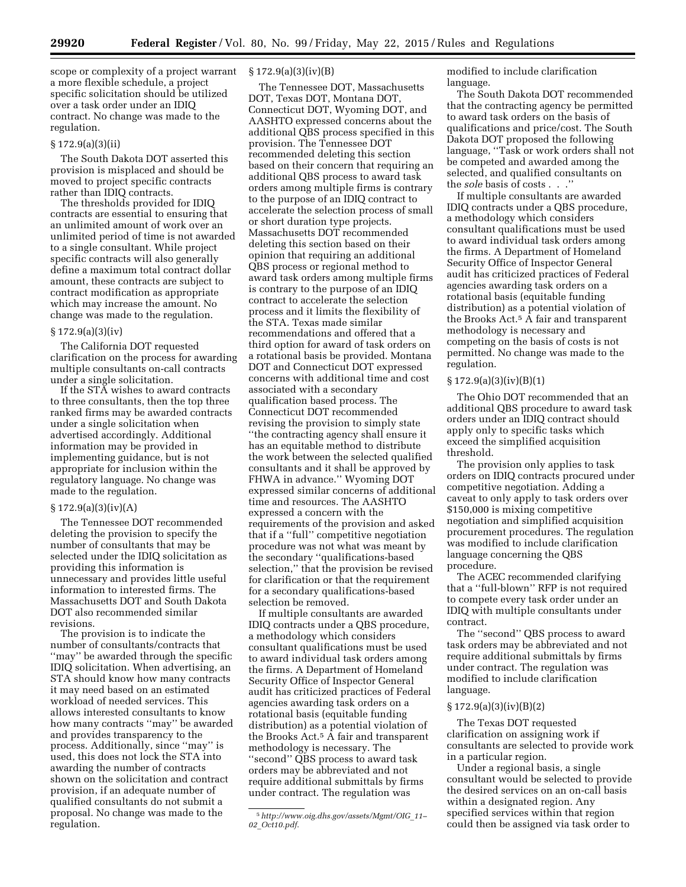scope or complexity of a project warrant a more flexible schedule, a project specific solicitation should be utilized over a task order under an IDIQ contract. No change was made to the regulation.

### § 172.9(a)(3)(ii)

The South Dakota DOT asserted this provision is misplaced and should be moved to project specific contracts rather than IDIQ contracts.

The thresholds provided for IDIQ contracts are essential to ensuring that an unlimited amount of work over an unlimited period of time is not awarded to a single consultant. While project specific contracts will also generally define a maximum total contract dollar amount, these contracts are subject to contract modification as appropriate which may increase the amount. No change was made to the regulation.

### § 172.9(a)(3)(iv)

The California DOT requested clarification on the process for awarding multiple consultants on-call contracts under a single solicitation.

If the STA wishes to award contracts to three consultants, then the top three ranked firms may be awarded contracts under a single solicitation when advertised accordingly. Additional information may be provided in implementing guidance, but is not appropriate for inclusion within the regulatory language. No change was made to the regulation.

### § 172.9(a)(3)(iv)(A)

The Tennessee DOT recommended deleting the provision to specify the number of consultants that may be selected under the IDIQ solicitation as providing this information is unnecessary and provides little useful information to interested firms. The Massachusetts DOT and South Dakota DOT also recommended similar revisions.

The provision is to indicate the number of consultants/contracts that "may" be awarded through the specific IDIQ solicitation. When advertising, an STA should know how many contracts it may need based on an estimated workload of needed services. This allows interested consultants to know how many contracts "may" be awarded and provides transparency to the process. Additionally, since "may" is used, this does not lock the STA into awarding the number of contracts shown on the solicitation and contract provision, if an adequate number of qualified consultants do not submit a proposal. No change was made to the regulation.

### § 172.9(a)(3)(iv)(B)

The Tennessee DOT, Massachusetts DOT, Texas DOT, Montana DOT, Connecticut DOT, Wyoming DOT, and AASHTO expressed concerns about the additional QBS process specified in this provision. The Tennessee DOT recommended deleting this section based on their concern that requiring an additional QBS process to award task orders among multiple firms is contrary to the purpose of an IDIQ contract to accelerate the selection process of small or short duration type projects. Massachusetts DOT recommended deleting this section based on their opinion that requiring an additional QBS process or regional method to award task orders among multiple firms is contrary to the purpose of an IDIQ contract to accelerate the selection process and it limits the flexibility of the STA. Texas made similar recommendations and offered that a third option for award of task orders on a rotational basis be provided. Montana DOT and Connecticut DOT expressed concerns with additional time and cost associated with a secondary qualification based process. The Connecticut DOT recommended revising the provision to simply state "the contracting agency shall ensure it has an equitable method to distribute the work between the selected qualified consultants and it shall be approved by FHWA in advance." Wyoming DOT expressed similar concerns of additional time and resources. The AASHTO expressed a concern with the requirements of the provision and asked that if a "full" competitive negotiation procedure was not what was meant by the secondary "qualifications-based selection," that the provision be revised for clarification or that the requirement for a secondary qualifications-based selection be removed.

If multiple consultants are awarded IDIQ contracts under a QBS procedure, a methodology which considers consultant qualifications must be used to award individual task orders among the firms. A Department of Homeland Security Office of Inspector General audit has criticized practices of Federal agencies awarding task orders on a rotational basis (equitable funding distribution) as a potential violation of the Brooks Act.[5] A fair and transparent methodology is necessary. The "second" QBS process to award task orders may be abbreviated and not require additional submittals by firms under contract. The regulation was modified to include clarification language.

The South Dakota DOT recommended that the contracting agency be permitted to award task orders on the basis of qualifications and price/cost. The South Dakota DOT proposed the following language, "Task or work orders shall not be competed and awarded among the selected, and qualified consultants on the *sole* basis of costs . . ."

If multiple consultants are awarded IDIQ contracts under a QBS procedure, a methodology which considers consultant qualifications must be used to award individual task orders among the firms. A Department of Homeland Security Office of Inspector General audit has criticized practices of Federal agencies awarding task orders on a rotational basis (equitable funding distribution) as a potential violation of the Brooks Act.[5] A fair and transparent methodology is necessary and competing on the basis of costs is not permitted. No change was made to the regulation.

### § 172.9(a)(3)(iv)(B)(1)

The Ohio DOT recommended that an additional QBS procedure to award task orders under an IDIQ contract should apply only to specific tasks which exceed the simplified acquisition threshold.

The provision only applies to task orders on IDIQ contracts procured under competitive negotiation. Adding a caveat to only apply to task orders over $150,000 is mixing competitive negotiation and simplified acquisition procurement procedures. The regulation was modified to include clarification language concerning the QBS procedure.

The ACEC recommended clarifying that a "full-blown" RFP is not required to compete every task order under an IDIQ with multiple consultants under contract.

The "second" QBS process to award task orders may be abbreviated and not require additional submittals by firms under contract. The regulation was modified to include clarification language.

### § 172.9(a)(3)(iv)(B)(2)

The Texas DOT requested clarification on assigning work if consultants are selected to provide work in a particular region.

Under a regional basis, a single consultant would be selected to provide the desired services on an on-call basis within a designated region. Any specified services within that region could then be assigned via task order to

---

[5] *http://www.oig.dhs.gov/assets/Mgmt/OIG_11–02_Oct10.pdf.*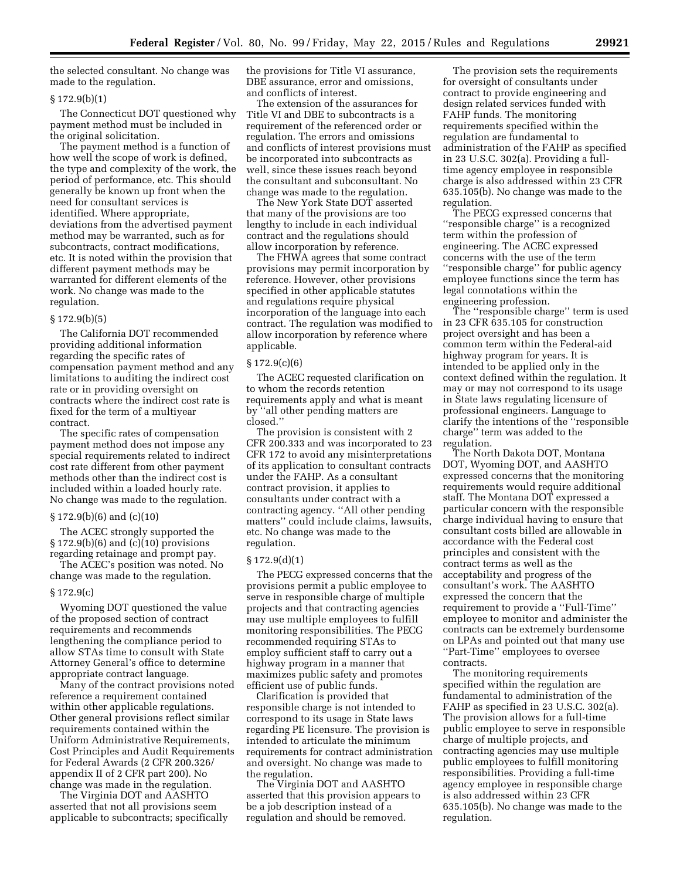the selected consultant. No change was made to the regulation.

§ 172.9(b)(1)

The Connecticut DOT questioned why payment method must be included in the original solicitation.

The payment method is a function of how well the scope of work is defined, the type and complexity of the work, the period of performance, etc. This should generally be known up front when the need for consultant services is identified. Where appropriate, deviations from the advertised payment method may be warranted, such as for subcontracts, contract modifications, etc. It is noted within the provision that different payment methods may be warranted for different elements of the work. No change was made to the regulation.

§ 172.9(b)(5)

The California DOT recommended providing additional information regarding the specific rates of compensation payment method and any limitations to auditing the indirect cost rate or in providing oversight on contracts where the indirect cost rate is fixed for the term of a multiyear contract.

The specific rates of compensation payment method does not impose any special requirements related to indirect cost rate different from other payment methods other than the indirect cost is included within a loaded hourly rate. No change was made to the regulation.

§ 172.9(b)(6) and (c)(10)

The ACEC strongly supported the § 172.9(b)(6) and (c)(10) provisions regarding retainage and prompt pay.

The ACEC's position was noted. No change was made to the regulation.

§ 172.9(c)

Wyoming DOT questioned the value of the proposed section of contract requirements and recommends lengthening the compliance period to allow STAs time to consult with State Attorney General's office to determine appropriate contract language.

Many of the contract provisions noted reference a requirement contained within other applicable regulations. Other general provisions reflect similar requirements contained within the Uniform Administrative Requirements, Cost Principles and Audit Requirements for Federal Awards (2 CFR 200.326/appendix II of 2 CFR part 200). No change was made in the regulation.

The Virginia DOT and AASHTO asserted that not all provisions seem applicable to subcontracts; specifically the provisions for Title VI assurance, DBE assurance, error and omissions, and conflicts of interest.

The extension of the assurances for Title VI and DBE to subcontracts is a requirement of the referenced order or regulation. The errors and omissions and conflicts of interest provisions must be incorporated into subcontracts as well, since these issues reach beyond the consultant and subconsultant. No change was made to the regulation.

The New York State DOT asserted that many of the provisions are too lengthy to include in each individual contract and the regulations should allow incorporation by reference.

The FHWA agrees that some contract provisions may permit incorporation by reference. However, other provisions specified in other applicable statutes and regulations require physical incorporation of the language into each contract. The regulation was modified to allow incorporation by reference where applicable.

§ 172.9(c)(6)

The ACEC requested clarification on to whom the records retention requirements apply and what is meant by "all other pending matters are closed."

The provision is consistent with 2 CFR 200.333 and was incorporated to 23 CFR 172 to avoid any misinterpretations of its application to consultant contracts under the FAHP. As a consultant contract provision, it applies to consultants under contract with a contracting agency. "All other pending matters" could include claims, lawsuits, etc. No change was made to the regulation.

§ 172.9(d)(1)

The PECG expressed concerns that the provisions permit a public employee to serve in responsible charge of multiple projects and that contracting agencies may use multiple employees to fulfill monitoring responsibilities. The PECG recommended requiring STAs to employ sufficient staff to carry out a highway program in a manner that maximizes public safety and promotes efficient use of public funds.

Clarification is provided that responsible charge is not intended to correspond to its usage in State laws regarding PE licensure. The provision is intended to articulate the minimum requirements for contract administration and oversight. No change was made to the regulation.

The Virginia DOT and AASHTO asserted that this provision appears to be a job description instead of a regulation and should be removed.

The provision sets the requirements for oversight of consultants under contract to provide engineering and design related services funded with FAHP funds. The monitoring requirements specified within the regulation are fundamental to administration of the FAHP as specified in 23 U.S.C. 302(a). Providing a full-time agency employee in responsible charge is also addressed within 23 CFR 635.105(b). No change was made to the regulation.

The PECG expressed concerns that "responsible charge" is a recognized term within the profession of engineering. The ACEC expressed concerns with the use of the term "responsible charge" for public agency employee functions since the term has legal connotations within the engineering profession.

The "responsible charge" term is used in 23 CFR 635.105 for construction project oversight and has been a common term within the Federal-aid highway program for years. It is intended to be applied only in the context defined within the regulation. It may or may not correspond to its usage in State laws regulating licensure of professional engineers. Language to clarify the intentions of the "responsible charge" term was added to the regulation.

The North Dakota DOT, Montana DOT, Wyoming DOT, and AASHTO expressed concerns that the monitoring requirements would require additional staff. The Montana DOT expressed a particular concern with the responsible charge individual having to ensure that consultant costs billed are allowable in accordance with the Federal cost principles and consistent with the contract terms as well as the acceptability and progress of the consultant's work. The AASHTO expressed the concern that the requirement to provide a "Full-Time" employee to monitor and administer the contracts can be extremely burdensome on LPAs and pointed out that many use "Part-Time" employees to oversee contracts.

The monitoring requirements specified within the regulation are fundamental to administration of the FAHP as specified in 23 U.S.C. 302(a). The provision allows for a full-time public employee to serve in responsible charge of multiple projects, and contracting agencies may use multiple public employees to fulfill monitoring responsibilities. Providing a full-time agency employee in responsible charge is also addressed within 23 CFR 635.105(b). No change was made to the regulation.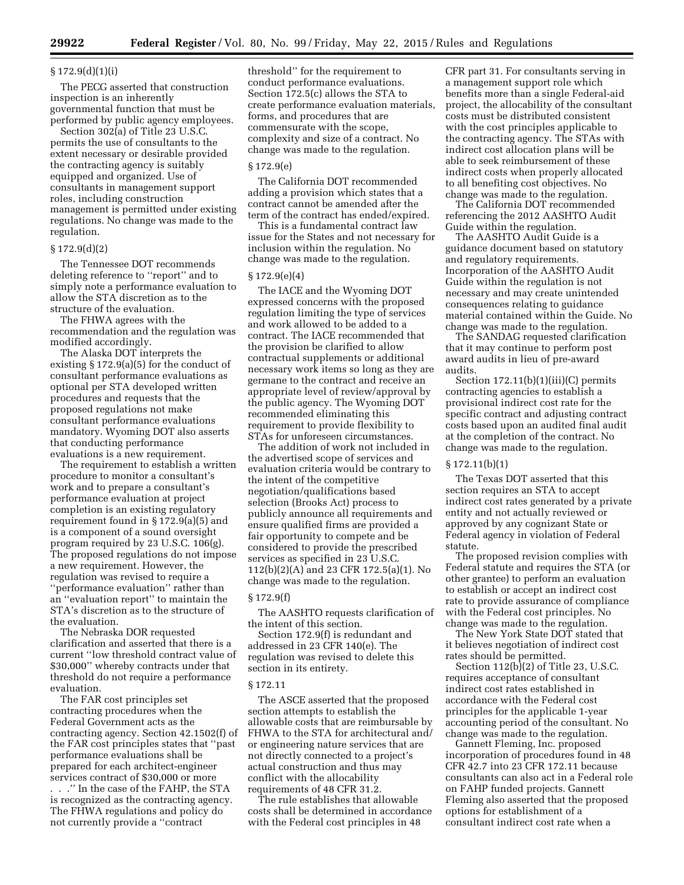§ 172.9(d)(1)(i)

The PECG asserted that construction inspection is an inherently governmental function that must be performed by public agency employees.

Section 302(a) of Title 23 U.S.C. permits the use of consultants to the extent necessary or desirable provided the contracting agency is suitably equipped and organized. Use of consultants in management support roles, including construction management is permitted under existing regulations. No change was made to the regulation.

§ 172.9(d)(2)

The Tennessee DOT recommends deleting reference to ''report'' and to simply note a performance evaluation to allow the STA discretion as to the structure of the evaluation.

The FHWA agrees with the recommendation and the regulation was modified accordingly.

The Alaska DOT interprets the existing § 172.9(a)(5) for the conduct of consultant performance evaluations as optional per STA developed written procedures and requests that the proposed regulations not make consultant performance evaluations mandatory. Wyoming DOT also asserts that conducting performance evaluations is a new requirement.

The requirement to establish a written procedure to monitor a consultant's work and to prepare a consultant's performance evaluation at project completion is an existing regulatory requirement found in § 172.9(a)(5) and is a component of a sound oversight program required by 23 U.S.C. 106(g). The proposed regulations do not impose a new requirement. However, the regulation was revised to require a ''performance evaluation'' rather than an ''evaluation report'' to maintain the STA's discretion as to the structure of the evaluation.

The Nebraska DOR requested clarification and asserted that there is a current ''low threshold contract value of $30,000'' whereby contracts under that threshold do not require a performance evaluation.

The FAR cost principles set contracting procedures when the Federal Government acts as the contracting agency. Section 42.1502(f) of the FAR cost principles states that ''past performance evaluations shall be prepared for each architect-engineer services contract of $30,000 or more . . .'' In the case of the FAHP, the STA is recognized as the contracting agency. The FHWA regulations and policy do not currently provide a ''contract threshold'' for the requirement to conduct performance evaluations. Section 172.5(c) allows the STA to create performance evaluation materials, forms, and procedures that are commensurate with the scope, complexity and size of a contract. No change was made to the regulation.

§ 172.9(e)

The California DOT recommended adding a provision which states that a contract cannot be amended after the term of the contract has ended/expired.

This is a fundamental contract law issue for the States and not necessary for inclusion within the regulation. No change was made to the regulation.

§ 172.9(e)(4)

The IACE and the Wyoming DOT expressed concerns with the proposed regulation limiting the type of services and work allowed to be added to a contract. The IACE recommended that the provision be clarified to allow contractual supplements or additional necessary work items so long as they are germane to the contract and receive an appropriate level of review/approval by the public agency. The Wyoming DOT recommended eliminating this requirement to provide flexibility to STAs for unforeseen circumstances.

The addition of work not included in the advertised scope of services and evaluation criteria would be contrary to the intent of the competitive negotiation/qualifications based selection (Brooks Act) process to publicly announce all requirements and ensure qualified firms are provided a fair opportunity to compete and be considered to provide the prescribed services as specified in 23 U.S.C. 112(b)(2)(A) and 23 CFR 172.5(a)(1). No change was made to the regulation.

§ 172.9(f)

The AASHTO requests clarification of the intent of this section.

Section 172.9(f) is redundant and addressed in 23 CFR 140(e). The regulation was revised to delete this section in its entirety.

§ 172.11

The ASCE asserted that the proposed section attempts to establish the allowable costs that are reimbursable by FHWA to the STA for architectural and/or engineering nature services that are not directly connected to a project's actual construction and thus may conflict with the allocability requirements of 48 CFR 31.2.

The rule establishes that allowable costs shall be determined in accordance with the Federal cost principles in 48 CFR part 31. For consultants serving in a management support role which benefits more than a single Federal-aid project, the allocability of the consultant costs must be distributed consistent with the cost principles applicable to the contracting agency. The STAs with indirect cost allocation plans will be able to seek reimbursement of these indirect costs when properly allocated to all benefiting cost objectives. No change was made to the regulation.

The California DOT recommended referencing the 2012 AASHTO Audit Guide within the regulation.

The AASHTO Audit Guide is a guidance document based on statutory and regulatory requirements. Incorporation of the AASHTO Audit Guide within the regulation is not necessary and may create unintended consequences relating to guidance material contained within the Guide. No change was made to the regulation.

The SANDAG requested clarification that it may continue to perform post award audits in lieu of pre-award audits.

Section 172.11(b)(1)(iii)(C) permits contracting agencies to establish a provisional indirect cost rate for the specific contract and adjusting contract costs based upon an audited final audit at the completion of the contract. No change was made to the regulation.

§ 172.11(b)(1)

The Texas DOT asserted that this section requires an STA to accept indirect cost rates generated by a private entity and not actually reviewed or approved by any cognizant State or Federal agency in violation of Federal statute.

The proposed revision complies with Federal statute and requires the STA (or other grantee) to perform an evaluation to establish or accept an indirect cost rate to provide assurance of compliance with the Federal cost principles. No change was made to the regulation.

The New York State DOT stated that it believes negotiation of indirect cost rates should be permitted.

Section 112(b)(2) of Title 23, U.S.C. requires acceptance of consultant indirect cost rates established in accordance with the Federal cost principles for the applicable 1-year accounting period of the consultant. No change was made to the regulation.

Gannett Fleming, Inc. proposed incorporation of procedures found in 48 CFR 42.7 into 23 CFR 172.11 because consultants can also act in a Federal role on FAHP funded projects. Gannett Fleming also asserted that the proposed options for establishment of a consultant indirect cost rate when a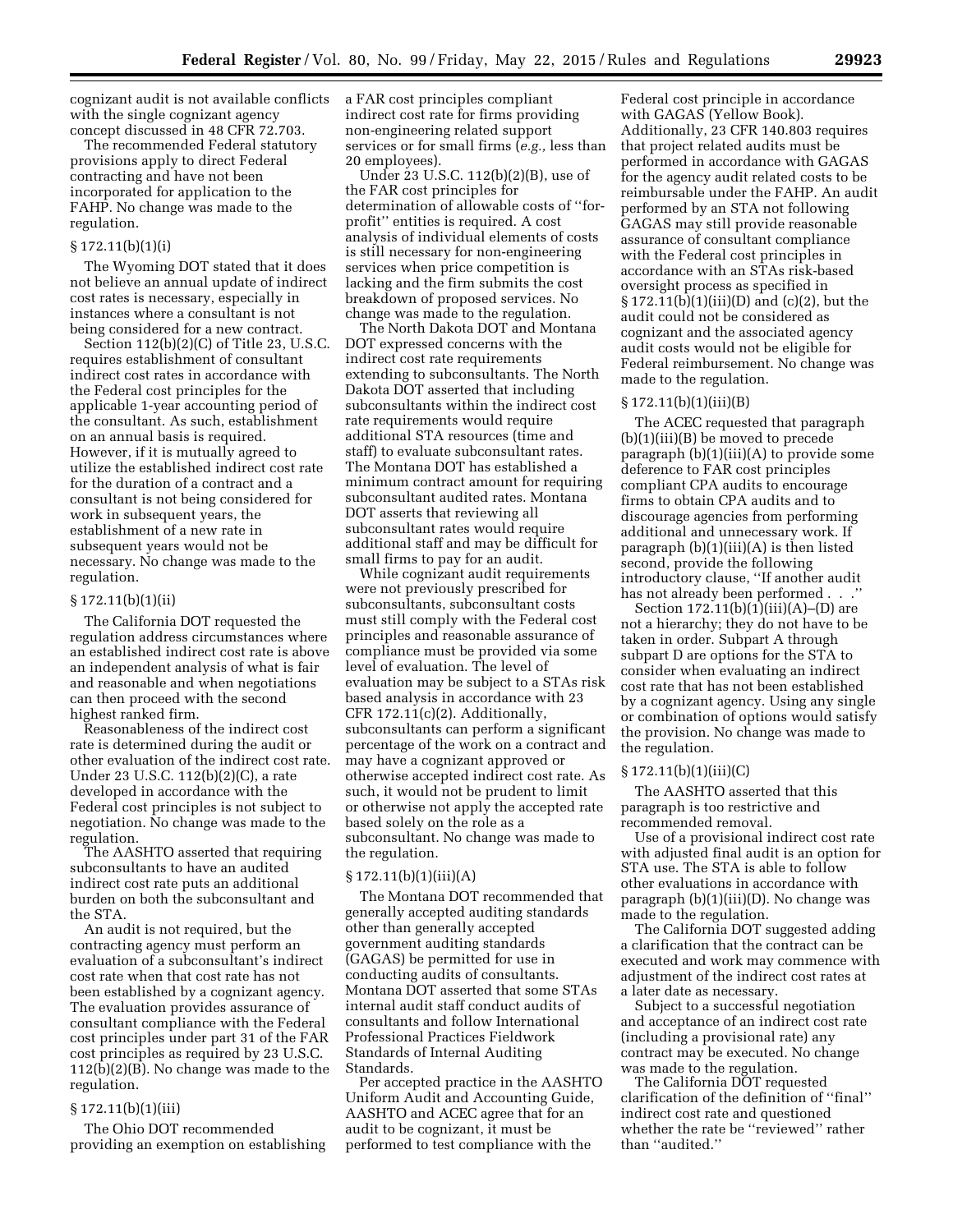cognizant audit is not available conflicts with the single cognizant agency concept discussed in 48 CFR 72.703.

The recommended Federal statutory provisions apply to direct Federal contracting and have not been incorporated for application to the FAHP. No change was made to the regulation.

### § 172.11(b)(1)(i)

The Wyoming DOT stated that it does not believe an annual update of indirect cost rates is necessary, especially in instances where a consultant is not being considered for a new contract.

Section 112(b)(2)(C) of Title 23, U.S.C. requires establishment of consultant indirect cost rates in accordance with the Federal cost principles for the applicable 1-year accounting period of the consultant. As such, establishment on an annual basis is required. However, if it is mutually agreed to utilize the established indirect cost rate for the duration of a contract and a consultant is not being considered for work in subsequent years, the establishment of a new rate in subsequent years would not be necessary. No change was made to the regulation.

### § 172.11(b)(1)(ii)

The California DOT requested the regulation address circumstances where an established indirect cost rate is above an independent analysis of what is fair and reasonable and when negotiations can then proceed with the second highest ranked firm.

Reasonableness of the indirect cost rate is determined during the audit or other evaluation of the indirect cost rate. Under 23 U.S.C. 112(b)(2)(C), a rate developed in accordance with the Federal cost principles is not subject to negotiation. No change was made to the regulation.

The AASHTO asserted that requiring subconsultants to have an audited indirect cost rate puts an additional burden on both the subconsultant and the STA.

An audit is not required, but the contracting agency must perform an evaluation of a subconsultant's indirect cost rate when that cost rate has not been established by a cognizant agency. The evaluation provides assurance of consultant compliance with the Federal cost principles under part 31 of the FAR cost principles as required by 23 U.S.C. 112(b)(2)(B). No change was made to the regulation.

### § 172.11(b)(1)(iii)

The Ohio DOT recommended providing an exemption on establishing a FAR cost principles compliant indirect cost rate for firms providing non-engineering related support services or for small firms (*e.g.,* less than 20 employees).

Under 23 U.S.C. 112(b)(2)(B), use of the FAR cost principles for determination of allowable costs of "for-profit" entities is required. A cost analysis of individual elements of costs is still necessary for non-engineering services when price competition is lacking and the firm submits the cost breakdown of proposed services. No change was made to the regulation.

The North Dakota DOT and Montana DOT expressed concerns with the indirect cost rate requirements extending to subconsultants. The North Dakota DOT asserted that including subconsultants within the indirect cost rate requirements would require additional STA resources (time and staff) to evaluate subconsultant rates. The Montana DOT has established a minimum contract amount for requiring subconsultant audited rates. Montana DOT asserts that reviewing all subconsultant rates would require additional staff and may be difficult for small firms to pay for an audit.

While cognizant audit requirements were not previously prescribed for subconsultants, subconsultant costs must still comply with the Federal cost principles and reasonable assurance of compliance must be provided via some level of evaluation. The level of evaluation may be subject to a STAs risk based analysis in accordance with 23 CFR 172.11(c)(2). Additionally, subconsultants can perform a significant percentage of the work on a contract and may have a cognizant approved or otherwise accepted indirect cost rate. As such, it would not be prudent to limit or otherwise not apply the accepted rate based solely on the role as a subconsultant. No change was made to the regulation.

### § 172.11(b)(1)(iii)(A)

The Montana DOT recommended that generally accepted auditing standards other than generally accepted government auditing standards (GAGAS) be permitted for use in conducting audits of consultants. Montana DOT asserted that some STAs internal audit staff conduct audits of consultants and follow International Professional Practices Fieldwork Standards of Internal Auditing Standards.

Per accepted practice in the AASHTO Uniform Audit and Accounting Guide, AASHTO and ACEC agree that for an audit to be cognizant, it must be performed to test compliance with the Federal cost principle in accordance with GAGAS (Yellow Book). Additionally, 23 CFR 140.803 requires that project related audits must be performed in accordance with GAGAS for the agency audit related costs to be reimbursable under the FAHP. An audit performed by an STA not following GAGAS may still provide reasonable assurance of consultant compliance with the Federal cost principles in accordance with an STAs risk-based oversight process as specified in § 172.11(b)(1)(iii)(D) and (c)(2), but the audit could not be considered as cognizant and the associated agency audit costs would not be eligible for Federal reimbursement. No change was made to the regulation.

### § 172.11(b)(1)(iii)(B)

The ACEC requested that paragraph (b)(1)(iii)(B) be moved to precede paragraph (b)(1)(iii)(A) to provide some deference to FAR cost principles compliant CPA audits to encourage firms to obtain CPA audits and to discourage agencies from performing additional and unnecessary work. If paragraph (b)(1)(iii)(A) is then listed second, provide the following introductory clause, "If another audit has not already been performed . . ."

Section 172.11(b)(1)(iii)(A)–(D) are not a hierarchy; they do not have to be taken in order. Subpart A through subpart D are options for the STA to consider when evaluating an indirect cost rate that has not been established by a cognizant agency. Using any single or combination of options would satisfy the provision. No change was made to the regulation.

### § 172.11(b)(1)(iii)(C)

The AASHTO asserted that this paragraph is too restrictive and recommended removal.

Use of a provisional indirect cost rate with adjusted final audit is an option for STA use. The STA is able to follow other evaluations in accordance with paragraph (b)(1)(iii)(D). No change was made to the regulation.

The California DOT suggested adding a clarification that the contract can be executed and work may commence with adjustment of the indirect cost rates at a later date as necessary.

Subject to a successful negotiation and acceptance of an indirect cost rate (including a provisional rate) any contract may be executed. No change was made to the regulation.

The California DOT requested clarification of the definition of "final" indirect cost rate and questioned whether the rate be "reviewed" rather than "audited."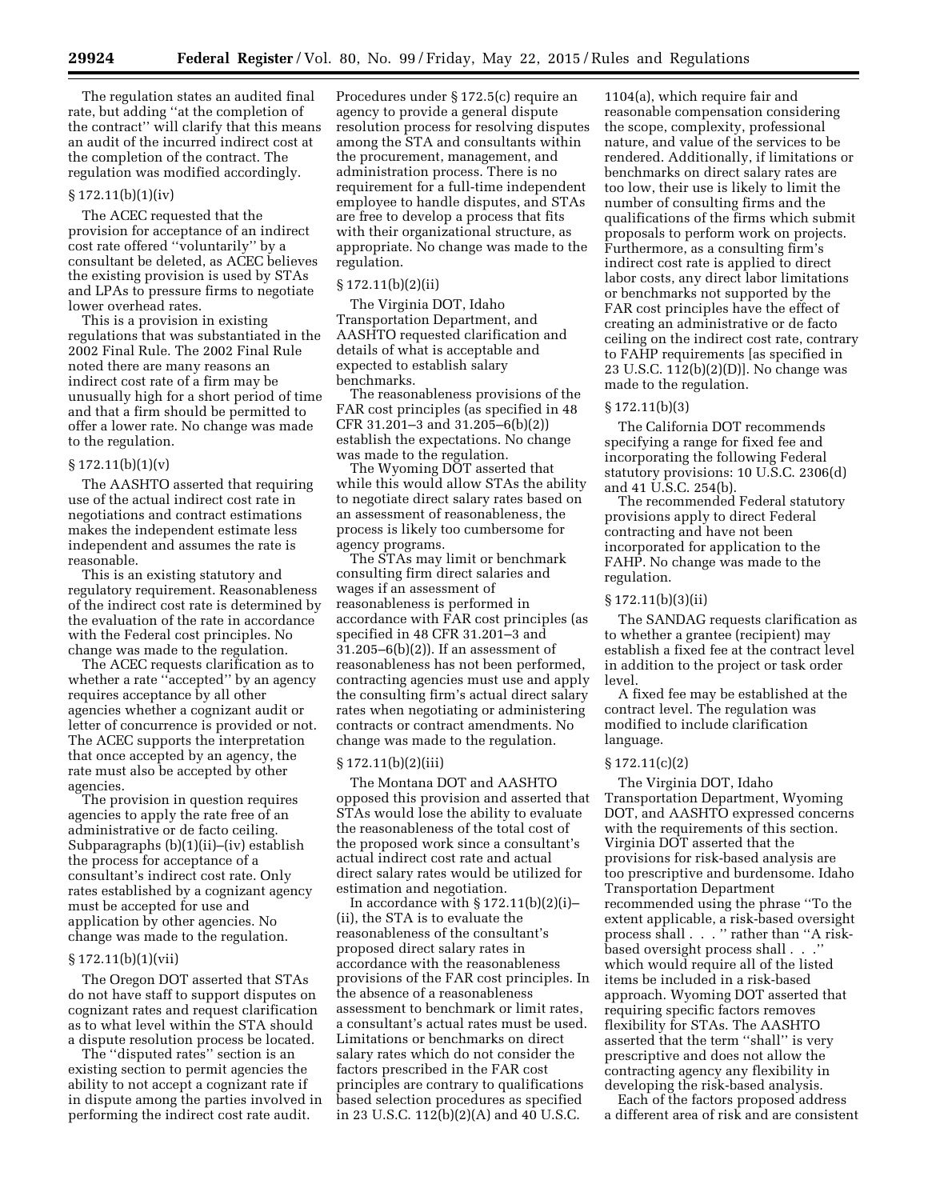The regulation states an audited final rate, but adding ''at the completion of the contract'' will clarify that this means an audit of the incurred indirect cost at the completion of the contract. The regulation was modified accordingly.

### § 172.11(b)(1)(iv)

The ACEC requested that the provision for acceptance of an indirect cost rate offered ''voluntarily'' by a consultant be deleted, as ACEC believes the existing provision is used by STAs and LPAs to pressure firms to negotiate lower overhead rates.

This is a provision in existing regulations that was substantiated in the 2002 Final Rule. The 2002 Final Rule noted there are many reasons an indirect cost rate of a firm may be unusually high for a short period of time and that a firm should be permitted to offer a lower rate. No change was made to the regulation.

### § 172.11(b)(1)(v)

The AASHTO asserted that requiring use of the actual indirect cost rate in negotiations and contract estimations makes the independent estimate less independent and assumes the rate is reasonable.

This is an existing statutory and regulatory requirement. Reasonableness of the indirect cost rate is determined by the evaluation of the rate in accordance with the Federal cost principles. No change was made to the regulation.

The ACEC requests clarification as to whether a rate ''accepted'' by an agency requires acceptance by all other agencies whether a cognizant audit or letter of concurrence is provided or not. The ACEC supports the interpretation that once accepted by an agency, the rate must also be accepted by other agencies.

The provision in question requires agencies to apply the rate free of an administrative or de facto ceiling. Subparagraphs (b)(1)(ii)–(iv) establish the process for acceptance of a consultant's indirect cost rate. Only rates established by a cognizant agency must be accepted for use and application by other agencies. No change was made to the regulation.

### § 172.11(b)(1)(vii)

The Oregon DOT asserted that STAs do not have staff to support disputes on cognizant rates and request clarification as to what level within the STA should a dispute resolution process be located.

The ''disputed rates'' section is an existing section to permit agencies the ability to not accept a cognizant rate if in dispute among the parties involved in performing the indirect cost rate audit. Procedures under § 172.5(c) require an agency to provide a general dispute resolution process for resolving disputes among the STA and consultants within the procurement, management, and administration process. There is no requirement for a full-time independent employee to handle disputes, and STAs are free to develop a process that fits with their organizational structure, as appropriate. No change was made to the regulation.

### § 172.11(b)(2)(ii)

The Virginia DOT, Idaho Transportation Department, and AASHTO requested clarification and details of what is acceptable and expected to establish salary benchmarks.

The reasonableness provisions of the FAR cost principles (as specified in 48 CFR 31.201–3 and 31.205–6(b)(2)) establish the expectations. No change was made to the regulation.

The Wyoming DOT asserted that while this would allow STAs the ability to negotiate direct salary rates based on an assessment of reasonableness, the process is likely too cumbersome for agency programs.

The STAs may limit or benchmark consulting firm direct salaries and wages if an assessment of reasonableness is performed in accordance with FAR cost principles (as specified in 48 CFR 31.201–3 and 31.205–6(b)(2)). If an assessment of reasonableness has not been performed, contracting agencies must use and apply the consulting firm's actual direct salary rates when negotiating or administering contracts or contract amendments. No change was made to the regulation.

### § 172.11(b)(2)(iii)

The Montana DOT and AASHTO opposed this provision and asserted that STAs would lose the ability to evaluate the reasonableness of the total cost of the proposed work since a consultant's actual indirect cost rate and actual direct salary rates would be utilized for estimation and negotiation.

In accordance with § 172.11(b)(2)(i)–(ii), the STA is to evaluate the reasonableness of the consultant's proposed direct salary rates in accordance with the reasonableness provisions of the FAR cost principles. In the absence of a reasonableness assessment to benchmark or limit rates, a consultant's actual rates must be used. Limitations or benchmarks on direct salary rates which do not consider the factors prescribed in the FAR cost principles are contrary to qualifications based selection procedures as specified in 23 U.S.C. 112(b)(2)(A) and 40 U.S.C. 1104(a), which require fair and reasonable compensation considering the scope, complexity, professional nature, and value of the services to be rendered. Additionally, if limitations or benchmarks on direct salary rates are too low, their use is likely to limit the number of consulting firms and the qualifications of the firms which submit proposals to perform work on projects. Furthermore, as a consulting firm's indirect cost rate is applied to direct labor costs, any direct labor limitations or benchmarks not supported by the FAR cost principles have the effect of creating an administrative or de facto ceiling on the indirect cost rate, contrary to FAHP requirements [as specified in 23 U.S.C. 112(b)(2)(D)]. No change was made to the regulation.

### § 172.11(b)(3)

The California DOT recommends specifying a range for fixed fee and incorporating the following Federal statutory provisions: 10 U.S.C. 2306(d) and 41 U.S.C. 254(b).

The recommended Federal statutory provisions apply to direct Federal contracting and have not been incorporated for application to the FAHP. No change was made to the regulation.

### § 172.11(b)(3)(ii)

The SANDAG requests clarification as to whether a grantee (recipient) may establish a fixed fee at the contract level in addition to the project or task order level.

A fixed fee may be established at the contract level. The regulation was modified to include clarification language.

### § 172.11(c)(2)

The Virginia DOT, Idaho Transportation Department, Wyoming DOT, and AASHTO expressed concerns with the requirements of this section. Virginia DOT asserted that the provisions for risk-based analysis are too prescriptive and burdensome. Idaho Transportation Department recommended using the phrase ''To the extent applicable, a risk-based oversight process shall . . . '' rather than ''A risk-based oversight process shall . . .'' which would require all of the listed items be included in a risk-based approach. Wyoming DOT asserted that requiring specific factors removes flexibility for STAs. The AASHTO asserted that the term ''shall'' is very prescriptive and does not allow the contracting agency any flexibility in developing the risk-based analysis.

Each of the factors proposed address a different area of risk and are consistent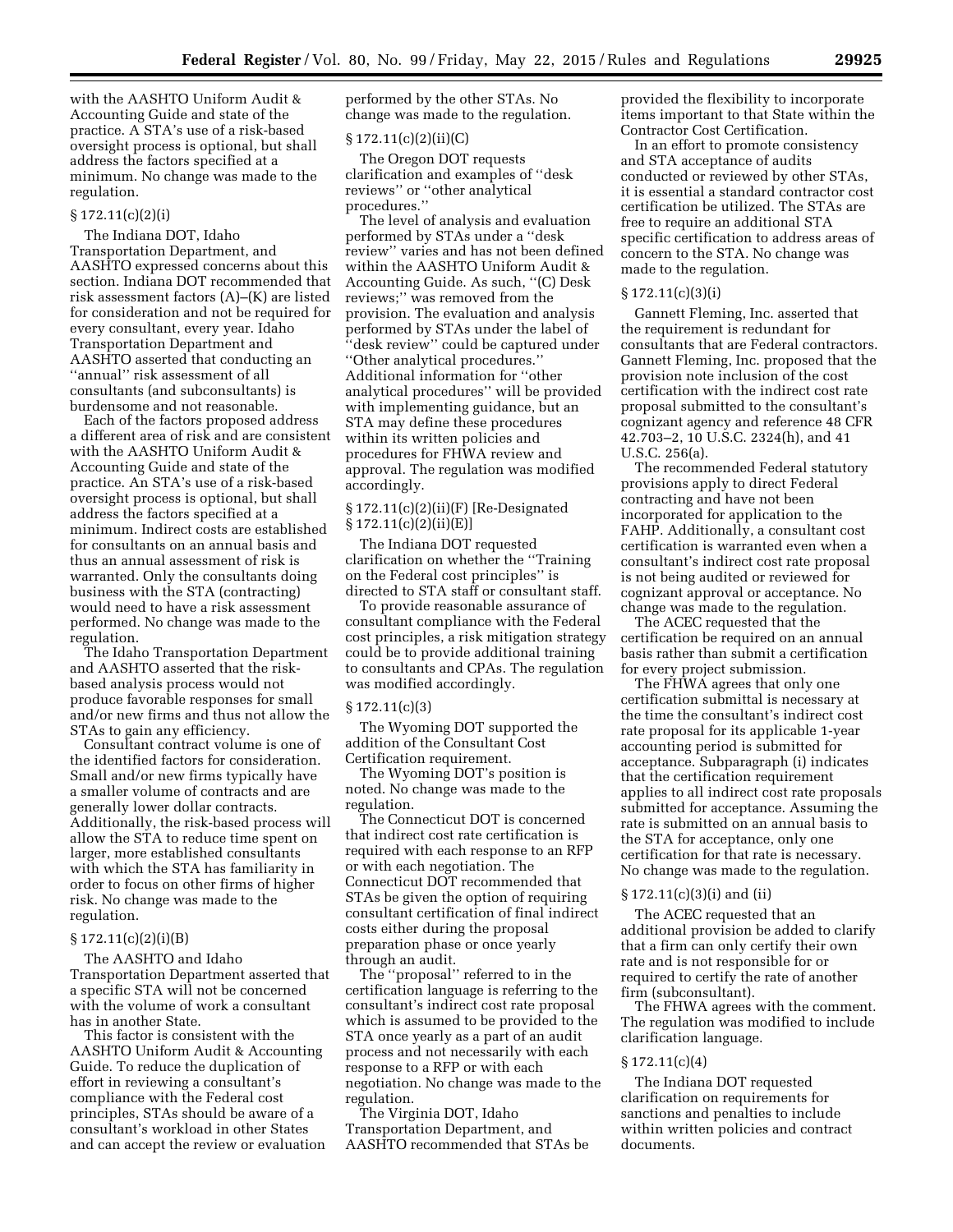with the AASHTO Uniform Audit & Accounting Guide and state of the practice. A STA's use of a risk-based oversight process is optional, but shall address the factors specified at a minimum. No change was made to the regulation.

### § 172.11(c)(2)(i)

The Indiana DOT, Idaho Transportation Department, and AASHTO expressed concerns about this section. Indiana DOT recommended that risk assessment factors (A)–(K) are listed for consideration and not be required for every consultant, every year. Idaho Transportation Department and AASHTO asserted that conducting an ''annual'' risk assessment of all consultants (and subconsultants) is burdensome and not reasonable.

Each of the factors proposed address a different area of risk and are consistent with the AASHTO Uniform Audit & Accounting Guide and state of the practice. An STA's use of a risk-based oversight process is optional, but shall address the factors specified at a minimum. Indirect costs are established for consultants on an annual basis and thus an annual assessment of risk is warranted. Only the consultants doing business with the STA (contracting) would need to have a risk assessment performed. No change was made to the regulation.

The Idaho Transportation Department and AASHTO asserted that the risk-based analysis process would not produce favorable responses for small and/or new firms and thus not allow the STAs to gain any efficiency.

Consultant contract volume is one of the identified factors for consideration. Small and/or new firms typically have a smaller volume of contracts and are generally lower dollar contracts. Additionally, the risk-based process will allow the STA to reduce time spent on larger, more established consultants with which the STA has familiarity in order to focus on other firms of higher risk. No change was made to the regulation.

### § 172.11(c)(2)(i)(B)

The AASHTO and Idaho Transportation Department asserted that a specific STA will not be concerned with the volume of work a consultant has in another State.

This factor is consistent with the AASHTO Uniform Audit & Accounting Guide. To reduce the duplication of effort in reviewing a consultant's compliance with the Federal cost principles, STAs should be aware of a consultant's workload in other States and can accept the review or evaluation performed by the other STAs. No change was made to the regulation.

### § 172.11(c)(2)(ii)(C)

The Oregon DOT requests clarification and examples of ''desk reviews'' or ''other analytical procedures.''

The level of analysis and evaluation performed by STAs under a ''desk review'' varies and has not been defined within the AASHTO Uniform Audit & Accounting Guide. As such, ''(C) Desk reviews;'' was removed from the provision. The evaluation and analysis performed by STAs under the label of ''desk review'' could be captured under ''Other analytical procedures.'' Additional information for ''other analytical procedures'' will be provided with implementing guidance, but an STA may define these procedures within its written policies and procedures for FHWA review and approval. The regulation was modified accordingly.

### § 172.11(c)(2)(ii)(F) [Re-Designated § 172.11(c)(2)(ii)(E)]

The Indiana DOT requested clarification on whether the ''Training on the Federal cost principles'' is directed to STA staff or consultant staff.

To provide reasonable assurance of consultant compliance with the Federal cost principles, a risk mitigation strategy could be to provide additional training to consultants and CPAs. The regulation was modified accordingly.

### § 172.11(c)(3)

The Wyoming DOT supported the addition of the Consultant Cost Certification requirement.

The Wyoming DOT's position is noted. No change was made to the regulation.

The Connecticut DOT is concerned that indirect cost rate certification is required with each response to an RFP or with each negotiation. The Connecticut DOT recommended that STAs be given the option of requiring consultant certification of final indirect costs either during the proposal preparation phase or once yearly through an audit.

The ''proposal'' referred to in the certification language is referring to the consultant's indirect cost rate proposal which is assumed to be provided to the STA once yearly as a part of an audit process and not necessarily with each response to a RFP or with each negotiation. No change was made to the regulation.

The Virginia DOT, Idaho Transportation Department, and AASHTO recommended that STAs be provided the flexibility to incorporate items important to that State within the Contractor Cost Certification.

In an effort to promote consistency and STA acceptance of audits conducted or reviewed by other STAs, it is essential a standard contractor cost certification be utilized. The STAs are free to require an additional STA specific certification to address areas of concern to the STA. No change was made to the regulation.

### § 172.11(c)(3)(i)

Gannett Fleming, Inc. asserted that the requirement is redundant for consultants that are Federal contractors. Gannett Fleming, Inc. proposed that the provision note inclusion of the cost certification with the indirect cost rate proposal submitted to the consultant's cognizant agency and reference 48 CFR 42.703–2, 10 U.S.C. 2324(h), and 41 U.S.C. 256(a).

The recommended Federal statutory provisions apply to direct Federal contracting and have not been incorporated for application to the FAHP. Additionally, a consultant cost certification is warranted even when a consultant's indirect cost rate proposal is not being audited or reviewed for cognizant approval or acceptance. No change was made to the regulation.

The ACEC requested that the certification be required on an annual basis rather than submit a certification for every project submission.

The FHWA agrees that only one certification submittal is necessary at the time the consultant's indirect cost rate proposal for its applicable 1-year accounting period is submitted for acceptance. Subparagraph (i) indicates that the certification requirement applies to all indirect cost rate proposals submitted for acceptance. Assuming the rate is submitted on an annual basis to the STA for acceptance, only one certification for that rate is necessary. No change was made to the regulation.

### § 172.11(c)(3)(i) and (ii)

The ACEC requested that an additional provision be added to clarify that a firm can only certify their own rate and is not responsible for or required to certify the rate of another firm (subconsultant).

The FHWA agrees with the comment. The regulation was modified to include clarification language.

### § 172.11(c)(4)

The Indiana DOT requested clarification on requirements for sanctions and penalties to include within written policies and contract documents.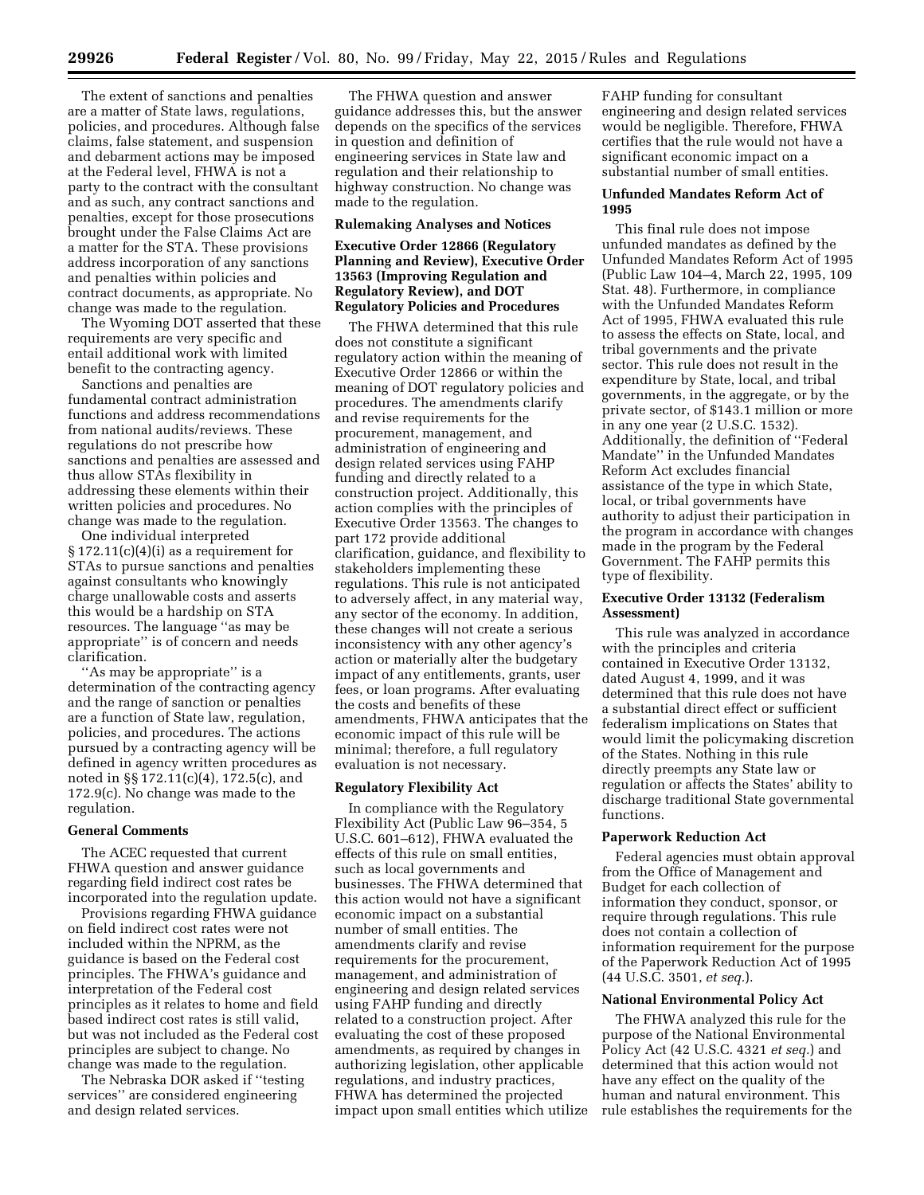The extent of sanctions and penalties are a matter of State laws, regulations, policies, and procedures. Although false claims, false statement, and suspension and debarment actions may be imposed at the Federal level, FHWA is not a party to the contract with the consultant and as such, any contract sanctions and penalties, except for those prosecutions brought under the False Claims Act are a matter for the STA. These provisions address incorporation of any sanctions and penalties within policies and contract documents, as appropriate. No change was made to the regulation.

The Wyoming DOT asserted that these requirements are very specific and entail additional work with limited benefit to the contracting agency.

Sanctions and penalties are fundamental contract administration functions and address recommendations from national audits/reviews. These regulations do not prescribe how sanctions and penalties are assessed and thus allow STAs flexibility in addressing these elements within their written policies and procedures. No change was made to the regulation.

One individual interpreted § 172.11(c)(4)(i) as a requirement for STAs to pursue sanctions and penalties against consultants who knowingly charge unallowable costs and asserts this would be a hardship on STA resources. The language "as may be appropriate" is of concern and needs clarification.

"As may be appropriate" is a determination of the contracting agency and the range of sanction or penalties are a function of State law, regulation, policies, and procedures. The actions pursued by a contracting agency will be defined in agency written procedures as noted in §§ 172.11(c)(4), 172.5(c), and 172.9(c). No change was made to the regulation.

### General Comments

The ACEC requested that current FHWA question and answer guidance regarding field indirect cost rates be incorporated into the regulation update.

Provisions regarding FHWA guidance on field indirect cost rates were not included within the NPRM, as the guidance is based on the Federal cost principles. The FHWA's guidance and interpretation of the Federal cost principles as it relates to home and field based indirect cost rates is still valid, but was not included as the Federal cost principles are subject to change. No change was made to the regulation.

The Nebraska DOR asked if "testing services" are considered engineering and design related services.

The FHWA question and answer guidance addresses this, but the answer depends on the specifics of the services in question and definition of engineering services in State law and regulation and their relationship to highway construction. No change was made to the regulation.

## Rulemaking Analyses and Notices

### Executive Order 12866 (Regulatory Planning and Review), Executive Order 13563 (Improving Regulation and Regulatory Review), and DOT Regulatory Policies and Procedures

The FHWA determined that this rule does not constitute a significant regulatory action within the meaning of Executive Order 12866 or within the meaning of DOT regulatory policies and procedures. The amendments clarify and revise requirements for the procurement, management, and administration of engineering and design related services using FAHP funding and directly related to a construction project. Additionally, this action complies with the principles of Executive Order 13563. The changes to part 172 provide additional clarification, guidance, and flexibility to stakeholders implementing these regulations. This rule is not anticipated to adversely affect, in any material way, any sector of the economy. In addition, these changes will not create a serious inconsistency with any other agency's action or materially alter the budgetary impact of any entitlements, grants, user fees, or loan programs. After evaluating the costs and benefits of these amendments, FHWA anticipates that the economic impact of this rule will be minimal; therefore, a full regulatory evaluation is not necessary.

### Regulatory Flexibility Act

In compliance with the Regulatory Flexibility Act (Public Law 96–354, 5 U.S.C. 601–612), FHWA evaluated the effects of this rule on small entities, such as local governments and businesses. The FHWA determined that this action would not have a significant economic impact on a substantial number of small entities. The amendments clarify and revise requirements for the procurement, management, and administration of engineering and design related services using FAHP funding and directly related to a construction project. After evaluating the cost of these proposed amendments, as required by changes in authorizing legislation, other applicable regulations, and industry practices, FHWA has determined the projected impact upon small entities which utilize FAHP funding for consultant engineering and design related services would be negligible. Therefore, FHWA certifies that the rule would not have a significant economic impact on a substantial number of small entities.

### Unfunded Mandates Reform Act of 1995

This final rule does not impose unfunded mandates as defined by the Unfunded Mandates Reform Act of 1995 (Public Law 104–4, March 22, 1995, 109 Stat. 48). Furthermore, in compliance with the Unfunded Mandates Reform Act of 1995, FHWA evaluated this rule to assess the effects on State, local, and tribal governments and the private sector. This rule does not result in the expenditure by State, local, and tribal governments, in the aggregate, or by the private sector, of $143.1 million or more in any one year (2 U.S.C. 1532). Additionally, the definition of "Federal Mandate" in the Unfunded Mandates Reform Act excludes financial assistance of the type in which State, local, or tribal governments have authority to adjust their participation in the program in accordance with changes made in the program by the Federal Government. The FAHP permits this type of flexibility.

### Executive Order 13132 (Federalism Assessment)

This rule was analyzed in accordance with the principles and criteria contained in Executive Order 13132, dated August 4, 1999, and it was determined that this rule does not have a substantial direct effect or sufficient federalism implications on States that would limit the policymaking discretion of the States. Nothing in this rule directly preempts any State law or regulation or affects the States' ability to discharge traditional State governmental functions.

### Paperwork Reduction Act

Federal agencies must obtain approval from the Office of Management and Budget for each collection of information they conduct, sponsor, or require through regulations. This rule does not contain a collection of information requirement for the purpose of the Paperwork Reduction Act of 1995 (44 U.S.C. 3501, *et seq.*).

### National Environmental Policy Act

The FHWA analyzed this rule for the purpose of the National Environmental Policy Act (42 U.S.C. 4321 *et seq.*) and determined that this action would not have any effect on the quality of the human and natural environment. This rule establishes the requirements for the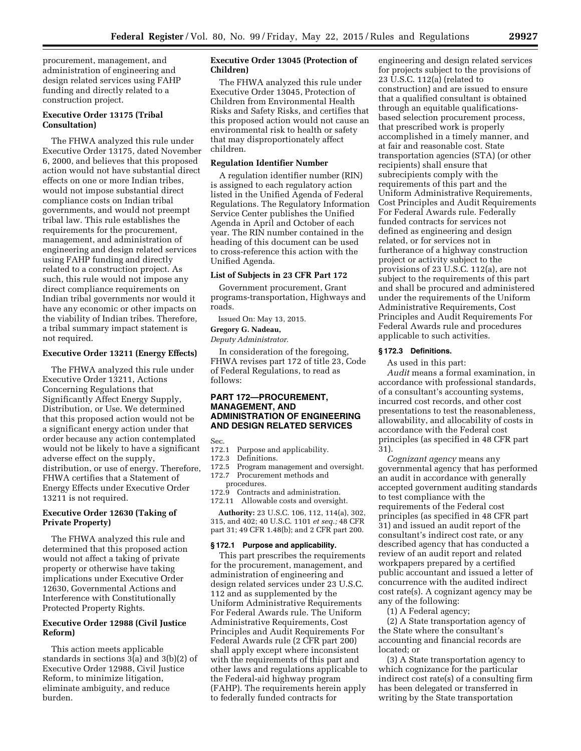procurement, management, and administration of engineering and design related services using FAHP funding and directly related to a construction project.

**Executive Order 13175 (Tribal Consultation)**

The FHWA analyzed this rule under Executive Order 13175, dated November 6, 2000, and believes that this proposed action would not have substantial direct effects on one or more Indian tribes, would not impose substantial direct compliance costs on Indian tribal governments, and would not preempt tribal law. This rule establishes the requirements for the procurement, management, and administration of engineering and design related services using FAHP funding and directly related to a construction project. As such, this rule would not impose any direct compliance requirements on Indian tribal governments nor would it have any economic or other impacts on the viability of Indian tribes. Therefore, a tribal summary impact statement is not required.

**Executive Order 13211 (Energy Effects)**

The FHWA analyzed this rule under Executive Order 13211, Actions Concerning Regulations that Significantly Affect Energy Supply, Distribution, or Use. We determined that this proposed action would not be a significant energy action under that order because any action contemplated would not be likely to have a significant adverse effect on the supply, distribution, or use of energy. Therefore, FHWA certifies that a Statement of Energy Effects under Executive Order 13211 is not required.

**Executive Order 12630 (Taking of Private Property)**

The FHWA analyzed this rule and determined that this proposed action would not affect a taking of private property or otherwise have taking implications under Executive Order 12630, Governmental Actions and Interference with Constitutionally Protected Property Rights.

**Executive Order 12988 (Civil Justice Reform)**

This action meets applicable standards in sections 3(a) and 3(b)(2) of Executive Order 12988, Civil Justice Reform, to minimize litigation, eliminate ambiguity, and reduce burden.

**Executive Order 13045 (Protection of Children)**

The FHWA analyzed this rule under Executive Order 13045, Protection of Children from Environmental Health Risks and Safety Risks, and certifies that this proposed action would not cause an environmental risk to health or safety that may disproportionately affect children.

**Regulation Identifier Number**

A regulation identifier number (RIN) is assigned to each regulatory action listed in the Unified Agenda of Federal Regulations. The Regulatory Information Service Center publishes the Unified Agenda in April and October of each year. The RIN number contained in the heading of this document can be used to cross-reference this action with the Unified Agenda.

**List of Subjects in 23 CFR Part 172**

Government procurement, Grant programs-transportation, Highways and roads.

Issued On: May 13, 2015.

**Gregory G. Nadeau,**

*Deputy Administrator.*

In consideration of the foregoing, FHWA revises part 172 of title 23, Code of Federal Regulations, to read as follows:

## PART 172—PROCUREMENT, MANAGEMENT, AND ADMINISTRATION OF ENGINEERING AND DESIGN RELATED SERVICES

Sec.
172.1 Purpose and applicability.
172.3 Definitions.
172.5 Program management and oversight.
172.7 Procurement methods and procedures.
172.9 Contracts and administration.
172.11 Allowable costs and oversight.

**Authority:** 23 U.S.C. 106, 112, 114(a), 302, 315, and 402; 40 U.S.C. 1101 *et seq.;* 48 CFR part 31; 49 CFR 1.48(b); and 2 CFR part 200.

### § 172.1 Purpose and applicability.

This part prescribes the requirements for the procurement, management, and administration of engineering and design related services under 23 U.S.C. 112 and as supplemented by the Uniform Administrative Requirements For Federal Awards rule. The Uniform Administrative Requirements, Cost Principles and Audit Requirements For Federal Awards rule (2 CFR part 200) shall apply except where inconsistent with the requirements of this part and other laws and regulations applicable to the Federal-aid highway program (FAHP). The requirements herein apply to federally funded contracts for engineering and design related services for projects subject to the provisions of 23 U.S.C. 112(a) (related to construction) and are issued to ensure that a qualified consultant is obtained through an equitable qualifications-based selection procurement process, that prescribed work is properly accomplished in a timely manner, and at fair and reasonable cost. State transportation agencies (STA) (or other recipients) shall ensure that subrecipients comply with the requirements of this part and the Uniform Administrative Requirements, Cost Principles and Audit Requirements For Federal Awards rule. Federally funded contracts for services not defined as engineering and design related, or for services not in furtherance of a highway construction project or activity subject to the provisions of 23 U.S.C. 112(a), are not subject to the requirements of this part and shall be procured and administered under the requirements of the Uniform Administrative Requirements, Cost Principles and Audit Requirements For Federal Awards rule and procedures applicable to such activities.

### § 172.3 Definitions.

As used in this part:

*Audit* means a formal examination, in accordance with professional standards, of a consultant's accounting systems, incurred cost records, and other cost presentations to test the reasonableness, allowability, and allocability of costs in accordance with the Federal cost principles (as specified in 48 CFR part 31).

*Cognizant agency* means any governmental agency that has performed an audit in accordance with generally accepted government auditing standards to test compliance with the requirements of the Federal cost principles (as specified in 48 CFR part 31) and issued an audit report of the consultant's indirect cost rate, or any described agency that has conducted a review of an audit report and related workpapers prepared by a certified public accountant and issued a letter of concurrence with the audited indirect cost rate(s). A cognizant agency may be any of the following:

(1) A Federal agency;

(2) A State transportation agency of the State where the consultant's accounting and financial records are located; or

(3) A State transportation agency to which cognizance for the particular indirect cost rate(s) of a consulting firm has been delegated or transferred in writing by the State transportation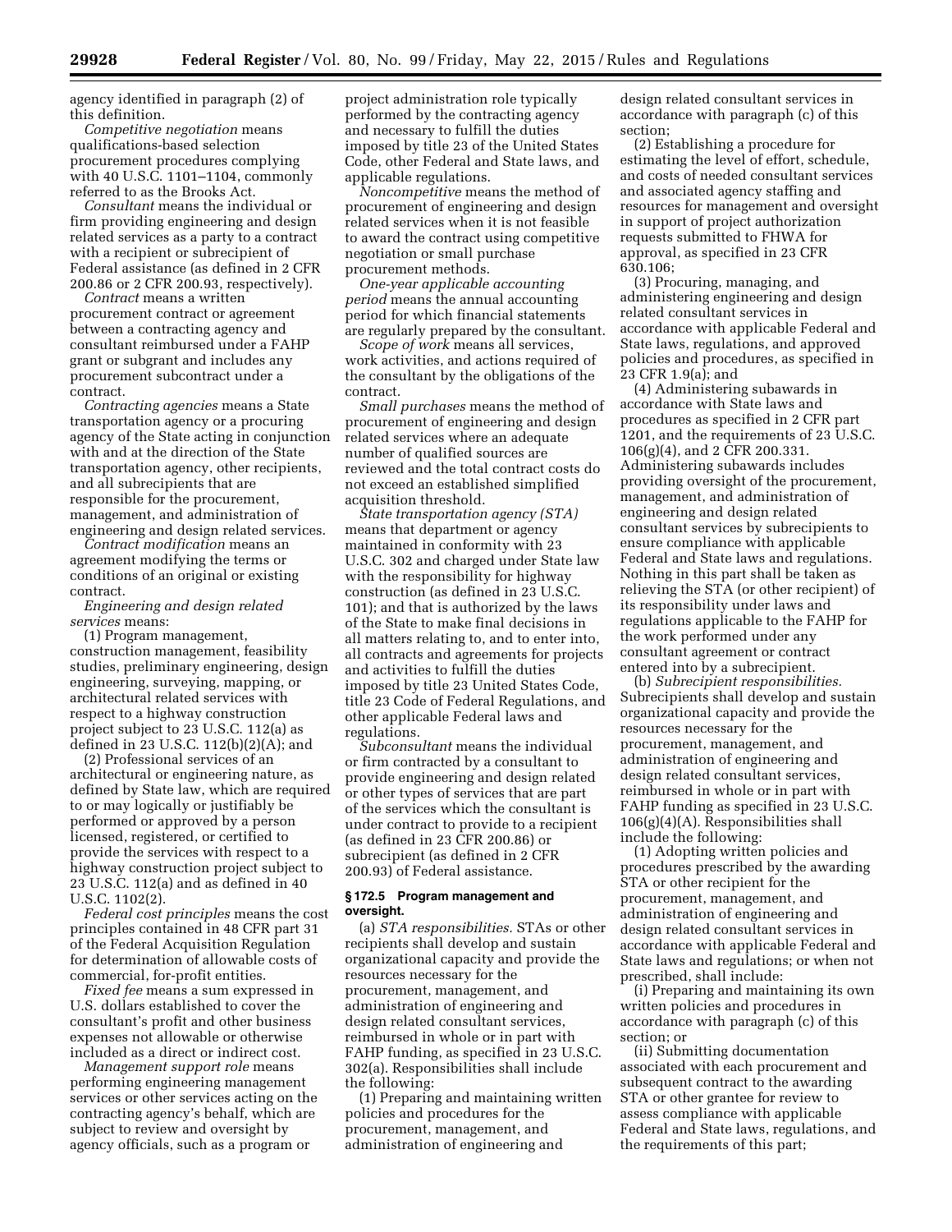agency identified in paragraph (2) of this definition.

*Competitive negotiation* means qualifications-based selection procurement procedures complying with 40 U.S.C. 1101–1104, commonly referred to as the Brooks Act.

*Consultant* means the individual or firm providing engineering and design related services as a party to a contract with a recipient or subrecipient of Federal assistance (as defined in 2 CFR 200.86 or 2 CFR 200.93, respectively).

*Contract* means a written procurement contract or agreement between a contracting agency and consultant reimbursed under a FAHP grant or subgrant and includes any procurement subcontract under a contract.

*Contracting agencies* means a State transportation agency or a procuring agency of the State acting in conjunction with and at the direction of the State transportation agency, other recipients, and all subrecipients that are responsible for the procurement, management, and administration of engineering and design related services.

*Contract modification* means an agreement modifying the terms or conditions of an original or existing contract.

*Engineering and design related services* means:

(1) Program management, construction management, feasibility studies, preliminary engineering, design engineering, surveying, mapping, or architectural related services with respect to a highway construction project subject to 23 U.S.C. 112(a) as defined in 23 U.S.C. 112(b)(2)(A); and

(2) Professional services of an architectural or engineering nature, as defined by State law, which are required to or may logically or justifiably be performed or approved by a person licensed, registered, or certified to provide the services with respect to a highway construction project subject to 23 U.S.C. 112(a) and as defined in 40 U.S.C. 1102(2).

*Federal cost principles* means the cost principles contained in 48 CFR part 31 of the Federal Acquisition Regulation for determination of allowable costs of commercial, for-profit entities.

*Fixed fee* means a sum expressed in U.S. dollars established to cover the consultant's profit and other business expenses not allowable or otherwise included as a direct or indirect cost.

*Management support role* means performing engineering management services or other services acting on the contracting agency's behalf, which are subject to review and oversight by agency officials, such as a program or project administration role typically performed by the contracting agency and necessary to fulfill the duties imposed by title 23 of the United States Code, other Federal and State laws, and applicable regulations.

*Noncompetitive* means the method of procurement of engineering and design related services when it is not feasible to award the contract using competitive negotiation or small purchase procurement methods.

*One-year applicable accounting period* means the annual accounting period for which financial statements are regularly prepared by the consultant.

*Scope of work* means all services, work activities, and actions required of the consultant by the obligations of the contract.

*Small purchases* means the method of procurement of engineering and design related services where an adequate number of qualified sources are reviewed and the total contract costs do not exceed an established simplified acquisition threshold.

*State transportation agency (STA)* means that department or agency maintained in conformity with 23 U.S.C. 302 and charged under State law with the responsibility for highway construction (as defined in 23 U.S.C. 101); and that is authorized by the laws of the State to make final decisions in all matters relating to, and to enter into, all contracts and agreements for projects and activities to fulfill the duties imposed by title 23 United States Code, title 23 Code of Federal Regulations, and other applicable Federal laws and regulations.

*Subconsultant* means the individual or firm contracted by a consultant to provide engineering and design related or other types of services that are part of the services which the consultant is under contract to provide to a recipient (as defined in 23 CFR 200.86) or subrecipient (as defined in 2 CFR 200.93) of Federal assistance.

### § 172.5 Program management and oversight.

(a) *STA responsibilities.* STAs or other recipients shall develop and sustain organizational capacity and provide the resources necessary for the procurement, management, and administration of engineering and design related consultant services, reimbursed in whole or in part with FAHP funding, as specified in 23 U.S.C. 302(a). Responsibilities shall include the following:

(1) Preparing and maintaining written policies and procedures for the procurement, management, and administration of engineering and design related consultant services in accordance with paragraph (c) of this section;

(2) Establishing a procedure for estimating the level of effort, schedule, and costs of needed consultant services and associated agency staffing and resources for management and oversight in support of project authorization requests submitted to FHWA for approval, as specified in 23 CFR 630.106;

(3) Procuring, managing, and administering engineering and design related consultant services in accordance with applicable Federal and State laws, regulations, and approved policies and procedures, as specified in 23 CFR 1.9(a); and

(4) Administering subawards in accordance with State laws and procedures as specified in 2 CFR part 1201, and the requirements of 23 U.S.C. 106(g)(4), and 2 CFR 200.331. Administering subawards includes providing oversight of the procurement, management, and administration of engineering and design related consultant services by subrecipients to ensure compliance with applicable Federal and State laws and regulations. Nothing in this part shall be taken as relieving the STA (or other recipient) of its responsibility under laws and regulations applicable to the FAHP for the work performed under any consultant agreement or contract entered into by a subrecipient.

(b) *Subrecipient responsibilities.* Subrecipients shall develop and sustain organizational capacity and provide the resources necessary for the procurement, management, and administration of engineering and design related consultant services, reimbursed in whole or in part with FAHP funding as specified in 23 U.S.C. 106(g)(4)(A). Responsibilities shall include the following:

(1) Adopting written policies and procedures prescribed by the awarding STA or other recipient for the procurement, management, and administration of engineering and design related consultant services in accordance with applicable Federal and State laws and regulations; or when not prescribed, shall include:

(i) Preparing and maintaining its own written policies and procedures in accordance with paragraph (c) of this section; or

(ii) Submitting documentation associated with each procurement and subsequent contract to the awarding STA or other grantee for review to assess compliance with applicable Federal and State laws, regulations, and the requirements of this part;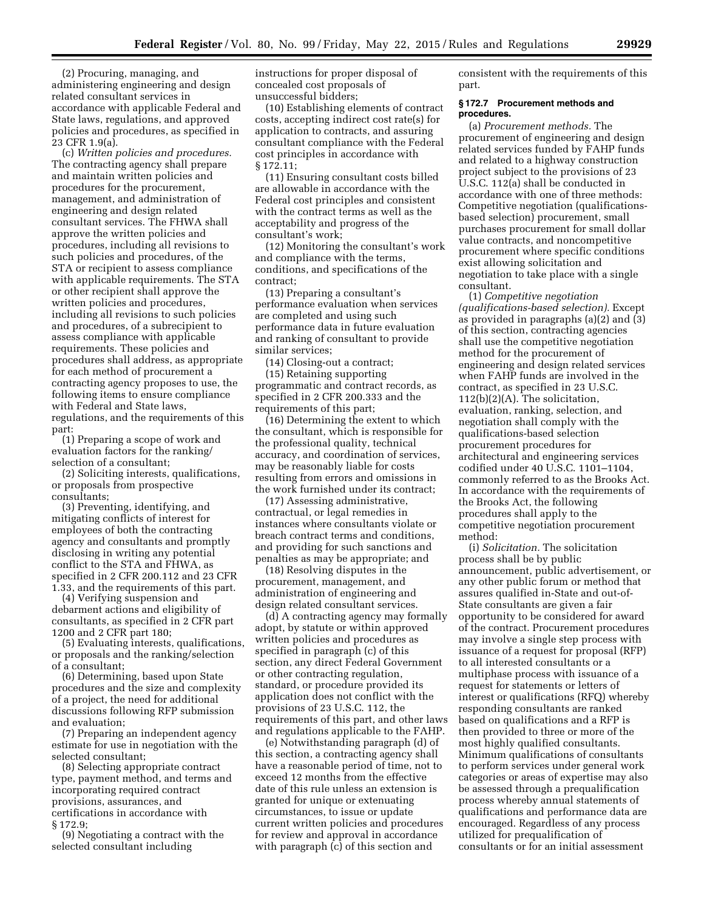(2) Procuring, managing, and administering engineering and design related consultant services in accordance with applicable Federal and State laws, regulations, and approved policies and procedures, as specified in 23 CFR 1.9(a).

(c) *Written policies and procedures.* The contracting agency shall prepare and maintain written policies and procedures for the procurement, management, and administration of engineering and design related consultant services. The FHWA shall approve the written policies and procedures, including all revisions to such policies and procedures, of the STA or recipient to assess compliance with applicable requirements. The STA or other recipient shall approve the written policies and procedures, including all revisions to such policies and procedures, of a subrecipient to assess compliance with applicable requirements. These policies and procedures shall address, as appropriate for each method of procurement a contracting agency proposes to use, the following items to ensure compliance with Federal and State laws, regulations, and the requirements of this part:

(1) Preparing a scope of work and evaluation factors for the ranking/selection of a consultant;

(2) Soliciting interests, qualifications, or proposals from prospective consultants;

(3) Preventing, identifying, and mitigating conflicts of interest for employees of both the contracting agency and consultants and promptly disclosing in writing any potential conflict to the STA and FHWA, as specified in 2 CFR 200.112 and 23 CFR 1.33, and the requirements of this part.

(4) Verifying suspension and debarment actions and eligibility of consultants, as specified in 2 CFR part 1200 and 2 CFR part 180;

(5) Evaluating interests, qualifications, or proposals and the ranking/selection of a consultant;

(6) Determining, based upon State procedures and the size and complexity of a project, the need for additional discussions following RFP submission and evaluation;

(7) Preparing an independent agency estimate for use in negotiation with the selected consultant;

(8) Selecting appropriate contract type, payment method, and terms and incorporating required contract provisions, assurances, and certifications in accordance with § 172.9;

(9) Negotiating a contract with the selected consultant including instructions for proper disposal of concealed cost proposals of unsuccessful bidders;

(10) Establishing elements of contract costs, accepting indirect cost rate(s) for application to contracts, and assuring consultant compliance with the Federal cost principles in accordance with § 172.11;

(11) Ensuring consultant costs billed are allowable in accordance with the Federal cost principles and consistent with the contract terms as well as the acceptability and progress of the consultant's work;

(12) Monitoring the consultant's work and compliance with the terms, conditions, and specifications of the contract;

(13) Preparing a consultant's performance evaluation when services are completed and using such performance data in future evaluation and ranking of consultant to provide similar services;

(14) Closing-out a contract;

(15) Retaining supporting programmatic and contract records, as specified in 2 CFR 200.333 and the requirements of this part;

(16) Determining the extent to which the consultant, which is responsible for the professional quality, technical accuracy, and coordination of services, may be reasonably liable for costs resulting from errors and omissions in the work furnished under its contract;

(17) Assessing administrative, contractual, or legal remedies in instances where consultants violate or breach contract terms and conditions, and providing for such sanctions and penalties as may be appropriate; and

(18) Resolving disputes in the procurement, management, and administration of engineering and design related consultant services.

(d) A contracting agency may formally adopt, by statute or within approved written policies and procedures as specified in paragraph (c) of this section, any direct Federal Government or other contracting regulation, standard, or procedure provided its application does not conflict with the provisions of 23 U.S.C. 112, the requirements of this part, and other laws and regulations applicable to the FAHP.

(e) Notwithstanding paragraph (d) of this section, a contracting agency shall have a reasonable period of time, not to exceed 12 months from the effective date of this rule unless an extension is granted for unique or extenuating circumstances, to issue or update current written policies and procedures for review and approval in accordance with paragraph (c) of this section and consistent with the requirements of this part.

### § 172.7 Procurement methods and procedures.

(a) *Procurement methods.* The procurement of engineering and design related services funded by FAHP funds and related to a highway construction project subject to the provisions of 23 U.S.C. 112(a) shall be conducted in accordance with one of three methods: Competitive negotiation (qualifications-based selection) procurement, small purchases procurement for small dollar value contracts, and noncompetitive procurement where specific conditions exist allowing solicitation and negotiation to take place with a single consultant.

(1) *Competitive negotiation (qualifications-based selection).* Except as provided in paragraphs (a)(2) and (3) of this section, contracting agencies shall use the competitive negotiation method for the procurement of engineering and design related services when FAHP funds are involved in the contract, as specified in 23 U.S.C. 112(b)(2)(A). The solicitation, evaluation, ranking, selection, and negotiation shall comply with the qualifications-based selection procurement procedures for architectural and engineering services codified under 40 U.S.C. 1101–1104, commonly referred to as the Brooks Act. In accordance with the requirements of the Brooks Act, the following procedures shall apply to the competitive negotiation procurement method:

(i) *Solicitation.* The solicitation process shall be by public announcement, public advertisement, or any other public forum or method that assures qualified in-State and out-of-State consultants are given a fair opportunity to be considered for award of the contract. Procurement procedures may involve a single step process with issuance of a request for proposal (RFP) to all interested consultants or a multiphase process with issuance of a request for statements or letters of interest or qualifications (RFQ) whereby responding consultants are ranked based on qualifications and a RFP is then provided to three or more of the most highly qualified consultants. Minimum qualifications of consultants to perform services under general work categories or areas of expertise may also be assessed through a prequalification process whereby annual statements of qualifications and performance data are encouraged. Regardless of any process utilized for prequalification of consultants or for an initial assessment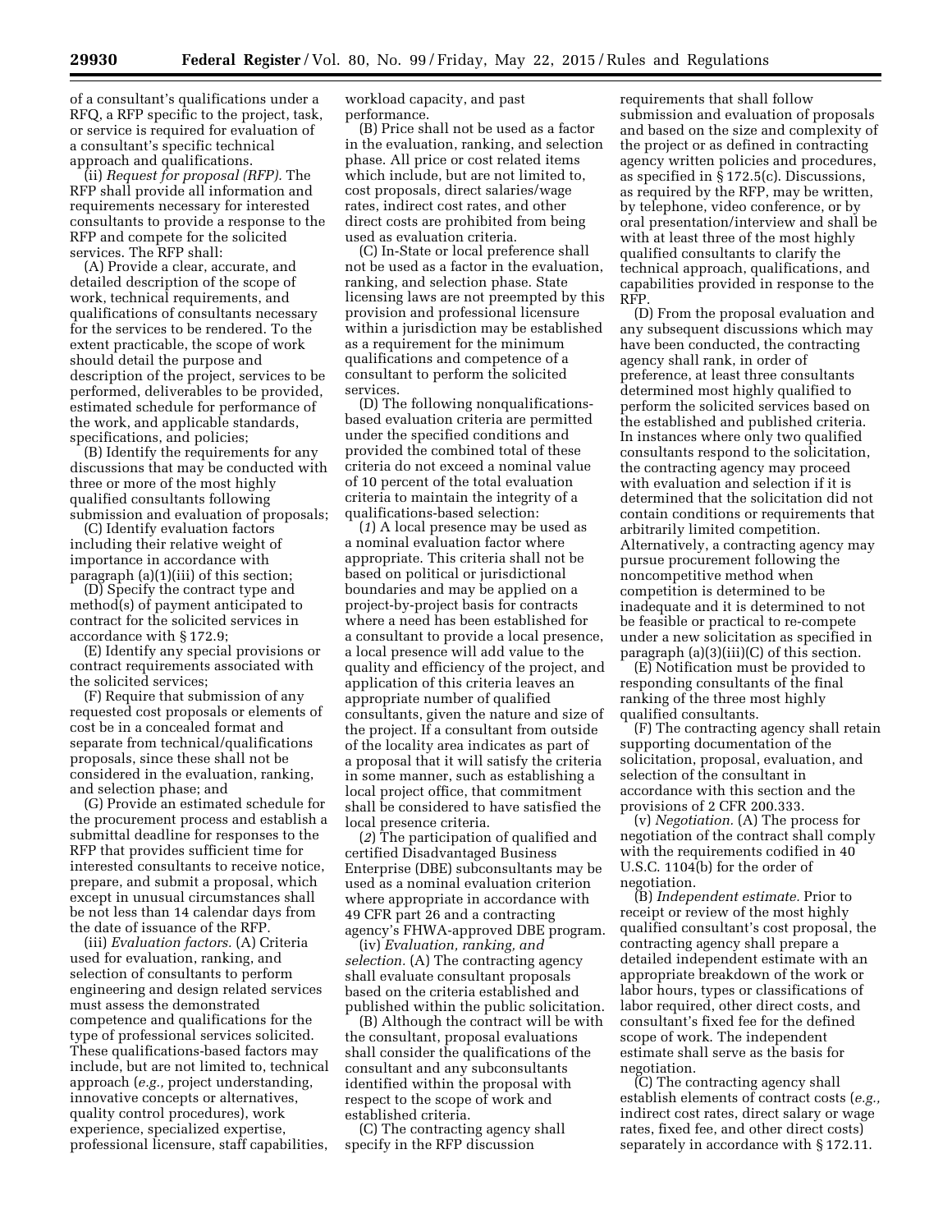of a consultant's qualifications under a RFQ, a RFP specific to the project, task, or service is required for evaluation of a consultant's specific technical approach and qualifications.

(ii) *Request for proposal (RFP).* The RFP shall provide all information and requirements necessary for interested consultants to provide a response to the RFP and compete for the solicited services. The RFP shall:

(A) Provide a clear, accurate, and detailed description of the scope of work, technical requirements, and qualifications of consultants necessary for the services to be rendered. To the extent practicable, the scope of work should detail the purpose and description of the project, services to be performed, deliverables to be provided, estimated schedule for performance of the work, and applicable standards, specifications, and policies;

(B) Identify the requirements for any discussions that may be conducted with three or more of the most highly qualified consultants following submission and evaluation of proposals;

(C) Identify evaluation factors including their relative weight of importance in accordance with paragraph (a)(1)(iii) of this section;

(D) Specify the contract type and method(s) of payment anticipated to contract for the solicited services in accordance with § 172.9;

(E) Identify any special provisions or contract requirements associated with the solicited services;

(F) Require that submission of any requested cost proposals or elements of cost be in a concealed format and separate from technical/qualifications proposals, since these shall not be considered in the evaluation, ranking, and selection phase; and

(G) Provide an estimated schedule for the procurement process and establish a submittal deadline for responses to the RFP that provides sufficient time for interested consultants to receive notice, prepare, and submit a proposal, which except in unusual circumstances shall be not less than 14 calendar days from the date of issuance of the RFP.

(iii) *Evaluation factors.* (A) Criteria used for evaluation, ranking, and selection of consultants to perform engineering and design related services must assess the demonstrated competence and qualifications for the type of professional services solicited. These qualifications-based factors may include, but are not limited to, technical approach (*e.g.,* project understanding, innovative concepts or alternatives, quality control procedures), work experience, specialized expertise, professional licensure, staff capabilities, workload capacity, and past performance.

(B) Price shall not be used as a factor in the evaluation, ranking, and selection phase. All price or cost related items which include, but are not limited to, cost proposals, direct salaries/wage rates, indirect cost rates, and other direct costs are prohibited from being used as evaluation criteria.

(C) In-State or local preference shall not be used as a factor in the evaluation, ranking, and selection phase. State licensing laws are not preempted by this provision and professional licensure within a jurisdiction may be established as a requirement for the minimum qualifications and competence of a consultant to perform the solicited services.

(D) The following nonqualifications-based evaluation criteria are permitted under the specified conditions and provided the combined total of these criteria do not exceed a nominal value of 10 percent of the total evaluation criteria to maintain the integrity of a qualifications-based selection:

(*1*) A local presence may be used as a nominal evaluation factor where appropriate. This criteria shall not be based on political or jurisdictional boundaries and may be applied on a project-by-project basis for contracts where a need has been established for a consultant to provide a local presence, a local presence will add value to the quality and efficiency of the project, and application of this criteria leaves an appropriate number of qualified consultants, given the nature and size of the project. If a consultant from outside of the locality area indicates as part of a proposal that it will satisfy the criteria in some manner, such as establishing a local project office, that commitment shall be considered to have satisfied the local presence criteria.

(*2*) The participation of qualified and certified Disadvantaged Business Enterprise (DBE) subconsultants may be used as a nominal evaluation criterion where appropriate in accordance with 49 CFR part 26 and a contracting agency's FHWA-approved DBE program.

(iv) *Evaluation, ranking, and selection.* (A) The contracting agency shall evaluate consultant proposals based on the criteria established and published within the public solicitation.

(B) Although the contract will be with the consultant, proposal evaluations shall consider the qualifications of the consultant and any subconsultants identified within the proposal with respect to the scope of work and established criteria.

(C) The contracting agency shall specify in the RFP discussion requirements that shall follow submission and evaluation of proposals and based on the size and complexity of the project or as defined in contracting agency written policies and procedures, as specified in § 172.5(c). Discussions, as required by the RFP, may be written, by telephone, video conference, or by oral presentation/interview and shall be with at least three of the most highly qualified consultants to clarify the technical approach, qualifications, and capabilities provided in response to the RFP.

(D) From the proposal evaluation and any subsequent discussions which may have been conducted, the contracting agency shall rank, in order of preference, at least three consultants determined most highly qualified to perform the solicited services based on the established and published criteria. In instances where only two qualified consultants respond to the solicitation, the contracting agency may proceed with evaluation and selection if it is determined that the solicitation did not contain conditions or requirements that arbitrarily limited competition. Alternatively, a contracting agency may pursue procurement following the noncompetitive method when competition is determined to be inadequate and it is determined to not be feasible or practical to re-compete under a new solicitation as specified in paragraph (a)(3)(iii)(C) of this section.

(E) Notification must be provided to responding consultants of the final ranking of the three most highly qualified consultants.

(F) The contracting agency shall retain supporting documentation of the solicitation, proposal, evaluation, and selection of the consultant in accordance with this section and the provisions of 2 CFR 200.333.

(v) *Negotiation.* (A) The process for negotiation of the contract shall comply with the requirements codified in 40 U.S.C. 1104(b) for the order of negotiation.

(B) *Independent estimate.* Prior to receipt or review of the most highly qualified consultant's cost proposal, the contracting agency shall prepare a detailed independent estimate with an appropriate breakdown of the work or labor hours, types or classifications of labor required, other direct costs, and consultant's fixed fee for the defined scope of work. The independent estimate shall serve as the basis for negotiation.

(C) The contracting agency shall establish elements of contract costs (*e.g.,* indirect cost rates, direct salary or wage rates, fixed fee, and other direct costs) separately in accordance with § 172.11.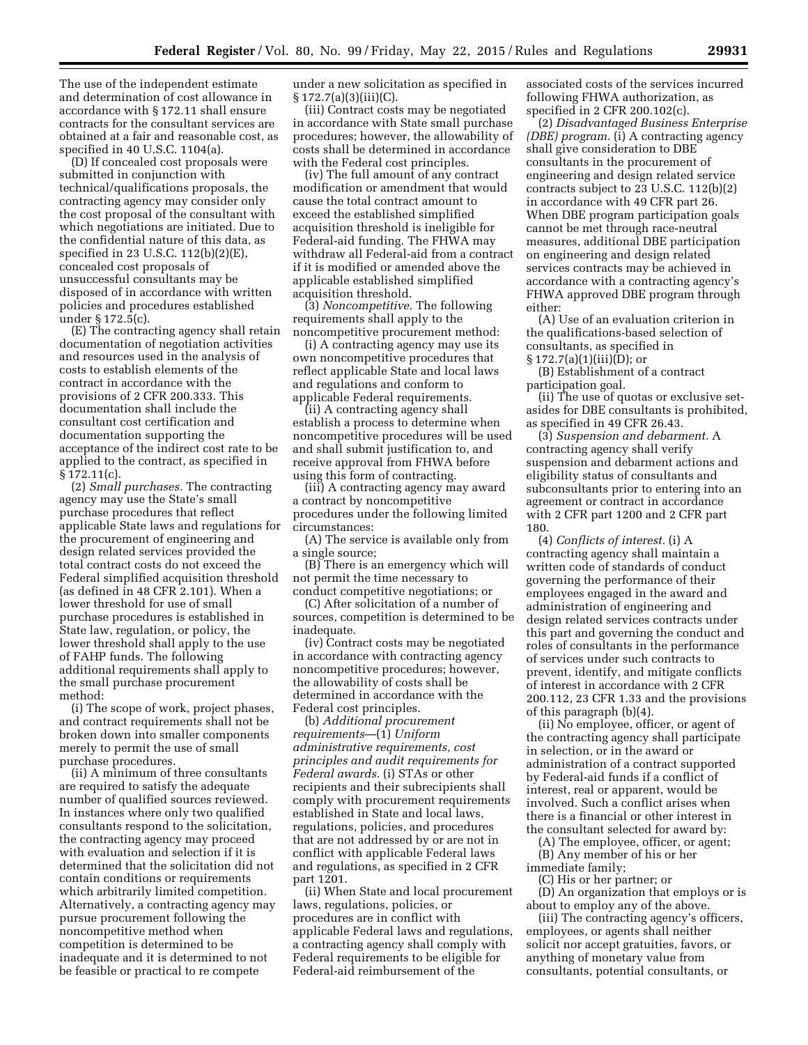The use of the independent estimate and determination of cost allowance in accordance with § 172.11 shall ensure contracts for the consultant services are obtained at a fair and reasonable cost, as specified in 40 U.S.C. 1104(a).

(D) If concealed cost proposals were submitted in conjunction with technical/qualifications proposals, the contracting agency may consider only the cost proposal of the consultant with which negotiations are initiated. Due to the confidential nature of this data, as specified in 23 U.S.C. 112(b)(2)(E), concealed cost proposals of unsuccessful consultants may be disposed of in accordance with written policies and procedures established under § 172.5(c).

(E) The contracting agency shall retain documentation of negotiation activities and resources used in the analysis of costs to establish elements of the contract in accordance with the provisions of 2 CFR 200.333. This documentation shall include the consultant cost certification and documentation supporting the acceptance of the indirect cost rate to be applied to the contract, as specified in § 172.11(c).

(2) *Small purchases.* The contracting agency may use the State's small purchase procedures that reflect applicable State laws and regulations for the procurement of engineering and design related services provided the total contract costs do not exceed the Federal simplified acquisition threshold (as defined in 48 CFR 2.101). When a lower threshold for use of small purchase procedures is established in State law, regulation, or policy, the lower threshold shall apply to the use of FAHP funds. The following additional requirements shall apply to the small purchase procurement method:

(i) The scope of work, project phases, and contract requirements shall not be broken down into smaller components merely to permit the use of small purchase procedures.

(ii) A minimum of three consultants are required to satisfy the adequate number of qualified sources reviewed. In instances where only two qualified consultants respond to the solicitation, the contracting agency may proceed with evaluation and selection if it is determined that the solicitation did not contain conditions or requirements which arbitrarily limited competition. Alternatively, a contracting agency may pursue procurement following the noncompetitive method when competition is determined to be inadequate and it is determined to not be feasible or practical to re compete under a new solicitation as specified in § 172.7(a)(3)(iii)(C).

(iii) Contract costs may be negotiated in accordance with State small purchase procedures; however, the allowability of costs shall be determined in accordance with the Federal cost principles.

(iv) The full amount of any contract modification or amendment that would cause the total contract amount to exceed the established simplified acquisition threshold is ineligible for Federal-aid funding. The FHWA may withdraw all Federal-aid from a contract if it is modified or amended above the applicable established simplified acquisition threshold.

(3) *Noncompetitive.* The following requirements shall apply to the noncompetitive procurement method:

(i) A contracting agency may use its own noncompetitive procedures that reflect applicable State and local laws and regulations and conform to applicable Federal requirements.

(ii) A contracting agency shall establish a process to determine when noncompetitive procedures will be used and shall submit justification to, and receive approval from FHWA before using this form of contracting.

(iii) A contracting agency may award a contract by noncompetitive procedures under the following limited circumstances:

(A) The service is available only from a single source;

(B) There is an emergency which will not permit the time necessary to conduct competitive negotiations; or

(C) After solicitation of a number of sources, competition is determined to be inadequate.

(iv) Contract costs may be negotiated in accordance with contracting agency noncompetitive procedures; however, the allowability of costs shall be determined in accordance with the Federal cost principles.

(b) *Additional procurement requirements*—(1) *Uniform administrative requirements, cost principles and audit requirements for Federal awards.* (i) STAs or other recipients and their subrecipients shall comply with procurement requirements established in State and local laws, regulations, policies, and procedures that are not addressed by or are not in conflict with applicable Federal laws and regulations, as specified in 2 CFR part 1201.

(ii) When State and local procurement laws, regulations, policies, or procedures are in conflict with applicable Federal laws and regulations, a contracting agency shall comply with Federal requirements to be eligible for Federal-aid reimbursement of the associated costs of the services incurred following FHWA authorization, as specified in 2 CFR 200.102(c).

(2) *Disadvantaged Business Enterprise (DBE) program.* (i) A contracting agency shall give consideration to DBE consultants in the procurement of engineering and design related service contracts subject to 23 U.S.C. 112(b)(2) in accordance with 49 CFR part 26. When DBE program participation goals cannot be met through race-neutral measures, additional DBE participation on engineering and design related services contracts may be achieved in accordance with a contracting agency's FHWA approved DBE program through either:

(A) Use of an evaluation criterion in the qualifications-based selection of consultants, as specified in § 172.7(a)(1)(iii)(D); or

(B) Establishment of a contract participation goal.

(ii) The use of quotas or exclusive set-asides for DBE consultants is prohibited, as specified in 49 CFR 26.43.

(3) *Suspension and debarment.* A contracting agency shall verify suspension and debarment actions and eligibility status of consultants and subconsultants prior to entering into an agreement or contract in accordance with 2 CFR part 1200 and 2 CFR part 180.

(4) *Conflicts of interest.* (i) A contracting agency shall maintain a written code of standards of conduct governing the performance of their employees engaged in the award and administration of engineering and design related services contracts under this part and governing the conduct and roles of consultants in the performance of services under such contracts to prevent, identify, and mitigate conflicts of interest in accordance with 2 CFR 200.112, 23 CFR 1.33 and the provisions of this paragraph (b)(4).

(ii) No employee, officer, or agent of the contracting agency shall participate in selection, or in the award or administration of a contract supported by Federal-aid funds if a conflict of interest, real or apparent, would be involved. Such a conflict arises when there is a financial or other interest in the consultant selected for award by:

(A) The employee, officer, or agent;

(B) Any member of his or her immediate family;

(C) His or her partner; or

(D) An organization that employs or is about to employ any of the above.

(iii) The contracting agency's officers, employees, or agents shall neither solicit nor accept gratuities, favors, or anything of monetary value from consultants, potential consultants, or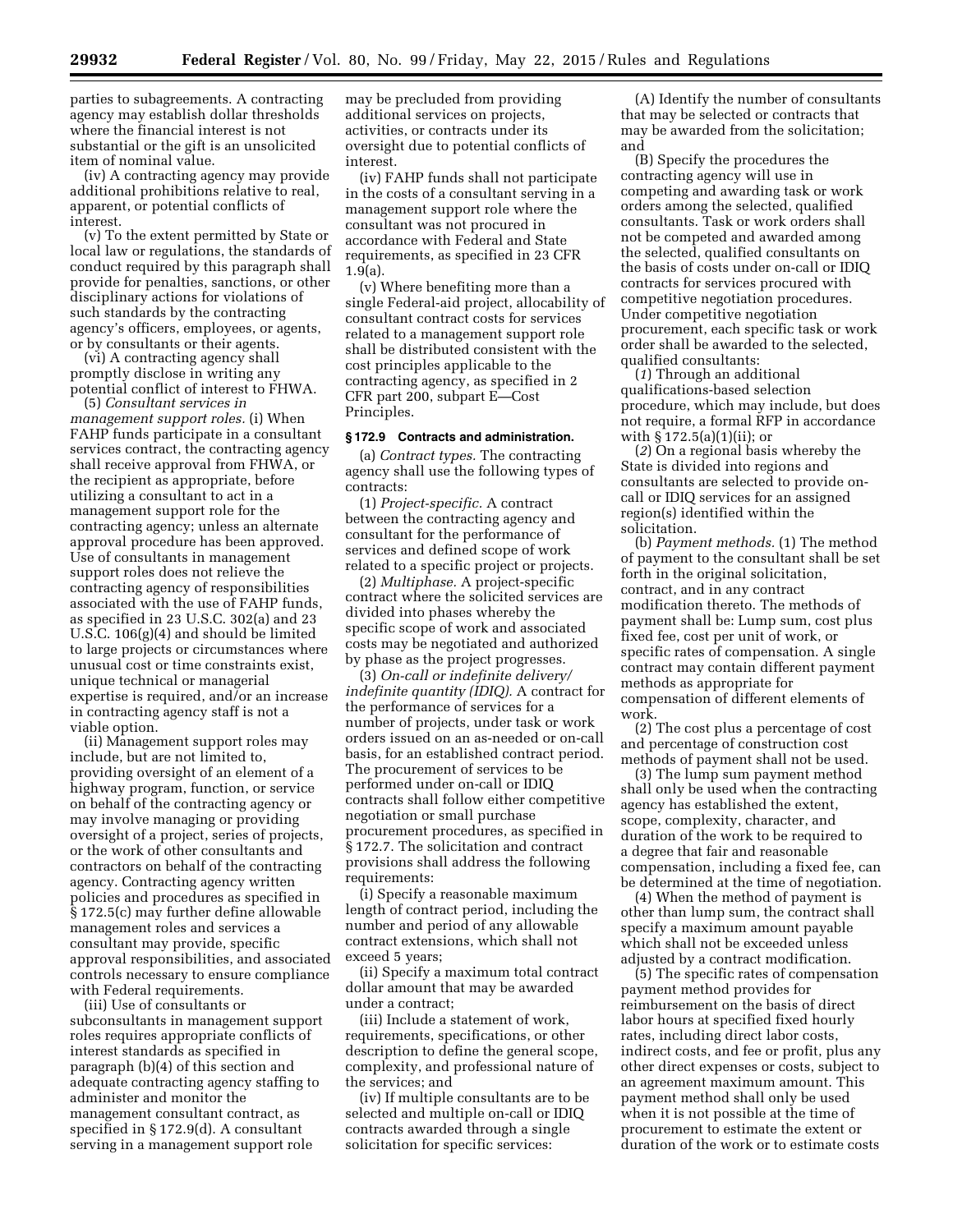parties to subagreements. A contracting agency may establish dollar thresholds where the financial interest is not substantial or the gift is an unsolicited item of nominal value.

(iv) A contracting agency may provide additional prohibitions relative to real, apparent, or potential conflicts of interest.

(v) To the extent permitted by State or local law or regulations, the standards of conduct required by this paragraph shall provide for penalties, sanctions, or other disciplinary actions for violations of such standards by the contracting agency's officers, employees, or agents, or by consultants or their agents.

(vi) A contracting agency shall promptly disclose in writing any potential conflict of interest to FHWA.

(5) *Consultant services in management support roles.* (i) When FAHP funds participate in a consultant services contract, the contracting agency shall receive approval from FHWA, or the recipient as appropriate, before utilizing a consultant to act in a management support role for the contracting agency; unless an alternate approval procedure has been approved. Use of consultants in management support roles does not relieve the contracting agency of responsibilities associated with the use of FAHP funds, as specified in 23 U.S.C. 302(a) and 23 U.S.C. 106(g)(4) and should be limited to large projects or circumstances where unusual cost or time constraints exist, unique technical or managerial expertise is required, and/or an increase in contracting agency staff is not a viable option.

(ii) Management support roles may include, but are not limited to, providing oversight of an element of a highway program, function, or service on behalf of the contracting agency or may involve managing or providing oversight of a project, series of projects, or the work of other consultants and contractors on behalf of the contracting agency. Contracting agency written policies and procedures as specified in § 172.5(c) may further define allowable management roles and services a consultant may provide, specific approval responsibilities, and associated controls necessary to ensure compliance with Federal requirements.

(iii) Use of consultants or subconsultants in management support roles requires appropriate conflicts of interest standards as specified in paragraph (b)(4) of this section and adequate contracting agency staffing to administer and monitor the management consultant contract, as specified in § 172.9(d). A consultant serving in a management support role may be precluded from providing additional services on projects, activities, or contracts under its oversight due to potential conflicts of interest.

(iv) FAHP funds shall not participate in the costs of a consultant serving in a management support role where the consultant was not procured in accordance with Federal and State requirements, as specified in 23 CFR 1.9(a).

(v) Where benefiting more than a single Federal-aid project, allocability of consultant contract costs for services related to a management support role shall be distributed consistent with the cost principles applicable to the contracting agency, as specified in 2 CFR part 200, subpart E—Cost Principles.

**§ 172.9 Contracts and administration.**

(a) *Contract types.* The contracting agency shall use the following types of contracts:

(1) *Project-specific.* A contract between the contracting agency and consultant for the performance of services and defined scope of work related to a specific project or projects.

(2) *Multiphase.* A project-specific contract where the solicited services are divided into phases whereby the specific scope of work and associated costs may be negotiated and authorized by phase as the project progresses.

(3) *On-call or indefinite delivery/indefinite quantity (IDIQ).* A contract for the performance of services for a number of projects, under task or work orders issued on an as-needed or on-call basis, for an established contract period. The procurement of services to be performed under on-call or IDIQ contracts shall follow either competitive negotiation or small purchase procurement procedures, as specified in § 172.7. The solicitation and contract provisions shall address the following requirements:

(i) Specify a reasonable maximum length of contract period, including the number and period of any allowable contract extensions, which shall not exceed 5 years;

(ii) Specify a maximum total contract dollar amount that may be awarded under a contract;

(iii) Include a statement of work, requirements, specifications, or other description to define the general scope, complexity, and professional nature of the services; and

(iv) If multiple consultants are to be selected and multiple on-call or IDIQ contracts awarded through a single solicitation for specific services:

(A) Identify the number of consultants that may be selected or contracts that may be awarded from the solicitation; and

(B) Specify the procedures the contracting agency will use in competing and awarding task or work orders among the selected, qualified consultants. Task or work orders shall not be competed and awarded among the selected, qualified consultants on the basis of costs under on-call or IDIQ contracts for services procured with competitive negotiation procedures. Under competitive negotiation procurement, each specific task or work order shall be awarded to the selected, qualified consultants:

(*1*) Through an additional qualifications-based selection procedure, which may include, but does not require, a formal RFP in accordance with § 172.5(a)(1)(ii); or

(*2*) On a regional basis whereby the State is divided into regions and consultants are selected to provide on-call or IDIQ services for an assigned region(s) identified within the solicitation.

(b) *Payment methods.* (1) The method of payment to the consultant shall be set forth in the original solicitation, contract, and in any contract modification thereto. The methods of payment shall be: Lump sum, cost plus fixed fee, cost per unit of work, or specific rates of compensation. A single contract may contain different payment methods as appropriate for compensation of different elements of work.

(2) The cost plus a percentage of cost and percentage of construction cost methods of payment shall not be used.

(3) The lump sum payment method shall only be used when the contracting agency has established the extent, scope, complexity, character, and duration of the work to be required to a degree that fair and reasonable compensation, including a fixed fee, can be determined at the time of negotiation.

(4) When the method of payment is other than lump sum, the contract shall specify a maximum amount payable which shall not be exceeded unless adjusted by a contract modification.

(5) The specific rates of compensation payment method provides for reimbursement on the basis of direct labor hours at specified fixed hourly rates, including direct labor costs, indirect costs, and fee or profit, plus any other direct expenses or costs, subject to an agreement maximum amount. This payment method shall only be used when it is not possible at the time of procurement to estimate the extent or duration of the work or to estimate costs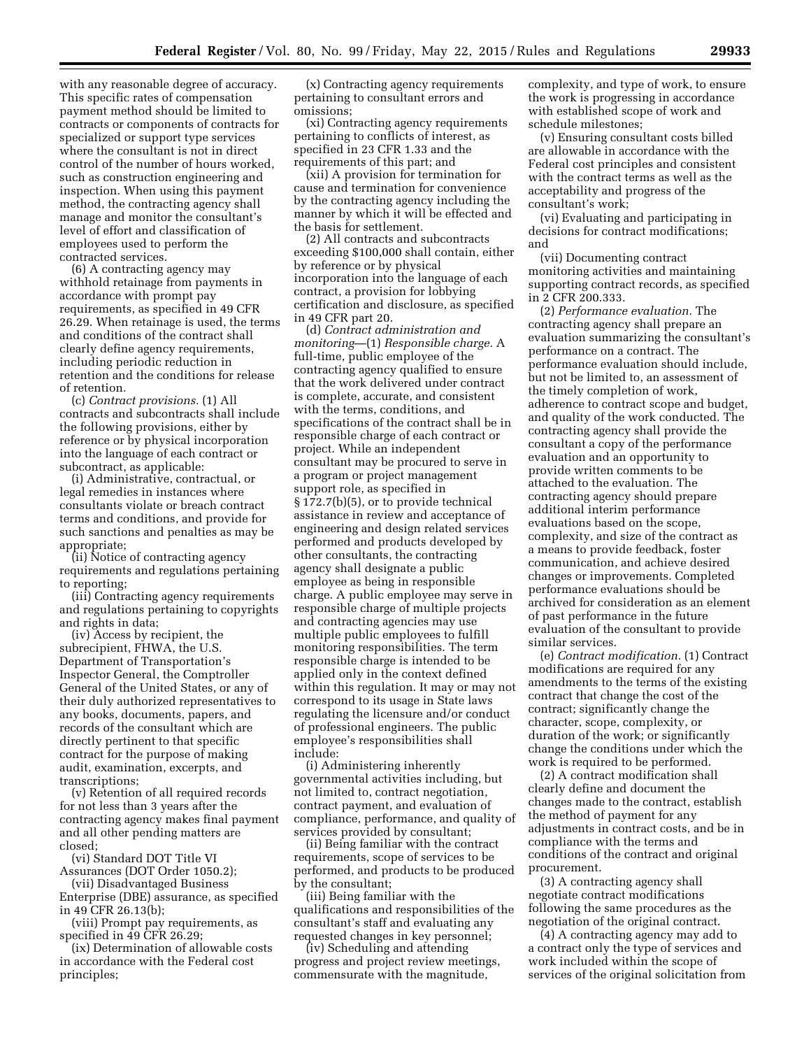with any reasonable degree of accuracy. This specific rates of compensation payment method should be limited to contracts or components of contracts for specialized or support type services where the consultant is not in direct control of the number of hours worked, such as construction engineering and inspection. When using this payment method, the contracting agency shall manage and monitor the consultant's level of effort and classification of employees used to perform the contracted services.

(6) A contracting agency may withhold retainage from payments in accordance with prompt pay requirements, as specified in 49 CFR 26.29. When retainage is used, the terms and conditions of the contract shall clearly define agency requirements, including periodic reduction in retention and the conditions for release of retention.

(c) *Contract provisions.* (1) All contracts and subcontracts shall include the following provisions, either by reference or by physical incorporation into the language of each contract or subcontract, as applicable:

(i) Administrative, contractual, or legal remedies in instances where consultants violate or breach contract terms and conditions, and provide for such sanctions and penalties as may be appropriate;

(ii) Notice of contracting agency requirements and regulations pertaining to reporting;

(iii) Contracting agency requirements and regulations pertaining to copyrights and rights in data;

(iv) Access by recipient, the subrecipient, FHWA, the U.S. Department of Transportation's Inspector General, the Comptroller General of the United States, or any of their duly authorized representatives to any books, documents, papers, and records of the consultant which are directly pertinent to that specific contract for the purpose of making audit, examination, excerpts, and transcriptions;

(v) Retention of all required records for not less than 3 years after the contracting agency makes final payment and all other pending matters are closed;

(vi) Standard DOT Title VI Assurances (DOT Order 1050.2);

(vii) Disadvantaged Business Enterprise (DBE) assurance, as specified in 49 CFR 26.13(b);

(viii) Prompt pay requirements, as specified in 49 CFR 26.29;

(ix) Determination of allowable costs in accordance with the Federal cost principles;

(x) Contracting agency requirements pertaining to consultant errors and omissions;

(xi) Contracting agency requirements pertaining to conflicts of interest, as specified in 23 CFR 1.33 and the requirements of this part; and

(xii) A provision for termination for cause and termination for convenience by the contracting agency including the manner by which it will be effected and the basis for settlement.

(2) All contracts and subcontracts exceeding $100,000 shall contain, either by reference or by physical incorporation into the language of each contract, a provision for lobbying certification and disclosure, as specified in 49 CFR part 20.

(d) *Contract administration and monitoring*—(1) *Responsible charge.* A full-time, public employee of the contracting agency qualified to ensure that the work delivered under contract is complete, accurate, and consistent with the terms, conditions, and specifications of the contract shall be in responsible charge of each contract or project. While an independent consultant may be procured to serve in a program or project management support role, as specified in § 172.7(b)(5), or to provide technical assistance in review and acceptance of engineering and design related services performed and products developed by other consultants, the contracting agency shall designate a public employee as being in responsible charge. A public employee may serve in responsible charge of multiple projects and contracting agencies may use multiple public employees to fulfill monitoring responsibilities. The term responsible charge is intended to be applied only in the context defined within this regulation. It may or may not correspond to its usage in State laws regulating the licensure and/or conduct of professional engineers. The public employee's responsibilities shall include:

(i) Administering inherently governmental activities including, but not limited to, contract negotiation, contract payment, and evaluation of compliance, performance, and quality of services provided by consultant;

(ii) Being familiar with the contract requirements, scope of services to be performed, and products to be produced by the consultant;

(iii) Being familiar with the qualifications and responsibilities of the consultant's staff and evaluating any requested changes in key personnel;

(iv) Scheduling and attending progress and project review meetings, commensurate with the magnitude, complexity, and type of work, to ensure the work is progressing in accordance with established scope of work and schedule milestones;

(v) Ensuring consultant costs billed are allowable in accordance with the Federal cost principles and consistent with the contract terms as well as the acceptability and progress of the consultant's work;

(vi) Evaluating and participating in decisions for contract modifications; and

(vii) Documenting contract monitoring activities and maintaining supporting contract records, as specified in 2 CFR 200.333.

(2) *Performance evaluation.* The contracting agency shall prepare an evaluation summarizing the consultant's performance on a contract. The performance evaluation should include, but not be limited to, an assessment of the timely completion of work, adherence to contract scope and budget, and quality of the work conducted. The contracting agency shall provide the consultant a copy of the performance evaluation and an opportunity to provide written comments to be attached to the evaluation. The contracting agency should prepare additional interim performance evaluations based on the scope, complexity, and size of the contract as a means to provide feedback, foster communication, and achieve desired changes or improvements. Completed performance evaluations should be archived for consideration as an element of past performance in the future evaluation of the consultant to provide similar services.

(e) *Contract modification.* (1) Contract modifications are required for any amendments to the terms of the existing contract that change the cost of the contract; significantly change the character, scope, complexity, or duration of the work; or significantly change the conditions under which the work is required to be performed.

(2) A contract modification shall clearly define and document the changes made to the contract, establish the method of payment for any adjustments in contract costs, and be in compliance with the terms and conditions of the contract and original procurement.

(3) A contracting agency shall negotiate contract modifications following the same procedures as the negotiation of the original contract.

(4) A contracting agency may add to a contract only the type of services and work included within the scope of services of the original solicitation from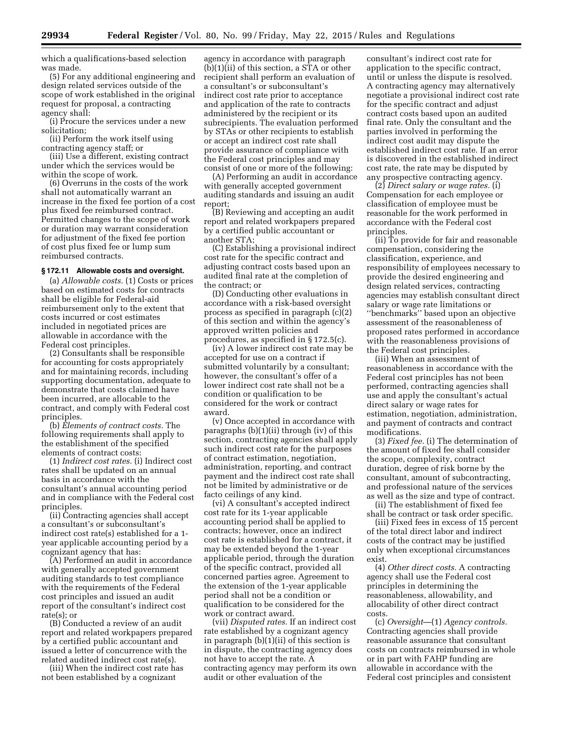which a qualifications-based selection was made.

(5) For any additional engineering and design related services outside of the scope of work established in the original request for proposal, a contracting agency shall:

(i) Procure the services under a new solicitation;

(ii) Perform the work itself using contracting agency staff; or

(iii) Use a different, existing contract under which the services would be within the scope of work.

(6) Overruns in the costs of the work shall not automatically warrant an increase in the fixed fee portion of a cost plus fixed fee reimbursed contract. Permitted changes to the scope of work or duration may warrant consideration for adjustment of the fixed fee portion of cost plus fixed fee or lump sum reimbursed contracts.

### § 172.11 Allowable costs and oversight.

(a) *Allowable costs.* (1) Costs or prices based on estimated costs for contracts shall be eligible for Federal-aid reimbursement only to the extent that costs incurred or cost estimates included in negotiated prices are allowable in accordance with the Federal cost principles.

(2) Consultants shall be responsible for accounting for costs appropriately and for maintaining records, including supporting documentation, adequate to demonstrate that costs claimed have been incurred, are allocable to the contract, and comply with Federal cost principles.

(b) *Elements of contract costs.* The following requirements shall apply to the establishment of the specified elements of contract costs:

(1) *Indirect cost rates.* (i) Indirect cost rates shall be updated on an annual basis in accordance with the consultant's annual accounting period and in compliance with the Federal cost principles.

(ii) Contracting agencies shall accept a consultant's or subconsultant's indirect cost rate(s) established for a 1-year applicable accounting period by a cognizant agency that has:

(A) Performed an audit in accordance with generally accepted government auditing standards to test compliance with the requirements of the Federal cost principles and issued an audit report of the consultant's indirect cost rate(s); or

(B) Conducted a review of an audit report and related workpapers prepared by a certified public accountant and issued a letter of concurrence with the related audited indirect cost rate(s).

(iii) When the indirect cost rate has not been established by a cognizant agency in accordance with paragraph (b)(1)(ii) of this section, a STA or other recipient shall perform an evaluation of a consultant's or subconsultant's indirect cost rate prior to acceptance and application of the rate to contracts administered by the recipient or its subrecipients. The evaluation performed by STAs or other recipients to establish or accept an indirect cost rate shall provide assurance of compliance with the Federal cost principles and may consist of one or more of the following:

(A) Performing an audit in accordance with generally accepted government auditing standards and issuing an audit report;

(B) Reviewing and accepting an audit report and related workpapers prepared by a certified public accountant or another STA;

(C) Establishing a provisional indirect cost rate for the specific contract and adjusting contract costs based upon an audited final rate at the completion of the contract; or

(D) Conducting other evaluations in accordance with a risk-based oversight process as specified in paragraph (c)(2) of this section and within the agency's approved written policies and procedures, as specified in § 172.5(c).

(iv) A lower indirect cost rate may be accepted for use on a contract if submitted voluntarily by a consultant; however, the consultant's offer of a lower indirect cost rate shall not be a condition or qualification to be considered for the work or contract award.

(v) Once accepted in accordance with paragraphs (b)(1)(ii) through (iv) of this section, contracting agencies shall apply such indirect cost rate for the purposes of contract estimation, negotiation, administration, reporting, and contract payment and the indirect cost rate shall not be limited by administrative or de facto ceilings of any kind.

(vi) A consultant's accepted indirect cost rate for its 1-year applicable accounting period shall be applied to contracts; however, once an indirect cost rate is established for a contract, it may be extended beyond the 1-year applicable period, through the duration of the specific contract, provided all concerned parties agree. Agreement to the extension of the 1-year applicable period shall not be a condition or qualification to be considered for the work or contract award.

(vii) *Disputed rates.* If an indirect cost rate established by a cognizant agency in paragraph (b)(1)(ii) of this section is in dispute, the contracting agency does not have to accept the rate. A contracting agency may perform its own audit or other evaluation of the consultant's indirect cost rate for application to the specific contract, until or unless the dispute is resolved. A contracting agency may alternatively negotiate a provisional indirect cost rate for the specific contract and adjust contract costs based upon an audited final rate. Only the consultant and the parties involved in performing the indirect cost audit may dispute the established indirect cost rate. If an error is discovered in the established indirect cost rate, the rate may be disputed by any prospective contracting agency.

(2) *Direct salary or wage rates.* (i) Compensation for each employee or classification of employee must be reasonable for the work performed in accordance with the Federal cost principles.

(ii) To provide for fair and reasonable compensation, considering the classification, experience, and responsibility of employees necessary to provide the desired engineering and design related services, contracting agencies may establish consultant direct salary or wage rate limitations or "benchmarks" based upon an objective assessment of the reasonableness of proposed rates performed in accordance with the reasonableness provisions of the Federal cost principles.

(iii) When an assessment of reasonableness in accordance with the Federal cost principles has not been performed, contracting agencies shall use and apply the consultant's actual direct salary or wage rates for estimation, negotiation, administration, and payment of contracts and contract modifications.

(3) *Fixed fee.* (i) The determination of the amount of fixed fee shall consider the scope, complexity, contract duration, degree of risk borne by the consultant, amount of subcontracting, and professional nature of the services as well as the size and type of contract.

(ii) The establishment of fixed fee shall be contract or task order specific.

(iii) Fixed fees in excess of 15 percent of the total direct labor and indirect costs of the contract may be justified only when exceptional circumstances exist.

(4) *Other direct costs.* A contracting agency shall use the Federal cost principles in determining the reasonableness, allowability, and allocability of other direct contract costs.

(c) *Oversight*—(1) *Agency controls.* Contracting agencies shall provide reasonable assurance that consultant costs on contracts reimbursed in whole or in part with FAHP funding are allowable in accordance with the Federal cost principles and consistent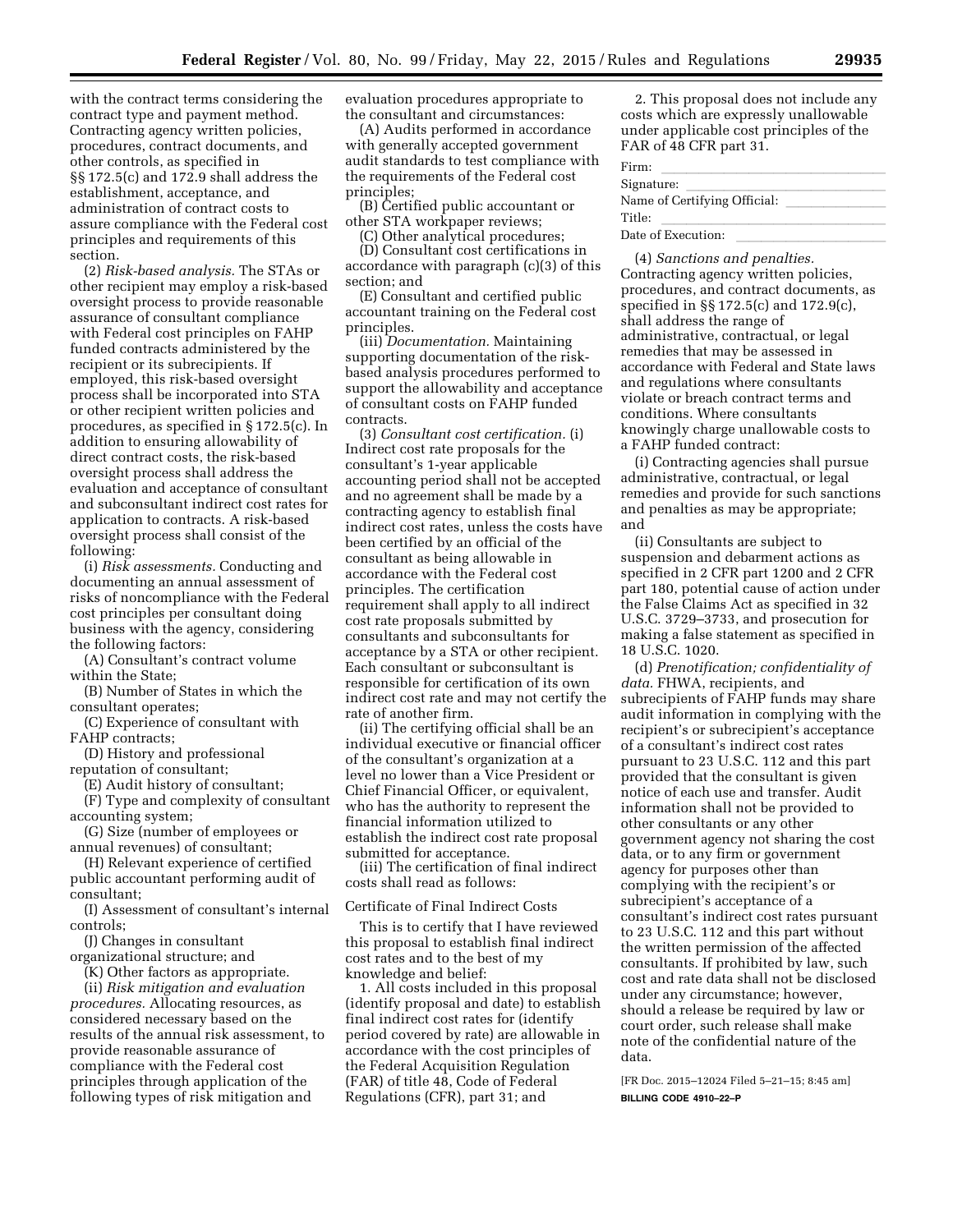with the contract terms considering the contract type and payment method. Contracting agency written policies, procedures, contract documents, and other controls, as specified in §§ 172.5(c) and 172.9 shall address the establishment, acceptance, and administration of contract costs to assure compliance with the Federal cost principles and requirements of this section.

(2) *Risk-based analysis.* The STAs or other recipient may employ a risk-based oversight process to provide reasonable assurance of consultant compliance with Federal cost principles on FAHP funded contracts administered by the recipient or its subrecipients. If employed, this risk-based oversight process shall be incorporated into STA or other recipient written policies and procedures, as specified in § 172.5(c). In addition to ensuring allowability of direct contract costs, the risk-based oversight process shall address the evaluation and acceptance of consultant and subconsultant indirect cost rates for application to contracts. A risk-based oversight process shall consist of the following:

(i) *Risk assessments.* Conducting and documenting an annual assessment of risks of noncompliance with the Federal cost principles per consultant doing business with the agency, considering the following factors:

(A) Consultant's contract volume within the State;

(B) Number of States in which the consultant operates;

(C) Experience of consultant with FAHP contracts;

(D) History and professional reputation of consultant;

(E) Audit history of consultant;

(F) Type and complexity of consultant accounting system;

(G) Size (number of employees or annual revenues) of consultant;

(H) Relevant experience of certified public accountant performing audit of consultant;

(I) Assessment of consultant's internal controls;

(J) Changes in consultant organizational structure; and

(K) Other factors as appropriate.

(ii) *Risk mitigation and evaluation procedures.* Allocating resources, as considered necessary based on the results of the annual risk assessment, to provide reasonable assurance of compliance with the Federal cost principles through application of the following types of risk mitigation and evaluation procedures appropriate to the consultant and circumstances:

(A) Audits performed in accordance with generally accepted government audit standards to test compliance with the requirements of the Federal cost principles;

(B) Certified public accountant or other STA workpaper reviews;

(C) Other analytical procedures;

(D) Consultant cost certifications in accordance with paragraph (c)(3) of this section; and

(E) Consultant and certified public accountant training on the Federal cost principles.

(iii) *Documentation.* Maintaining supporting documentation of the risk-based analysis procedures performed to support the allowability and acceptance of consultant costs on FAHP funded contracts.

(3) *Consultant cost certification.* (i) Indirect cost rate proposals for the consultant's 1-year applicable accounting period shall not be accepted and no agreement shall be made by a contracting agency to establish final indirect cost rates, unless the costs have been certified by an official of the consultant as being allowable in accordance with the Federal cost principles. The certification requirement shall apply to all indirect cost rate proposals submitted by consultants and subconsultants for acceptance by a STA or other recipient. Each consultant or subconsultant is responsible for certification of its own indirect cost rate and may not certify the rate of another firm.

(ii) The certifying official shall be an individual executive or financial officer of the consultant's organization at a level no lower than a Vice President or Chief Financial Officer, or equivalent, who has the authority to represent the financial information utilized to establish the indirect cost rate proposal submitted for acceptance.

(iii) The certification of final indirect costs shall read as follows:

Certificate of Final Indirect Costs

This is to certify that I have reviewed this proposal to establish final indirect cost rates and to the best of my knowledge and belief:

1. All costs included in this proposal (identify proposal and date) to establish final indirect cost rates for (identify period covered by rate) are allowable in accordance with the cost principles of the Federal Acquisition Regulation (FAR) of title 48, Code of Federal Regulations (CFR), part 31; and

2. This proposal does not include any costs which are expressly unallowable under applicable cost principles of the FAR of 48 CFR part 31.

Firm: \_\_\_\_\_\_\_\_\_\_\_\_\_\_\_\_

Signature: \_\_\_\_\_\_\_\_\_\_\_\_\_\_\_\_

Name of Certifying Official: \_\_\_\_\_\_\_\_\_\_\_\_\_\_\_\_

Title: \_\_\_\_\_\_\_\_\_\_\_\_\_\_\_\_

Date of Execution: \_\_\_\_\_\_\_\_\_\_\_\_\_\_\_\_

(4) *Sanctions and penalties.* Contracting agency written policies, procedures, and contract documents, as specified in §§ 172.5(c) and 172.9(c), shall address the range of administrative, contractual, or legal remedies that may be assessed in accordance with Federal and State laws and regulations where consultants violate or breach contract terms and conditions. Where consultants knowingly charge unallowable costs to a FAHP funded contract:

(i) Contracting agencies shall pursue administrative, contractual, or legal remedies and provide for such sanctions and penalties as may be appropriate; and

(ii) Consultants are subject to suspension and debarment actions as specified in 2 CFR part 1200 and 2 CFR part 180, potential cause of action under the False Claims Act as specified in 32 U.S.C. 3729–3733, and prosecution for making a false statement as specified in 18 U.S.C. 1020.

(d) *Prenotification; confidentiality of data.* FHWA, recipients, and subrecipients of FAHP funds may share audit information in complying with the recipient's or subrecipient's acceptance of a consultant's indirect cost rates pursuant to 23 U.S.C. 112 and this part provided that the consultant is given notice of each use and transfer. Audit information shall not be provided to other consultants or any other government agency not sharing the cost data, or to any firm or government agency for purposes other than complying with the recipient's or subrecipient's acceptance of a consultant's indirect cost rates pursuant to 23 U.S.C. 112 and this part without the written permission of the affected consultants. If prohibited by law, such cost and rate data shall not be disclosed under any circumstance; however, should a release be required by law or court order, such release shall make note of the confidential nature of the data.

[FR Doc. 2015–12024 Filed 5–21–15; 8:45 am]

**BILLING CODE 4910–22–P**